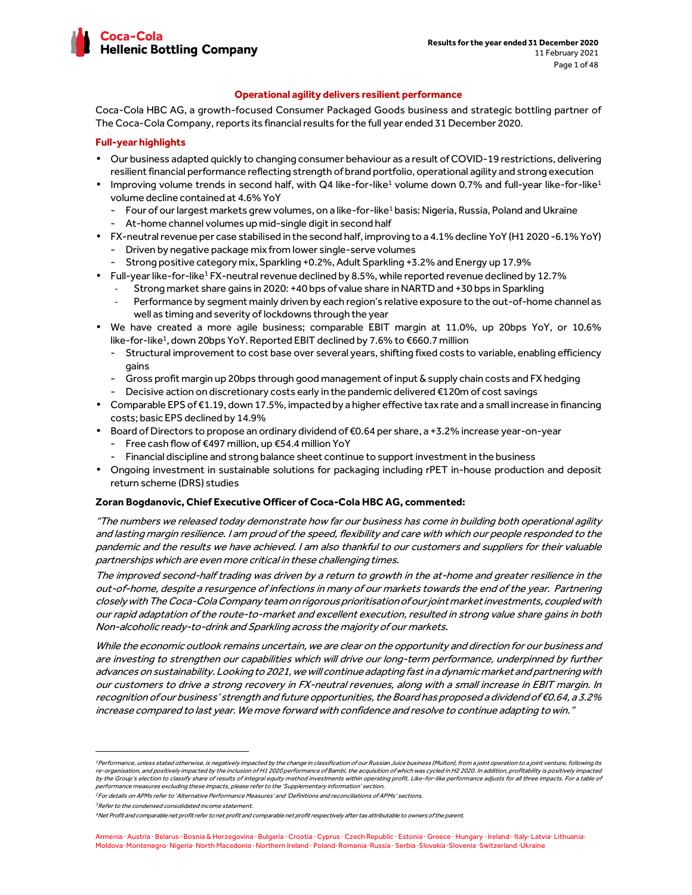# Operational agility delivers resilient performance

Coca-Cola HBC AG, a growth-focused Consumer Packaged Goods business and strategic bottling partner of The Coca-Cola Company, reports its financial results for the full year ended 31 December 2020.

## Full-year highlights

- Our business adapted quickly to changing consumer behaviour as a result of COVID-19 restrictions, delivering resilient financial performance reflecting strength of brand portfolio, operational agility and strong execution
- Improving volume trends in second half, with Q4 like-for-like[1] volume down 0.7% and full-year like-for-like[1] volume decline contained at 4.6% YoY
  - Four of our largest markets grew volumes, on a like-for-like[1] basis: Nigeria, Russia, Poland and Ukraine
  - At-home channel volumes up mid-single digit in second half
- FX-neutral revenue per case stabilised in the second half, improving to a 4.1% decline YoY (H1 2020 -6.1% YoY)
  - Driven by negative package mix from lower single-serve volumes
  - Strong positive category mix, Sparkling +0.2%, Adult Sparkling +3.2% and Energy up 17.9%
- Full-year like-for-like[1] FX-neutral revenue declined by 8.5%, while reported revenue declined by 12.7%
  - Strong market share gains in 2020: +40 bps of value share in NARTD and +30 bps in Sparkling
  - Performance by segment mainly driven by each region's relative exposure to the out-of-home channel as well as timing and severity of lockdowns through the year
- We have created a more agile business; comparable EBIT margin at 11.0%, up 20bps YoY, or 10.6% like-for-like[1], down 20bps YoY. Reported EBIT declined by 7.6% to €660.7 million
  - Structural improvement to cost base over several years, shifting fixed costs to variable, enabling efficiency gains
  - Gross profit margin up 20bps through good management of input & supply chain costs and FX hedging
  - Decisive action on discretionary costs early in the pandemic delivered €120m of cost savings
- Comparable EPS of €1.19, down 17.5%, impacted by a higher effective tax rate and a small increase in financing costs; basic EPS declined by 14.9%
- Board of Directors to propose an ordinary dividend of €0.64 per share, a +3.2% increase year-on-year
  - Free cash flow of €497 million, up €54.4 million YoY
  - Financial discipline and strong balance sheet continue to support investment in the business
- Ongoing investment in sustainable solutions for packaging including rPET in-house production and deposit return scheme (DRS) studies

**Zoran Bogdanovic, Chief Executive Officer of Coca-Cola HBC AG, commented:**

*"The numbers we released today demonstrate how far our business has come in building both operational agility and lasting margin resilience. I am proud of the speed, flexibility and care with which our people responded to the pandemic and the results we have achieved. I am also thankful to our customers and suppliers for their valuable partnerships which are even more critical in these challenging times.*

*The improved second-half trading was driven by a return to growth in the at-home and greater resilience in the out-of-home, despite a resurgence of infections in many of our markets towards the end of the year. Partnering closely with The Coca-Cola Company team on rigorous prioritisation of our joint market investments, coupled with our rapid adaptation of the route-to-market and excellent execution, resulted in strong value share gains in both Non-alcoholic ready-to-drink and Sparkling across the majority of our markets.*

*While the economic outlook remains uncertain, we are clear on the opportunity and direction for our business and are investing to strengthen our capabilities which will drive our long-term performance, underpinned by further advances on sustainability. Looking to 2021, we will continue adapting fast in a dynamic market and partnering with our customers to drive a strong recovery in FX-neutral revenues, along with a small increase in EBIT margin. In recognition of our business' strength and future opportunities, the Board has proposed a dividend of €0.64, a 3.2% increase compared to last year. We move forward with confidence and resolve to continue adapting to win."*

---

[1] *Performance, unless stated otherwise, is negatively impacted by the change in classification of our Russian Juice business (Multon), from a joint operation to a joint venture, following its re-organisation, and positively impacted by the inclusion of H1 2020 performance of Bambi, the acquisition of which was cycled in H2 2020. In addition, profitability is positively impacted by the Group's election to classify share of results of integral equity method investments within operating profit. Like-for-like performance adjusts for all three impacts. For a table of performance measures excluding these impacts, please refer to the 'Supplementary information' section.*

[2] *For details on APMs refer to 'Alternative Performance Measures' and 'Definitions and reconciliations of APMs' sections.*

[3] *Refer to the condensed consolidated income statement.*

[4] *Net Profit and comparable net profit refer to net profit and comparable net profit respectively after tax attributable to owners of the parent.*

Armenia · Austria · Belarus · Bosnia & Herzegovina · Bulgaria · Croatia · Cyprus · Czech Republic · Estonia · Greece · Hungary · Ireland · Italy· Latvia· Lithuania· Moldova· Montenegro· Nigeria· North Macedonia · Northern Ireland · Poland· Romania ·Russia · Serbia ·Slovakia ·Slovenia ·Switzerland ·Ukraine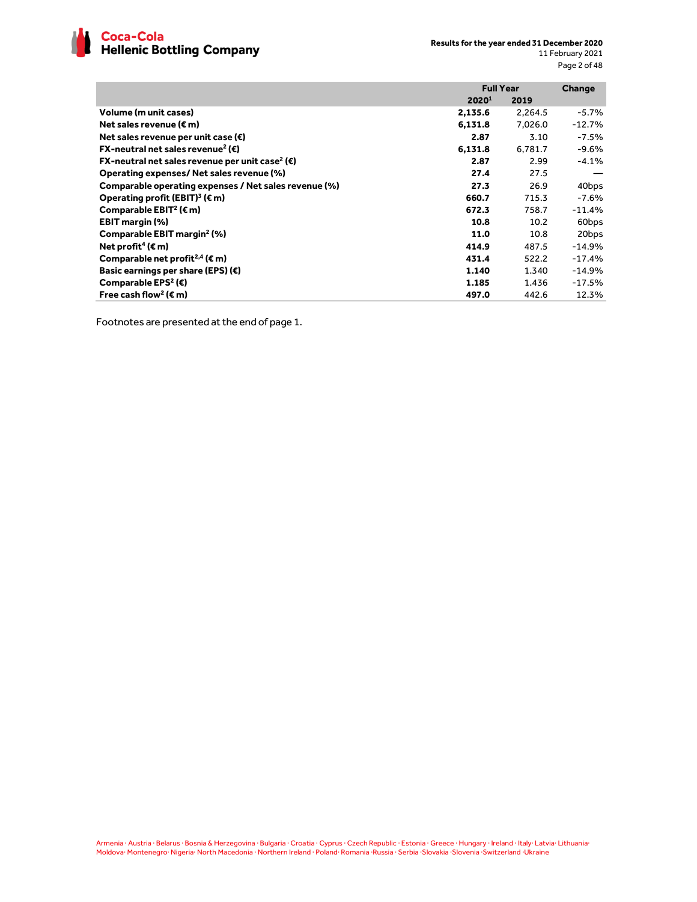| | Full Year | | Change |
|---|---|---|---|
| | **2020[1]** | **2019** | |
| **Volume (m unit cases)** | **2,135.6** | 2,264.5 | -5.7% |
| **Net sales revenue (€ m)** | **6,131.8** | 7,026.0 | -12.7% |
| **Net sales revenue per unit case (€)** | **2.87** | 3.10 | -7.5% |
| **FX-neutral net sales revenue[2] (€)** | **6,131.8** | 6,781.7 | -9.6% |
| **FX-neutral net sales revenue per unit case[2] (€)** | **2.87** | 2.99 | -4.1% |
| **Operating expenses/ Net sales revenue (%)** | **27.4** | 27.5 | — |
| **Comparable operating expenses / Net sales revenue (%)** | **27.3** | 26.9 | 40bps |
| **Operating profit (EBIT)[3] (€ m)** | **660.7** | 715.3 | -7.6% |
| **Comparable EBIT[2] (€ m)** | **672.3** | 758.7 | -11.4% |
| **EBIT margin (%)** | **10.8** | 10.2 | 60bps |
| **Comparable EBIT margin[2] (%)** | **11.0** | 10.8 | 20bps |
| **Net profit[4] (€ m)** | **414.9** | 487.5 | -14.9% |
| **Comparable net profit[2,4] (€ m)** | **431.4** | 522.2 | -17.4% |
| **Basic earnings per share (EPS) (€)** | **1.140** | 1.340 | -14.9% |
| **Comparable EPS[2] (€)** | **1.185** | 1.436 | -17.5% |
| **Free cash flow[2] (€ m)** | **497.0** | 442.6 | 12.3% |

Footnotes are presented at the end of page 1.

Armenia · Austria · Belarus · Bosnia & Herzegovina · Bulgaria · Croatia · Cyprus · Czech Republic · Estonia · Greece · Hungary · Ireland · Italy· Latvia· Lithuania· Moldova· Montenegro· Nigeria· North Macedonia · Northern Ireland · Poland· Romania ·Russia · Serbia ·Slovakia ·Slovenia ·Switzerland ·Ukraine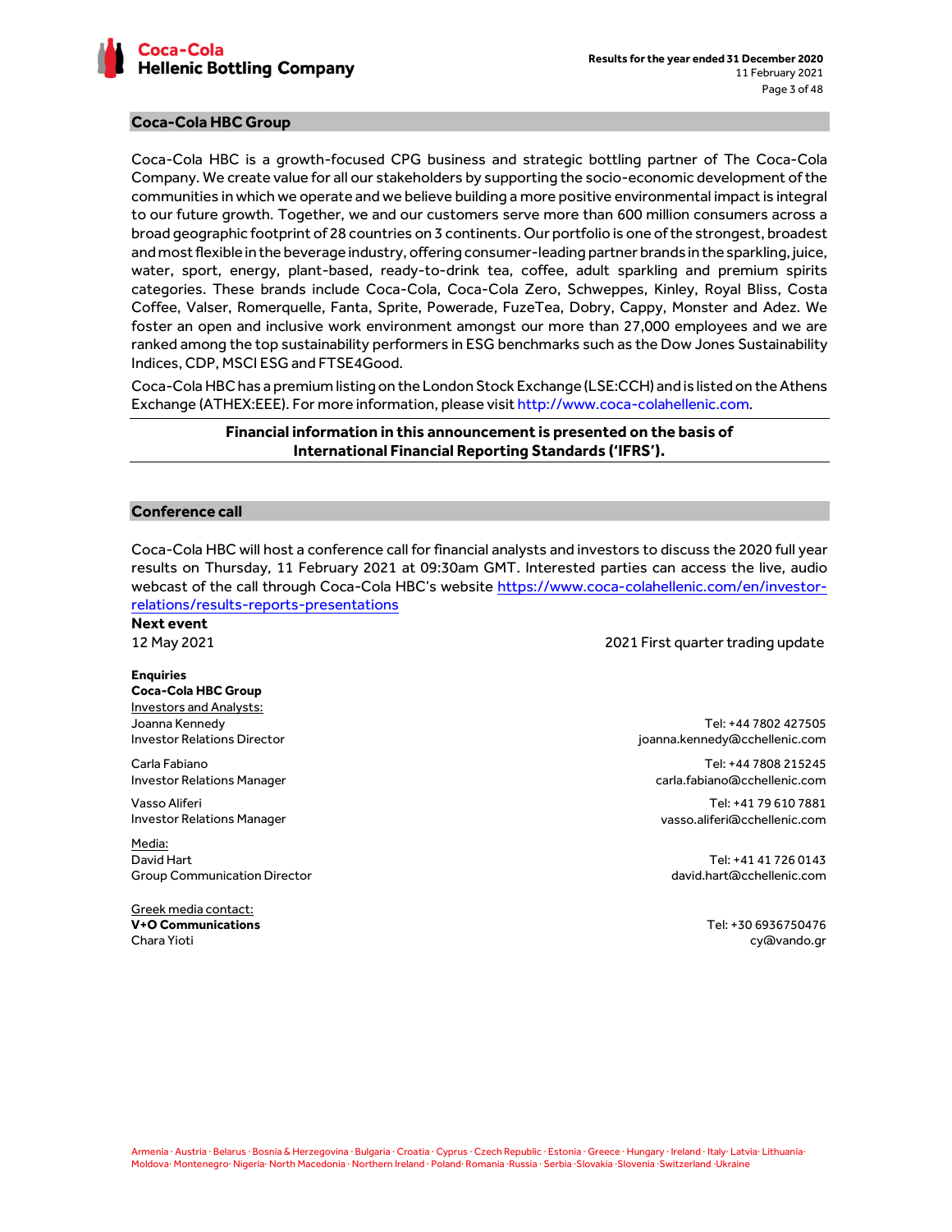## Coca-Cola HBC Group

Coca-Cola HBC is a growth-focused CPG business and strategic bottling partner of The Coca-Cola Company. We create value for all our stakeholders by supporting the socio-economic development of the communities in which we operate and we believe building a more positive environmental impact is integral to our future growth. Together, we and our customers serve more than 600 million consumers across a broad geographic footprint of 28 countries on 3 continents. Our portfolio is one of the strongest, broadest and most flexible in the beverage industry, offering consumer-leading partner brands in the sparkling, juice, water, sport, energy, plant-based, ready-to-drink tea, coffee, adult sparkling and premium spirits categories. These brands include Coca-Cola, Coca-Cola Zero, Schweppes, Kinley, Royal Bliss, Costa Coffee, Valser, Romerquelle, Fanta, Sprite, Powerade, FuzeTea, Dobry, Cappy, Monster and Adez. We foster an open and inclusive work environment amongst our more than 27,000 employees and we are ranked among the top sustainability performers in ESG benchmarks such as the Dow Jones Sustainability Indices, CDP, MSCI ESG and FTSE4Good.

Coca-Cola HBC has a premium listing on the London Stock Exchange (LSE:CCH) and is listed on the Athens Exchange (ATHEX:EEE). For more information, please visit http://www.coca-colahellenic.com.

---

**Financial information in this announcement is presented on the basis of International Financial Reporting Standards ('IFRS').**

---

## Conference call

Coca-Cola HBC will host a conference call for financial analysts and investors to discuss the 2020 full year results on Thursday, 11 February 2021 at 09:30am GMT. Interested parties can access the live, audio webcast of the call through Coca-Cola HBC's website https://www.coca-colahellenic.com/en/investor-relations/results-reports-presentations

**Next event**

12 May 2021 — 2021 First quarter trading update

**Enquiries**

**Coca-Cola HBC Group**

Investors and Analysts:

| | |
|---|---|
| Joanna Kennedy<br>Investor Relations Director | Tel: +44 7802 427505<br>joanna.kennedy@cchellenic.com |
| Carla Fabiano<br>Investor Relations Manager | Tel: +44 7808 215245<br>carla.fabiano@cchellenic.com |
| Vasso Aliferi<br>Investor Relations Manager | Tel: +41 79 610 7881<br>vasso.aliferi@cchellenic.com |

Media:

| | |
|---|---|
| David Hart<br>Group Communication Director | Tel: +41 41 726 0143<br>david.hart@cchellenic.com |

Greek media contact:

| | |
|---|---|
| **V+O Communications**<br>Chara Yioti | Tel: +30 6936750476<br>cy@vando.gr |

Armenia · Austria · Belarus · Bosnia & Herzegovina · Bulgaria · Croatia · Cyprus · Czech Republic · Estonia · Greece · Hungary · Ireland · Italy· Latvia· Lithuania· Moldova· Montenegro· Nigeria· North Macedonia · Northern Ireland · Poland· Romania ·Russia · Serbia ·Slovakia ·Slovenia ·Switzerland ·Ukraine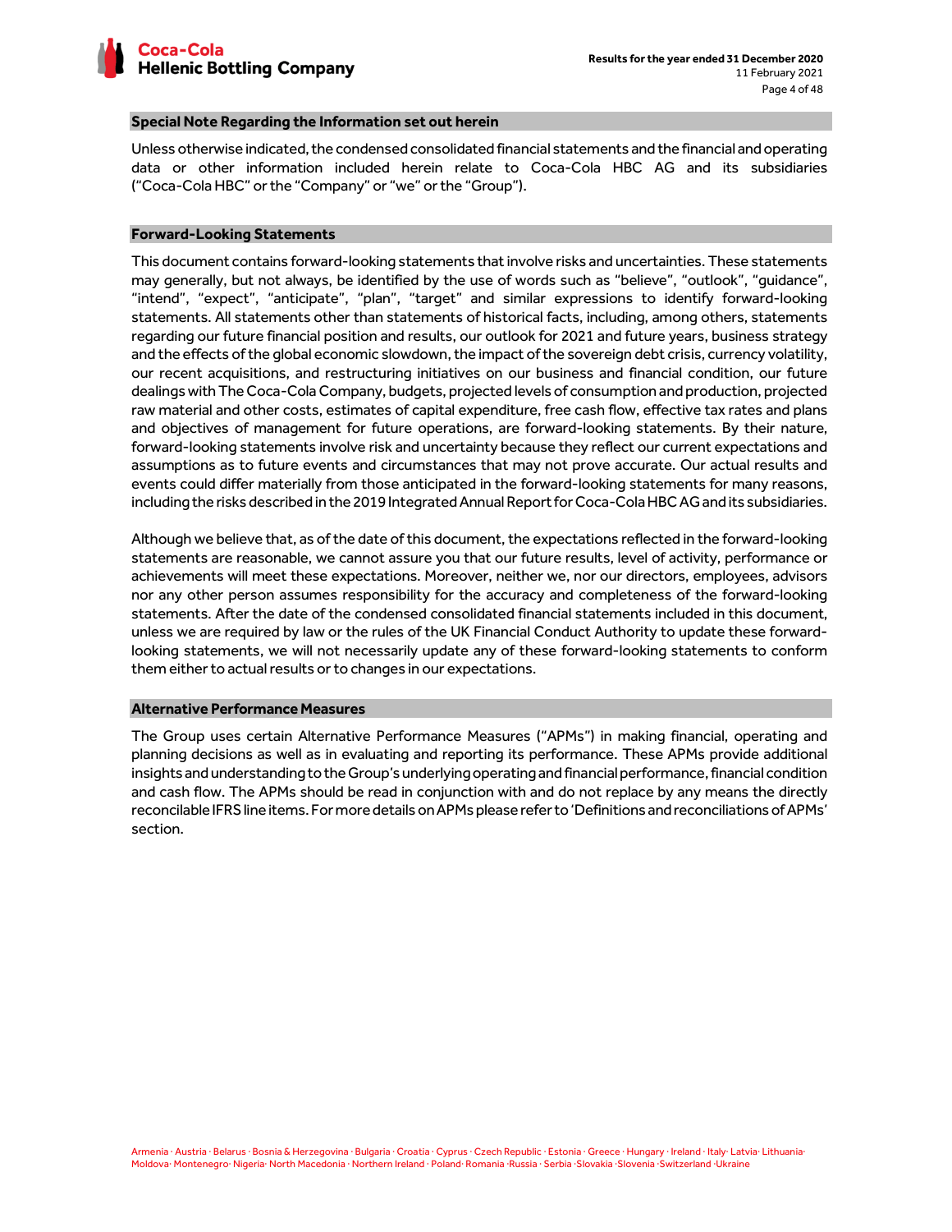## Special Note Regarding the Information set out herein

Unless otherwise indicated, the condensed consolidated financial statements and the financial and operating data or other information included herein relate to Coca-Cola HBC AG and its subsidiaries ("Coca-Cola HBC" or the "Company" or "we" or the "Group").

## Forward-Looking Statements

This document contains forward-looking statements that involve risks and uncertainties. These statements may generally, but not always, be identified by the use of words such as "believe", "outlook", "guidance", "intend", "expect", "anticipate", "plan", "target" and similar expressions to identify forward-looking statements. All statements other than statements of historical facts, including, among others, statements regarding our future financial position and results, our outlook for 2021 and future years, business strategy and the effects of the global economic slowdown, the impact of the sovereign debt crisis, currency volatility, our recent acquisitions, and restructuring initiatives on our business and financial condition, our future dealings with The Coca-Cola Company, budgets, projected levels of consumption and production, projected raw material and other costs, estimates of capital expenditure, free cash flow, effective tax rates and plans and objectives of management for future operations, are forward-looking statements. By their nature, forward-looking statements involve risk and uncertainty because they reflect our current expectations and assumptions as to future events and circumstances that may not prove accurate. Our actual results and events could differ materially from those anticipated in the forward-looking statements for many reasons, including the risks described in the 2019 Integrated Annual Report for Coca-Cola HBC AG and its subsidiaries.

Although we believe that, as of the date of this document, the expectations reflected in the forward-looking statements are reasonable, we cannot assure you that our future results, level of activity, performance or achievements will meet these expectations. Moreover, neither we, nor our directors, employees, advisors nor any other person assumes responsibility for the accuracy and completeness of the forward-looking statements. After the date of the condensed consolidated financial statements included in this document, unless we are required by law or the rules of the UK Financial Conduct Authority to update these forward-looking statements, we will not necessarily update any of these forward-looking statements to conform them either to actual results or to changes in our expectations.

## Alternative Performance Measures

The Group uses certain Alternative Performance Measures ("APMs") in making financial, operating and planning decisions as well as in evaluating and reporting its performance. These APMs provide additional insights and understanding to the Group's underlying operating and financial performance, financial condition and cash flow. The APMs should be read in conjunction with and do not replace by any means the directly reconcilable IFRS line items. For more details on APMs please refer to 'Definitions and reconciliations of APMs' section.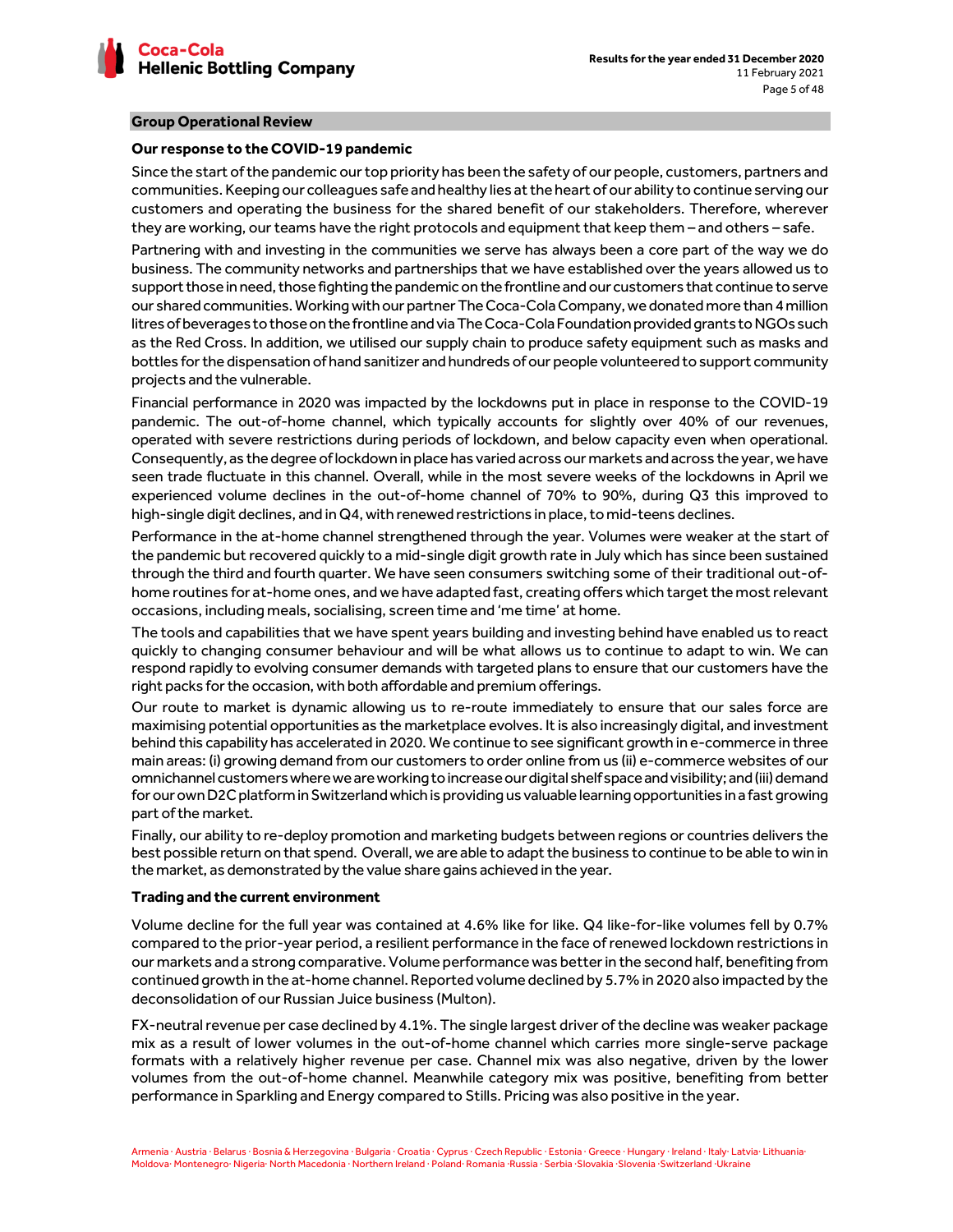## Group Operational Review

### Our response to the COVID-19 pandemic

Since the start of the pandemic our top priority has been the safety of our people, customers, partners and communities. Keeping our colleagues safe and healthy lies at the heart of our ability to continue serving our customers and operating the business for the shared benefit of our stakeholders. Therefore, wherever they are working, our teams have the right protocols and equipment that keep them – and others – safe.

Partnering with and investing in the communities we serve has always been a core part of the way we do business. The community networks and partnerships that we have established over the years allowed us to support those in need, those fighting the pandemic on the frontline and our customers that continue to serve our shared communities. Working with our partner The Coca-Cola Company, we donated more than 4 million litres of beverages to those on the frontline and via The Coca-Cola Foundation provided grants to NGOs such as the Red Cross. In addition, we utilised our supply chain to produce safety equipment such as masks and bottles for the dispensation of hand sanitizer and hundreds of our people volunteered to support community projects and the vulnerable.

Financial performance in 2020 was impacted by the lockdowns put in place in response to the COVID-19 pandemic. The out-of-home channel, which typically accounts for slightly over 40% of our revenues, operated with severe restrictions during periods of lockdown, and below capacity even when operational. Consequently, as the degree of lockdown in place has varied across our markets and across the year, we have seen trade fluctuate in this channel. Overall, while in the most severe weeks of the lockdowns in April we experienced volume declines in the out-of-home channel of 70% to 90%, during Q3 this improved to high-single digit declines, and in Q4, with renewed restrictions in place, to mid-teens declines.

Performance in the at-home channel strengthened through the year. Volumes were weaker at the start of the pandemic but recovered quickly to a mid-single digit growth rate in July which has since been sustained through the third and fourth quarter. We have seen consumers switching some of their traditional out-of-home routines for at-home ones, and we have adapted fast, creating offers which target the most relevant occasions, including meals, socialising, screen time and 'me time' at home.

The tools and capabilities that we have spent years building and investing behind have enabled us to react quickly to changing consumer behaviour and will be what allows us to continue to adapt to win. We can respond rapidly to evolving consumer demands with targeted plans to ensure that our customers have the right packs for the occasion, with both affordable and premium offerings.

Our route to market is dynamic allowing us to re-route immediately to ensure that our sales force are maximising potential opportunities as the marketplace evolves. It is also increasingly digital, and investment behind this capability has accelerated in 2020. We continue to see significant growth in e-commerce in three main areas: (i) growing demand from our customers to order online from us (ii) e-commerce websites of our omnichannel customers where we are working to increase our digital shelf space and visibility; and (iii) demand for our own D2C platform in Switzerland which is providing us valuable learning opportunities in a fast growing part of the market.

Finally, our ability to re-deploy promotion and marketing budgets between regions or countries delivers the best possible return on that spend. Overall, we are able to adapt the business to continue to be able to win in the market, as demonstrated by the value share gains achieved in the year.

### Trading and the current environment

Volume decline for the full year was contained at 4.6% like for like. Q4 like-for-like volumes fell by 0.7% compared to the prior-year period, a resilient performance in the face of renewed lockdown restrictions in our markets and a strong comparative. Volume performance was better in the second half, benefiting from continued growth in the at-home channel. Reported volume declined by 5.7% in 2020 also impacted by the deconsolidation of our Russian Juice business (Multon).

FX-neutral revenue per case declined by 4.1%. The single largest driver of the decline was weaker package mix as a result of lower volumes in the out-of-home channel which carries more single-serve package formats with a relatively higher revenue per case. Channel mix was also negative, driven by the lower volumes from the out-of-home channel. Meanwhile category mix was positive, benefiting from better performance in Sparkling and Energy compared to Stills. Pricing was also positive in the year.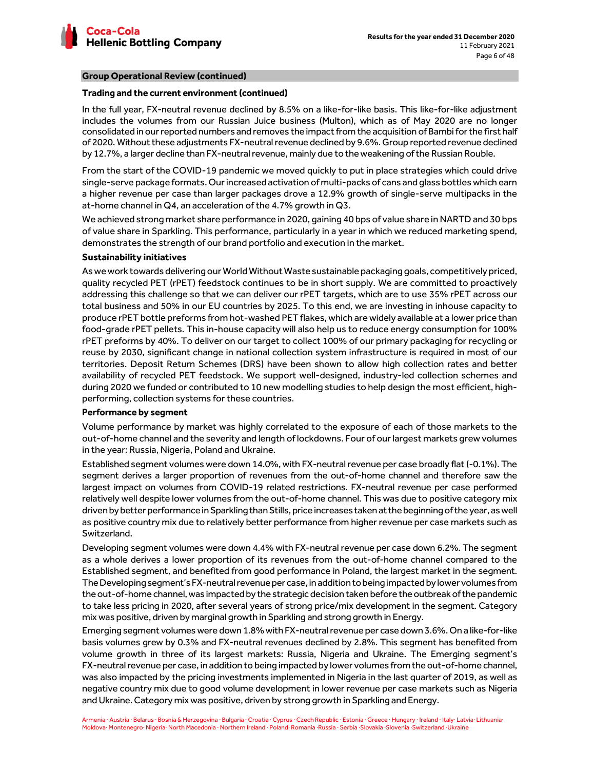## Group Operational Review (continued)

### Trading and the current environment (continued)

In the full year, FX-neutral revenue declined by 8.5% on a like-for-like basis. This like-for-like adjustment includes the volumes from our Russian Juice business (Multon), which as of May 2020 are no longer consolidated in our reported numbers and removes the impact from the acquisition of Bambi for the first half of 2020. Without these adjustments FX-neutral revenue declined by 9.6%. Group reported revenue declined by 12.7%, a larger decline than FX-neutral revenue, mainly due to the weakening of the Russian Rouble.

From the start of the COVID-19 pandemic we moved quickly to put in place strategies which could drive single-serve package formats. Our increased activation of multi-packs of cans and glass bottles which earn a higher revenue per case than larger packages drove a 12.9% growth of single-serve multipacks in the at-home channel in Q4, an acceleration of the 4.7% growth in Q3.

We achieved strong market share performance in 2020, gaining 40 bps of value share in NARTD and 30 bps of value share in Sparkling. This performance, particularly in a year in which we reduced marketing spend, demonstrates the strength of our brand portfolio and execution in the market.

### Sustainability initiatives

As we work towards delivering our World Without Waste sustainable packaging goals, competitively priced, quality recycled PET (rPET) feedstock continues to be in short supply. We are committed to proactively addressing this challenge so that we can deliver our rPET targets, which are to use 35% rPET across our total business and 50% in our EU countries by 2025. To this end, we are investing in inhouse capacity to produce rPET bottle preforms from hot-washed PET flakes, which are widely available at a lower price than food-grade rPET pellets. This in-house capacity will also help us to reduce energy consumption for 100% rPET preforms by 40%. To deliver on our target to collect 100% of our primary packaging for recycling or reuse by 2030, significant change in national collection system infrastructure is required in most of our territories. Deposit Return Schemes (DRS) have been shown to allow high collection rates and better availability of recycled PET feedstock. We support well-designed, industry-led collection schemes and during 2020 we funded or contributed to 10 new modelling studies to help design the most efficient, high-performing, collection systems for these countries.

### Performance by segment

Volume performance by market was highly correlated to the exposure of each of those markets to the out-of-home channel and the severity and length of lockdowns. Four of our largest markets grew volumes in the year: Russia, Nigeria, Poland and Ukraine.

Established segment volumes were down 14.0%, with FX-neutral revenue per case broadly flat (-0.1%). The segment derives a larger proportion of revenues from the out-of-home channel and therefore saw the largest impact on volumes from COVID-19 related restrictions. FX-neutral revenue per case performed relatively well despite lower volumes from the out-of-home channel. This was due to positive category mix driven by better performance in Sparkling than Stills, price increases taken at the beginning of the year, as well as positive country mix due to relatively better performance from higher revenue per case markets such as Switzerland.

Developing segment volumes were down 4.4% with FX-neutral revenue per case down 6.2%. The segment as a whole derives a lower proportion of its revenues from the out-of-home channel compared to the Established segment, and benefited from good performance in Poland, the largest market in the segment. The Developing segment's FX-neutral revenue per case, in addition to being impacted by lower volumes from the out-of-home channel, was impacted by the strategic decision taken before the outbreak of the pandemic to take less pricing in 2020, after several years of strong price/mix development in the segment. Category mix was positive, driven by marginal growth in Sparkling and strong growth in Energy.

Emerging segment volumes were down 1.8% with FX-neutral revenue per case down 3.6%. On a like-for-like basis volumes grew by 0.3% and FX-neutral revenues declined by 2.8%. This segment has benefited from volume growth in three of its largest markets: Russia, Nigeria and Ukraine. The Emerging segment's FX-neutral revenue per case, in addition to being impacted by lower volumes from the out-of-home channel, was also impacted by the pricing investments implemented in Nigeria in the last quarter of 2019, as well as negative country mix due to good volume development in lower revenue per case markets such as Nigeria and Ukraine. Category mix was positive, driven by strong growth in Sparkling and Energy.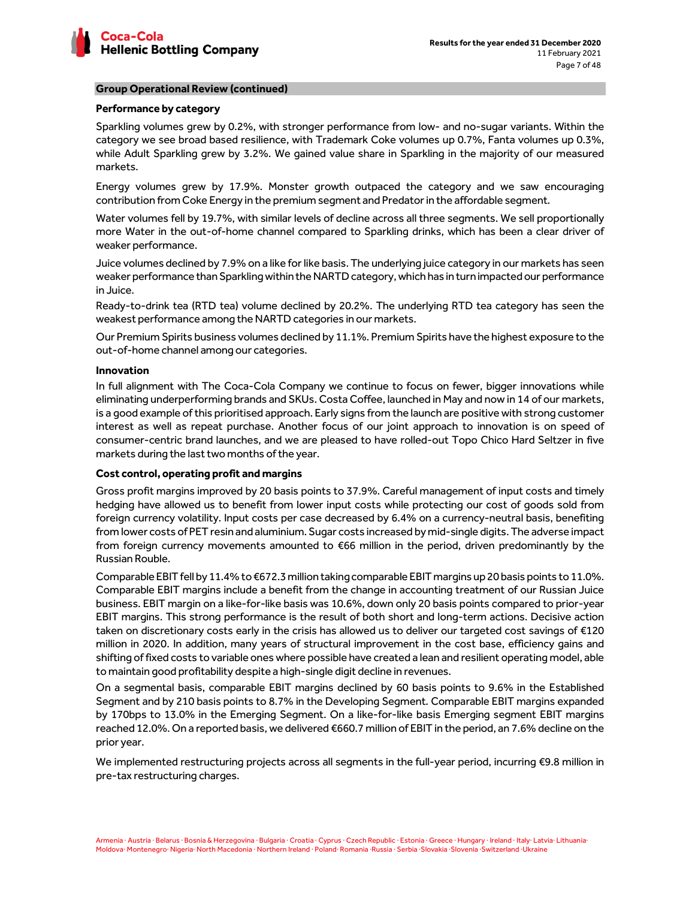## Group Operational Review (continued)

### Performance by category

Sparkling volumes grew by 0.2%, with stronger performance from low- and no-sugar variants. Within the category we see broad based resilience, with Trademark Coke volumes up 0.7%, Fanta volumes up 0.3%, while Adult Sparkling grew by 3.2%. We gained value share in Sparkling in the majority of our measured markets.

Energy volumes grew by 17.9%. Monster growth outpaced the category and we saw encouraging contribution from Coke Energy in the premium segment and Predator in the affordable segment.

Water volumes fell by 19.7%, with similar levels of decline across all three segments. We sell proportionally more Water in the out-of-home channel compared to Sparkling drinks, which has been a clear driver of weaker performance.

Juice volumes declined by 7.9% on a like for like basis. The underlying juice category in our markets has seen weaker performance than Sparkling within the NARTD category, which has in turn impacted our performance in Juice.

Ready-to-drink tea (RTD tea) volume declined by 20.2%. The underlying RTD tea category has seen the weakest performance among the NARTD categories in our markets.

Our Premium Spirits business volumes declined by 11.1%. Premium Spirits have the highest exposure to the out-of-home channel among our categories.

### Innovation

In full alignment with The Coca-Cola Company we continue to focus on fewer, bigger innovations while eliminating underperforming brands and SKUs. Costa Coffee, launched in May and now in 14 of our markets, is a good example of this prioritised approach. Early signs from the launch are positive with strong customer interest as well as repeat purchase. Another focus of our joint approach to innovation is on speed of consumer-centric brand launches, and we are pleased to have rolled-out Topo Chico Hard Seltzer in five markets during the last two months of the year.

### Cost control, operating profit and margins

Gross profit margins improved by 20 basis points to 37.9%. Careful management of input costs and timely hedging have allowed us to benefit from lower input costs while protecting our cost of goods sold from foreign currency volatility. Input costs per case decreased by 6.4% on a currency-neutral basis, benefiting from lower costs of PET resin and aluminium. Sugar costs increased by mid-single digits. The adverse impact from foreign currency movements amounted to €66 million in the period, driven predominantly by the Russian Rouble.

Comparable EBIT fell by 11.4% to €672.3 million taking comparable EBIT margins up 20 basis points to 11.0%. Comparable EBIT margins include a benefit from the change in accounting treatment of our Russian Juice business. EBIT margin on a like-for-like basis was 10.6%, down only 20 basis points compared to prior-year EBIT margins. This strong performance is the result of both short and long-term actions. Decisive action taken on discretionary costs early in the crisis has allowed us to deliver our targeted cost savings of €120 million in 2020. In addition, many years of structural improvement in the cost base, efficiency gains and shifting of fixed costs to variable ones where possible have created a lean and resilient operating model, able to maintain good profitability despite a high-single digit decline in revenues.

On a segmental basis, comparable EBIT margins declined by 60 basis points to 9.6% in the Established Segment and by 210 basis points to 8.7% in the Developing Segment. Comparable EBIT margins expanded by 170bps to 13.0% in the Emerging Segment. On a like-for-like basis Emerging segment EBIT margins reached 12.0%. On a reported basis, we delivered €660.7 million of EBIT in the period, an 7.6% decline on the prior year.

We implemented restructuring projects across all segments in the full-year period, incurring €9.8 million in pre-tax restructuring charges.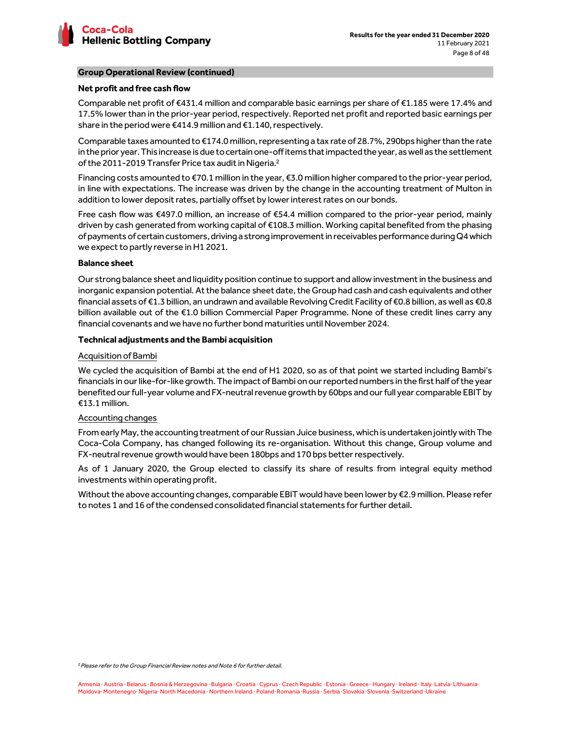## Group Operational Review (continued)

### Net profit and free cash flow

Comparable net profit of €431.4 million and comparable basic earnings per share of €1.185 were 17.4% and 17.5% lower than in the prior-year period, respectively. Reported net profit and reported basic earnings per share in the period were €414.9 million and €1.140, respectively.

Comparable taxes amounted to €174.0 million, representing a tax rate of 28.7%, 290bps higher than the rate in the prior year. This increase is due to certain one-off items that impacted the year, as well as the settlement of the 2011-2019 Transfer Price tax audit in Nigeria.[2]

Financing costs amounted to €70.1 million in the year, €3.0 million higher compared to the prior-year period, in line with expectations. The increase was driven by the change in the accounting treatment of Multon in addition to lower deposit rates, partially offset by lower interest rates on our bonds.

Free cash flow was €497.0 million, an increase of €54.4 million compared to the prior-year period, mainly driven by cash generated from working capital of €108.3 million. Working capital benefited from the phasing of payments of certain customers, driving a strong improvement in receivables performance during Q4 which we expect to partly reverse in H1 2021.

### Balance sheet

Our strong balance sheet and liquidity position continue to support and allow investment in the business and inorganic expansion potential. At the balance sheet date, the Group had cash and cash equivalents and other financial assets of €1.3 billion, an undrawn and available Revolving Credit Facility of €0.8 billion, as well as €0.8 billion available out of the €1.0 billion Commercial Paper Programme. None of these credit lines carry any financial covenants and we have no further bond maturities until November 2024.

### Technical adjustments and the Bambi acquisition

Acquisition of Bambi

We cycled the acquisition of Bambi at the end of H1 2020, so as of that point we started including Bambi's financials in our like-for-like growth. The impact of Bambi on our reported numbers in the first half of the year benefited our full-year volume and FX-neutral revenue growth by 60bps and our full year comparable EBIT by €13.1 million.

Accounting changes

From early May, the accounting treatment of our Russian Juice business, which is undertaken jointly with The Coca-Cola Company, has changed following its re-organisation. Without this change, Group volume and FX-neutral revenue growth would have been 180bps and 170 bps better respectively.

As of 1 January 2020, the Group elected to classify its share of results from integral equity method investments within operating profit.

Without the above accounting changes, comparable EBIT would have been lower by €2.9 million. Please refer to notes 1 and 16 of the condensed consolidated financial statements for further detail.

[2] *Please refer to the Group Financial Review notes and Note 6 for further detail.*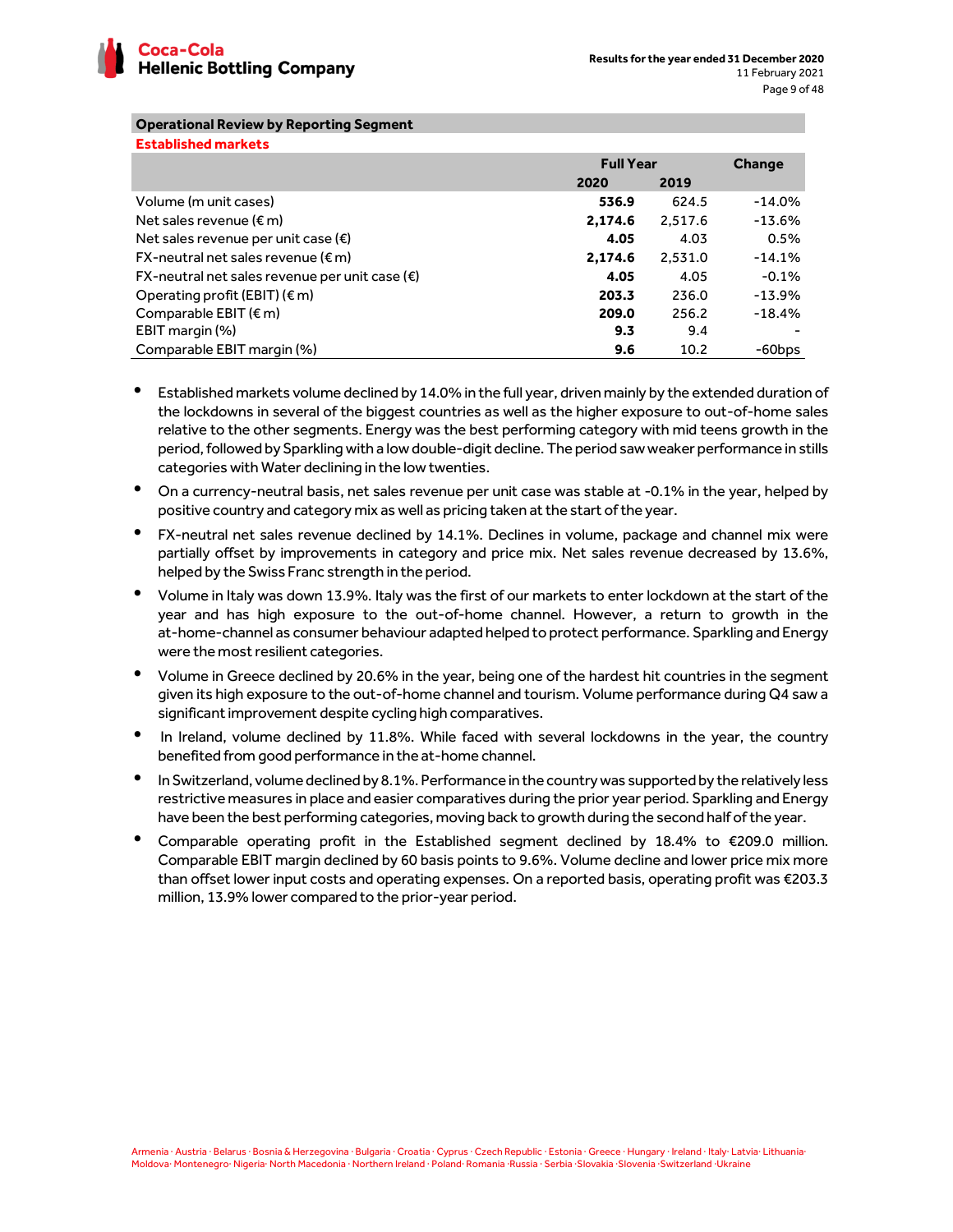## Operational Review by Reporting Segment

### Established markets

| | Full Year | | Change |
|---|---|---|---|
| | **2020** | **2019** | |
| Volume (m unit cases) | **536.9** | 624.5 | -14.0% |
| Net sales revenue (€ m) | **2,174.6** | 2,517.6 | -13.6% |
| Net sales revenue per unit case (€) | **4.05** | 4.03 | 0.5% |
| FX-neutral net sales revenue (€ m) | **2,174.6** | 2,531.0 | -14.1% |
| FX-neutral net sales revenue per unit case (€) | **4.05** | 4.05 | -0.1% |
| Operating profit (EBIT) (€ m) | **203.3** | 236.0 | -13.9% |
| Comparable EBIT (€ m) | **209.0** | 256.2 | -18.4% |
| EBIT margin (%) | **9.3** | 9.4 | - |
| Comparable EBIT margin (%) | **9.6** | 10.2 | -60bps |

- Established markets volume declined by 14.0% in the full year, driven mainly by the extended duration of the lockdowns in several of the biggest countries as well as the higher exposure to out-of-home sales relative to the other segments. Energy was the best performing category with mid teens growth in the period, followed by Sparkling with a low double-digit decline. The period saw weaker performance in stills categories with Water declining in the low twenties.
- On a currency-neutral basis, net sales revenue per unit case was stable at -0.1% in the year, helped by positive country and category mix as well as pricing taken at the start of the year.
- FX-neutral net sales revenue declined by 14.1%. Declines in volume, package and channel mix were partially offset by improvements in category and price mix. Net sales revenue decreased by 13.6%, helped by the Swiss Franc strength in the period.
- Volume in Italy was down 13.9%. Italy was the first of our markets to enter lockdown at the start of the year and has high exposure to the out-of-home channel. However, a return to growth in the at-home-channel as consumer behaviour adapted helped to protect performance. Sparkling and Energy were the most resilient categories.
- Volume in Greece declined by 20.6% in the year, being one of the hardest hit countries in the segment given its high exposure to the out-of-home channel and tourism. Volume performance during Q4 saw a significant improvement despite cycling high comparatives.
- In Ireland, volume declined by 11.8%. While faced with several lockdowns in the year, the country benefited from good performance in the at-home channel.
- In Switzerland, volume declined by 8.1%. Performance in the country was supported by the relatively less restrictive measures in place and easier comparatives during the prior year period. Sparkling and Energy have been the best performing categories, moving back to growth during the second half of the year.
- Comparable operating profit in the Established segment declined by 18.4% to €209.0 million. Comparable EBIT margin declined by 60 basis points to 9.6%. Volume decline and lower price mix more than offset lower input costs and operating expenses. On a reported basis, operating profit was €203.3 million, 13.9% lower compared to the prior-year period.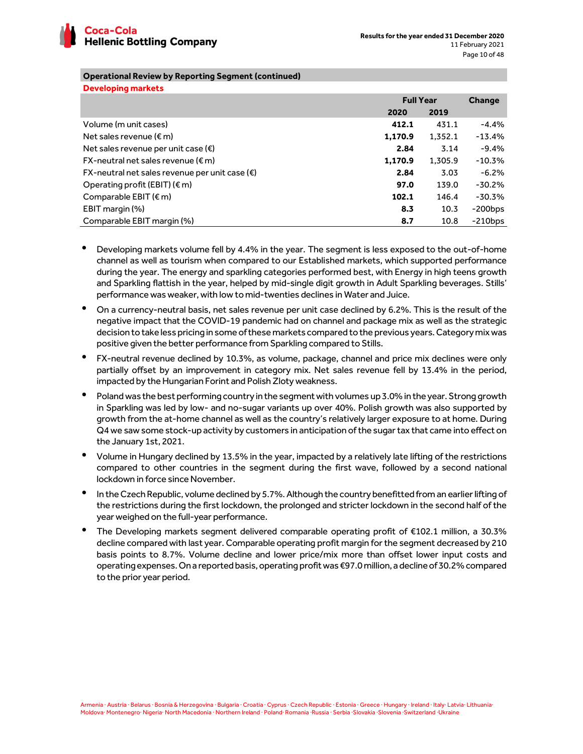## Operational Review by Reporting Segment (continued)

### Developing markets

| | Full Year | | Change |
|---|---|---|---|
| | **2020** | **2019** | |
| Volume (m unit cases) | **412.1** | 431.1 | -4.4% |
| Net sales revenue (€ m) | **1,170.9** | 1,352.1 | -13.4% |
| Net sales revenue per unit case (€) | **2.84** | 3.14 | -9.4% |
| FX-neutral net sales revenue (€ m) | **1,170.9** | 1,305.9 | -10.3% |
| FX-neutral net sales revenue per unit case (€) | **2.84** | 3.03 | -6.2% |
| Operating profit (EBIT) (€ m) | **97.0** | 139.0 | -30.2% |
| Comparable EBIT (€ m) | **102.1** | 146.4 | -30.3% |
| EBIT margin (%) | **8.3** | 10.3 | -200bps |
| Comparable EBIT margin (%) | **8.7** | 10.8 | -210bps |

- Developing markets volume fell by 4.4% in the year. The segment is less exposed to the out-of-home channel as well as tourism when compared to our Established markets, which supported performance during the year. The energy and sparkling categories performed best, with Energy in high teens growth and Sparkling flattish in the year, helped by mid-single digit growth in Adult Sparkling beverages. Stills' performance was weaker, with low to mid-twenties declines in Water and Juice.
- On a currency-neutral basis, net sales revenue per unit case declined by 6.2%. This is the result of the negative impact that the COVID-19 pandemic had on channel and package mix as well as the strategic decision to take less pricing in some of these markets compared to the previous years. Category mix was positive given the better performance from Sparkling compared to Stills.
- FX-neutral revenue declined by 10.3%, as volume, package, channel and price mix declines were only partially offset by an improvement in category mix. Net sales revenue fell by 13.4% in the period, impacted by the Hungarian Forint and Polish Zloty weakness.
- Poland was the best performing country in the segment with volumes up 3.0% in the year. Strong growth in Sparkling was led by low- and no-sugar variants up over 40%. Polish growth was also supported by growth from the at-home channel as well as the country's relatively larger exposure to at home. During Q4 we saw some stock-up activity by customers in anticipation of the sugar tax that came into effect on the January 1st, 2021.
- Volume in Hungary declined by 13.5% in the year, impacted by a relatively late lifting of the restrictions compared to other countries in the segment during the first wave, followed by a second national lockdown in force since November.
- In the Czech Republic, volume declined by 5.7%. Although the country benefitted from an earlier lifting of the restrictions during the first lockdown, the prolonged and stricter lockdown in the second half of the year weighed on the full-year performance.
- The Developing markets segment delivered comparable operating profit of €102.1 million, a 30.3% decline compared with last year. Comparable operating profit margin for the segment decreased by 210 basis points to 8.7%. Volume decline and lower price/mix more than offset lower input costs and operating expenses. On a reported basis, operating profit was €97.0 million, a decline of 30.2% compared to the prior year period.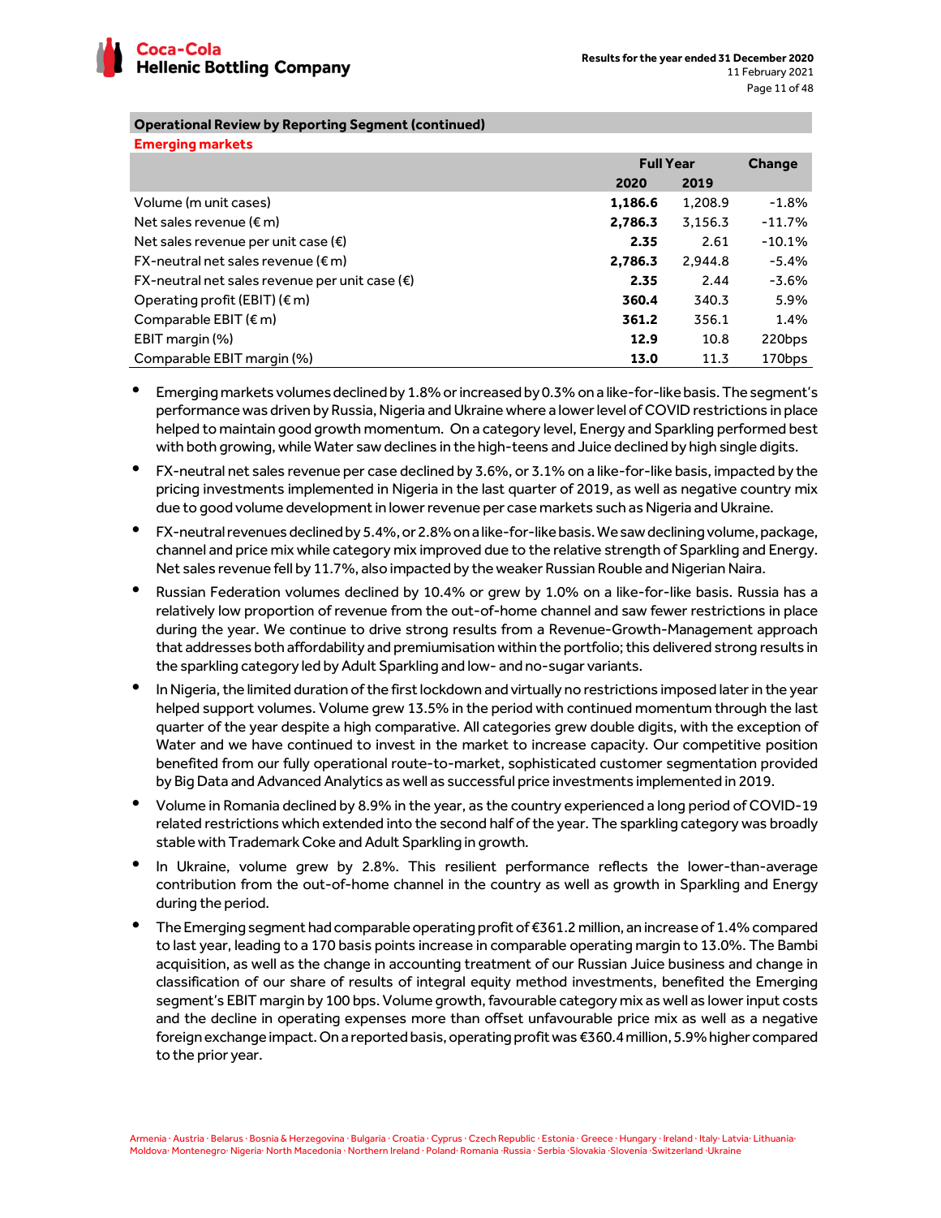## Operational Review by Reporting Segment (continued)

### Emerging markets

| | Full Year | | Change |
|---|---|---|---|
| | **2020** | **2019** | |
| Volume (m unit cases) | **1,186.6** | 1,208.9 | -1.8% |
| Net sales revenue (€ m) | **2,786.3** | 3,156.3 | -11.7% |
| Net sales revenue per unit case (€) | **2.35** | 2.61 | -10.1% |
| FX-neutral net sales revenue (€ m) | **2,786.3** | 2,944.8 | -5.4% |
| FX-neutral net sales revenue per unit case (€) | **2.35** | 2.44 | -3.6% |
| Operating profit (EBIT) (€ m) | **360.4** | 340.3 | 5.9% |
| Comparable EBIT (€ m) | **361.2** | 356.1 | 1.4% |
| EBIT margin (%) | **12.9** | 10.8 | 220bps |
| Comparable EBIT margin (%) | **13.0** | 11.3 | 170bps |

- Emerging markets volumes declined by 1.8% or increased by 0.3% on a like-for-like basis. The segment's performance was driven by Russia, Nigeria and Ukraine where a lower level of COVID restrictions in place helped to maintain good growth momentum. On a category level, Energy and Sparkling performed best with both growing, while Water saw declines in the high-teens and Juice declined by high single digits.
- FX-neutral net sales revenue per case declined by 3.6%, or 3.1% on a like-for-like basis, impacted by the pricing investments implemented in Nigeria in the last quarter of 2019, as well as negative country mix due to good volume development in lower revenue per case markets such as Nigeria and Ukraine.
- FX-neutral revenues declined by 5.4%, or 2.8% on a like-for-like basis. We saw declining volume, package, channel and price mix while category mix improved due to the relative strength of Sparkling and Energy. Net sales revenue fell by 11.7%, also impacted by the weaker Russian Rouble and Nigerian Naira.
- Russian Federation volumes declined by 10.4% or grew by 1.0% on a like-for-like basis. Russia has a relatively low proportion of revenue from the out-of-home channel and saw fewer restrictions in place during the year. We continue to drive strong results from a Revenue-Growth-Management approach that addresses both affordability and premiumisation within the portfolio; this delivered strong results in the sparkling category led by Adult Sparkling and low- and no-sugar variants.
- In Nigeria, the limited duration of the first lockdown and virtually no restrictions imposed later in the year helped support volumes. Volume grew 13.5% in the period with continued momentum through the last quarter of the year despite a high comparative. All categories grew double digits, with the exception of Water and we have continued to invest in the market to increase capacity. Our competitive position benefited from our fully operational route-to-market, sophisticated customer segmentation provided by Big Data and Advanced Analytics as well as successful price investments implemented in 2019.
- Volume in Romania declined by 8.9% in the year, as the country experienced a long period of COVID-19 related restrictions which extended into the second half of the year. The sparkling category was broadly stable with Trademark Coke and Adult Sparkling in growth.
- In Ukraine, volume grew by 2.8%. This resilient performance reflects the lower-than-average contribution from the out-of-home channel in the country as well as growth in Sparkling and Energy during the period.
- The Emerging segment had comparable operating profit of €361.2 million, an increase of 1.4% compared to last year, leading to a 170 basis points increase in comparable operating margin to 13.0%. The Bambi acquisition, as well as the change in accounting treatment of our Russian Juice business and change in classification of our share of results of integral equity method investments, benefited the Emerging segment's EBIT margin by 100 bps. Volume growth, favourable category mix as well as lower input costs and the decline in operating expenses more than offset unfavourable price mix as well as a negative foreign exchange impact. On a reported basis, operating profit was €360.4 million, 5.9% higher compared to the prior year.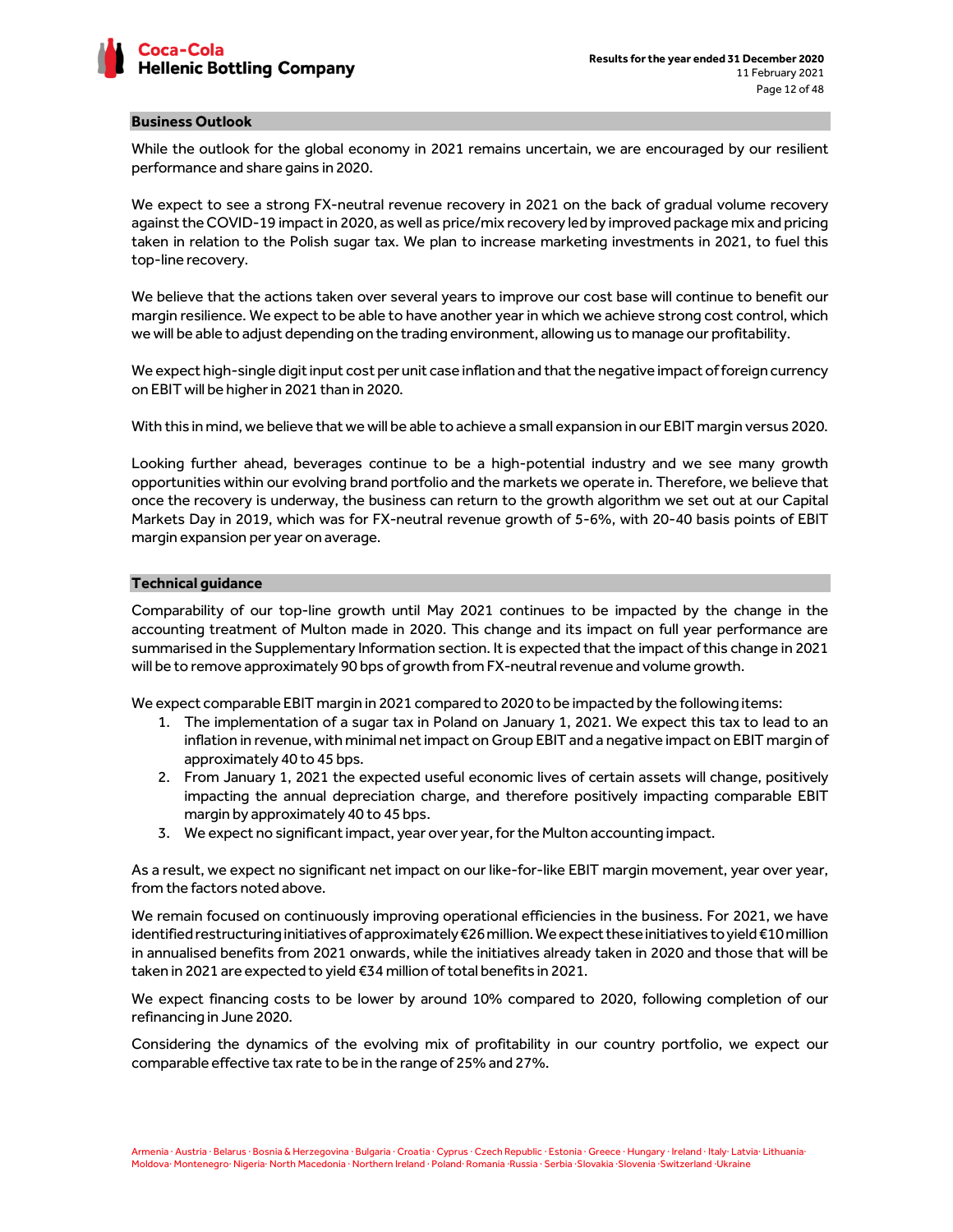## Business Outlook

While the outlook for the global economy in 2021 remains uncertain, we are encouraged by our resilient performance and share gains in 2020.

We expect to see a strong FX-neutral revenue recovery in 2021 on the back of gradual volume recovery against the COVID-19 impact in 2020, as well as price/mix recovery led by improved package mix and pricing taken in relation to the Polish sugar tax. We plan to increase marketing investments in 2021, to fuel this top-line recovery.

We believe that the actions taken over several years to improve our cost base will continue to benefit our margin resilience. We expect to be able to have another year in which we achieve strong cost control, which we will be able to adjust depending on the trading environment, allowing us to manage our profitability.

We expect high-single digit input cost per unit case inflation and that the negative impact of foreign currency on EBIT will be higher in 2021 than in 2020.

With this in mind, we believe that we will be able to achieve a small expansion in our EBIT margin versus 2020.

Looking further ahead, beverages continue to be a high-potential industry and we see many growth opportunities within our evolving brand portfolio and the markets we operate in. Therefore, we believe that once the recovery is underway, the business can return to the growth algorithm we set out at our Capital Markets Day in 2019, which was for FX-neutral revenue growth of 5-6%, with 20-40 basis points of EBIT margin expansion per year on average.

## Technical guidance

Comparability of our top-line growth until May 2021 continues to be impacted by the change in the accounting treatment of Multon made in 2020. This change and its impact on full year performance are summarised in the Supplementary Information section. It is expected that the impact of this change in 2021 will be to remove approximately 90 bps of growth from FX-neutral revenue and volume growth.

We expect comparable EBIT margin in 2021 compared to 2020 to be impacted by the following items:

1. The implementation of a sugar tax in Poland on January 1, 2021. We expect this tax to lead to an inflation in revenue, with minimal net impact on Group EBIT and a negative impact on EBIT margin of approximately 40 to 45 bps.
2. From January 1, 2021 the expected useful economic lives of certain assets will change, positively impacting the annual depreciation charge, and therefore positively impacting comparable EBIT margin by approximately 40 to 45 bps.
3. We expect no significant impact, year over year, for the Multon accounting impact.

As a result, we expect no significant net impact on our like-for-like EBIT margin movement, year over year, from the factors noted above.

We remain focused on continuously improving operational efficiencies in the business. For 2021, we have identified restructuring initiatives of approximately €26 million. We expect these initiatives to yield €10 million in annualised benefits from 2021 onwards, while the initiatives already taken in 2020 and those that will be taken in 2021 are expected to yield €34 million of total benefits in 2021.

We expect financing costs to be lower by around 10% compared to 2020, following completion of our refinancing in June 2020.

Considering the dynamics of the evolving mix of profitability in our country portfolio, we expect our comparable effective tax rate to be in the range of 25% and 27%.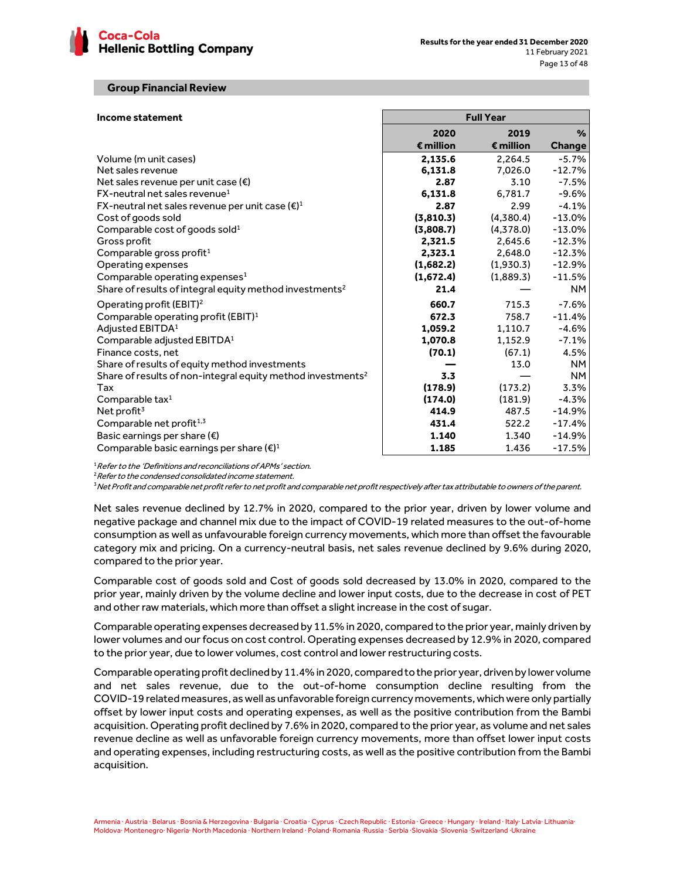## Group Financial Review

| Income statement | Full Year | | |
|---|---|---|---|
| | 2020 €million | 2019 €million | % Change |
| Volume (m unit cases) | **2,135.6** | 2,264.5 | -5.7% |
| Net sales revenue | **6,131.8** | 7,026.0 | -12.7% |
| Net sales revenue per unit case (€) | **2.87** | 3.10 | -7.5% |
| FX-neutral net sales revenue[1] | **6,131.8** | 6,781.7 | -9.6% |
| FX-neutral net sales revenue per unit case (€)[1] | **2.87** | 2.99 | -4.1% |
| Cost of goods sold | **(3,810.3)** | (4,380.4) | -13.0% |
| Comparable cost of goods sold[1] | **(3,808.7)** | (4,378.0) | -13.0% |
| Gross profit | **2,321.5** | 2,645.6 | -12.3% |
| Comparable gross profit[1] | **2,323.1** | 2,648.0 | -12.3% |
| Operating expenses | **(1,682.2)** | (1,930.3) | -12.9% |
| Comparable operating expenses[1] | **(1,672.4)** | (1,889.3) | -11.5% |
| Share of results of integral equity method investments[2] | **21.4** | — | NM |
| Operating profit (EBIT)[2] | **660.7** | 715.3 | -7.6% |
| Comparable operating profit (EBIT)[1] | **672.3** | 758.7 | -11.4% |
| Adjusted EBITDA[1] | **1,059.2** | 1,110.7 | -4.6% |
| Comparable adjusted EBITDA[1] | **1,070.8** | 1,152.9 | -7.1% |
| Finance costs, net | **(70.1)** | (67.1) | 4.5% |
| Share of results of equity method investments | **—** | 13.0 | NM |
| Share of results of non-integral equity method investments[2] | **3.3** | — | NM |
| Tax | **(178.9)** | (173.2) | 3.3% |
| Comparable tax[1] | **(174.0)** | (181.9) | -4.3% |
| Net profit[3] | **414.9** | 487.5 | -14.9% |
| Comparable net profit[1,3] | **431.4** | 522.2 | -17.4% |
| Basic earnings per share (€) | **1.140** | 1.340 | -14.9% |
| Comparable basic earnings per share (€)[1] | **1.185** | 1.436 | -17.5% |

[1] *Refer to the 'Definitions and reconciliations of APMs' section.*
[2] *Refer to the condensed consolidated income statement.*
[3] *Net Profit and comparable net profit refer to net profit and comparable net profit respectively after tax attributable to owners of the parent.*

Net sales revenue declined by 12.7% in 2020, compared to the prior year, driven by lower volume and negative package and channel mix due to the impact of COVID-19 related measures to the out-of-home consumption as well as unfavourable foreign currency movements, which more than offset the favourable category mix and pricing. On a currency-neutral basis, net sales revenue declined by 9.6% during 2020, compared to the prior year.

Comparable cost of goods sold and Cost of goods sold decreased by 13.0% in 2020, compared to the prior year, mainly driven by the volume decline and lower input costs, due to the decrease in cost of PET and other raw materials, which more than offset a slight increase in the cost of sugar.

Comparable operating expenses decreased by 11.5% in 2020, compared to the prior year, mainly driven by lower volumes and our focus on cost control. Operating expenses decreased by 12.9% in 2020, compared to the prior year, due to lower volumes, cost control and lower restructuring costs.

Comparable operating profit declined by 11.4% in 2020, compared to the prior year, driven by lower volume and net sales revenue, due to the out-of-home consumption decline resulting from the COVID-19 related measures, as well as unfavorable foreign currency movements, which were only partially offset by lower input costs and operating expenses, as well as the positive contribution from the Bambi acquisition. Operating profit declined by 7.6% in 2020, compared to the prior year, as volume and net sales revenue decline as well as unfavorable foreign currency movements, more than offset lower input costs and operating expenses, including restructuring costs, as well as the positive contribution from the Bambi acquisition.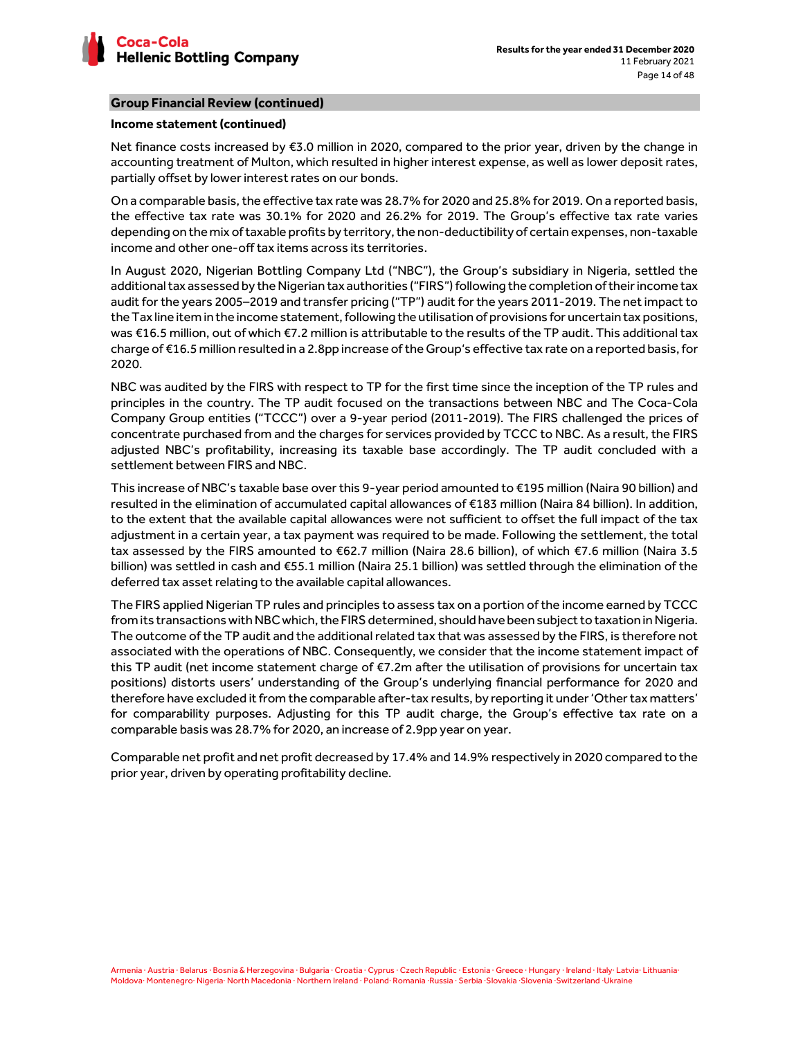## Group Financial Review (continued)

### Income statement (continued)

Net finance costs increased by €3.0 million in 2020, compared to the prior year, driven by the change in accounting treatment of Multon, which resulted in higher interest expense, as well as lower deposit rates, partially offset by lower interest rates on our bonds.

On a comparable basis, the effective tax rate was 28.7% for 2020 and 25.8% for 2019. On a reported basis, the effective tax rate was 30.1% for 2020 and 26.2% for 2019. The Group's effective tax rate varies depending on the mix of taxable profits by territory, the non-deductibility of certain expenses, non-taxable income and other one-off tax items across its territories.

In August 2020, Nigerian Bottling Company Ltd ("NBC"), the Group's subsidiary in Nigeria, settled the additional tax assessed by the Nigerian tax authorities ("FIRS") following the completion of their income tax audit for the years 2005–2019 and transfer pricing ("TP") audit for the years 2011-2019. The net impact to the Tax line item in the income statement, following the utilisation of provisions for uncertain tax positions, was €16.5 million, out of which €7.2 million is attributable to the results of the TP audit. This additional tax charge of €16.5 million resulted in a 2.8pp increase of the Group's effective tax rate on a reported basis, for 2020.

NBC was audited by the FIRS with respect to TP for the first time since the inception of the TP rules and principles in the country. The TP audit focused on the transactions between NBC and The Coca-Cola Company Group entities ("TCCC") over a 9-year period (2011-2019). The FIRS challenged the prices of concentrate purchased from and the charges for services provided by TCCC to NBC. As a result, the FIRS adjusted NBC's profitability, increasing its taxable base accordingly. The TP audit concluded with a settlement between FIRS and NBC.

This increase of NBC's taxable base over this 9-year period amounted to €195 million (Naira 90 billion) and resulted in the elimination of accumulated capital allowances of €183 million (Naira 84 billion). In addition, to the extent that the available capital allowances were not sufficient to offset the full impact of the tax adjustment in a certain year, a tax payment was required to be made. Following the settlement, the total tax assessed by the FIRS amounted to €62.7 million (Naira 28.6 billion), of which €7.6 million (Naira 3.5 billion) was settled in cash and €55.1 million (Naira 25.1 billion) was settled through the elimination of the deferred tax asset relating to the available capital allowances.

The FIRS applied Nigerian TP rules and principles to assess tax on a portion of the income earned by TCCC from its transactions with NBC which, the FIRS determined, should have been subject to taxation in Nigeria. The outcome of the TP audit and the additional related tax that was assessed by the FIRS, is therefore not associated with the operations of NBC. Consequently, we consider that the income statement impact of this TP audit (net income statement charge of €7.2m after the utilisation of provisions for uncertain tax positions) distorts users' understanding of the Group's underlying financial performance for 2020 and therefore have excluded it from the comparable after-tax results, by reporting it under 'Other tax matters' for comparability purposes. Adjusting for this TP audit charge, the Group's effective tax rate on a comparable basis was 28.7% for 2020, an increase of 2.9pp year on year.

Comparable net profit and net profit decreased by 17.4% and 14.9% respectively in 2020 compared to the prior year, driven by operating profitability decline.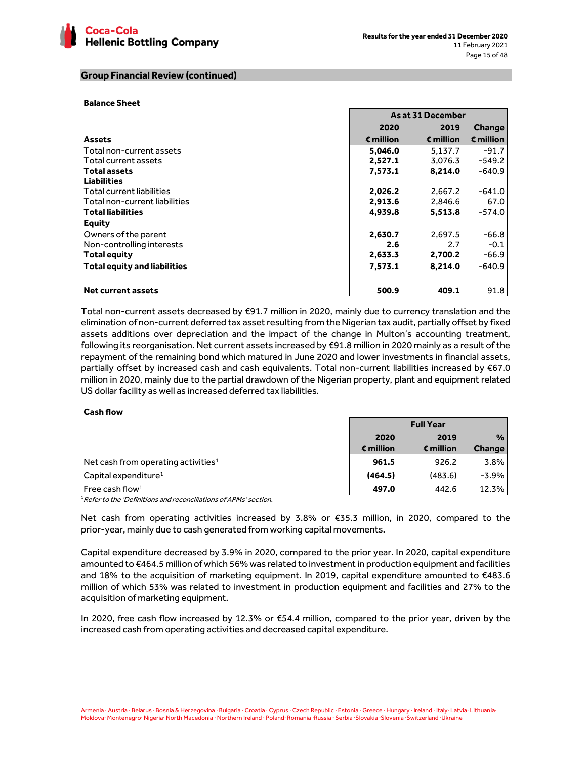## Group Financial Review (continued)

### Balance Sheet

| | As at 31 December | | |
|---|---|---|---|
| | **2020** | **2019** | **Change** |
| **Assets** | **€ million** | **€ million** | **€ million** |
| Total non-current assets | **5,046.0** | 5,137.7 | -91.7 |
| Total current assets | **2,527.1** | 3,076.3 | -549.2 |
| **Total assets** | **7,573.1** | **8,214.0** | -640.9 |
| **Liabilities** | | | |
| Total current liabilities | **2,026.2** | 2,667.2 | -641.0 |
| Total non-current liabilities | **2,913.6** | 2,846.6 | 67.0 |
| **Total liabilities** | **4,939.8** | **5,513.8** | -574.0 |
| **Equity** | | | |
| Owners of the parent | **2,630.7** | 2,697.5 | -66.8 |
| Non-controlling interests | **2.6** | 2.7 | -0.1 |
| **Total equity** | **2,633.3** | **2,700.2** | -66.9 |
| **Total equity and liabilities** | **7,573.1** | **8,214.0** | -640.9 |
| | | | |
| **Net current assets** | **500.9** | **409.1** | 91.8 |

Total non-current assets decreased by €91.7 million in 2020, mainly due to currency translation and the elimination of non-current deferred tax asset resulting from the Nigerian tax audit, partially offset by fixed assets additions over depreciation and the impact of the change in Multon's accounting treatment, following its reorganisation. Net current assets increased by €91.8 million in 2020 mainly as a result of the repayment of the remaining bond which matured in June 2020 and lower investments in financial assets, partially offset by increased cash and cash equivalents. Total non-current liabilities increased by €67.0 million in 2020, mainly due to the partial drawdown of the Nigerian property, plant and equipment related US dollar facility as well as increased deferred tax liabilities.

### Cash flow

| | Full Year | | |
|---|---|---|---|
| | **2020** | **2019** | **%** |
| | **€ million** | **€ million** | **Change** |
| Net cash from operating activities[1] | **961.5** | 926.2 | 3.8% |
| Capital expenditure[1] | **(464.5)** | (483.6) | -3.9% |
| Free cash flow[1] | **497.0** | 442.6 | 12.3% |

[1] *Refer to the 'Definitions and reconciliations of APMs' section.*

Net cash from operating activities increased by 3.8% or €35.3 million, in 2020, compared to the prior-year, mainly due to cash generated from working capital movements.

Capital expenditure decreased by 3.9% in 2020, compared to the prior year. In 2020, capital expenditure amounted to €464.5 million of which 56% was related to investment in production equipment and facilities and 18% to the acquisition of marketing equipment. In 2019, capital expenditure amounted to €483.6 million of which 53% was related to investment in production equipment and facilities and 27% to the acquisition of marketing equipment.

In 2020, free cash flow increased by 12.3% or €54.4 million, compared to the prior year, driven by the increased cash from operating activities and decreased capital expenditure.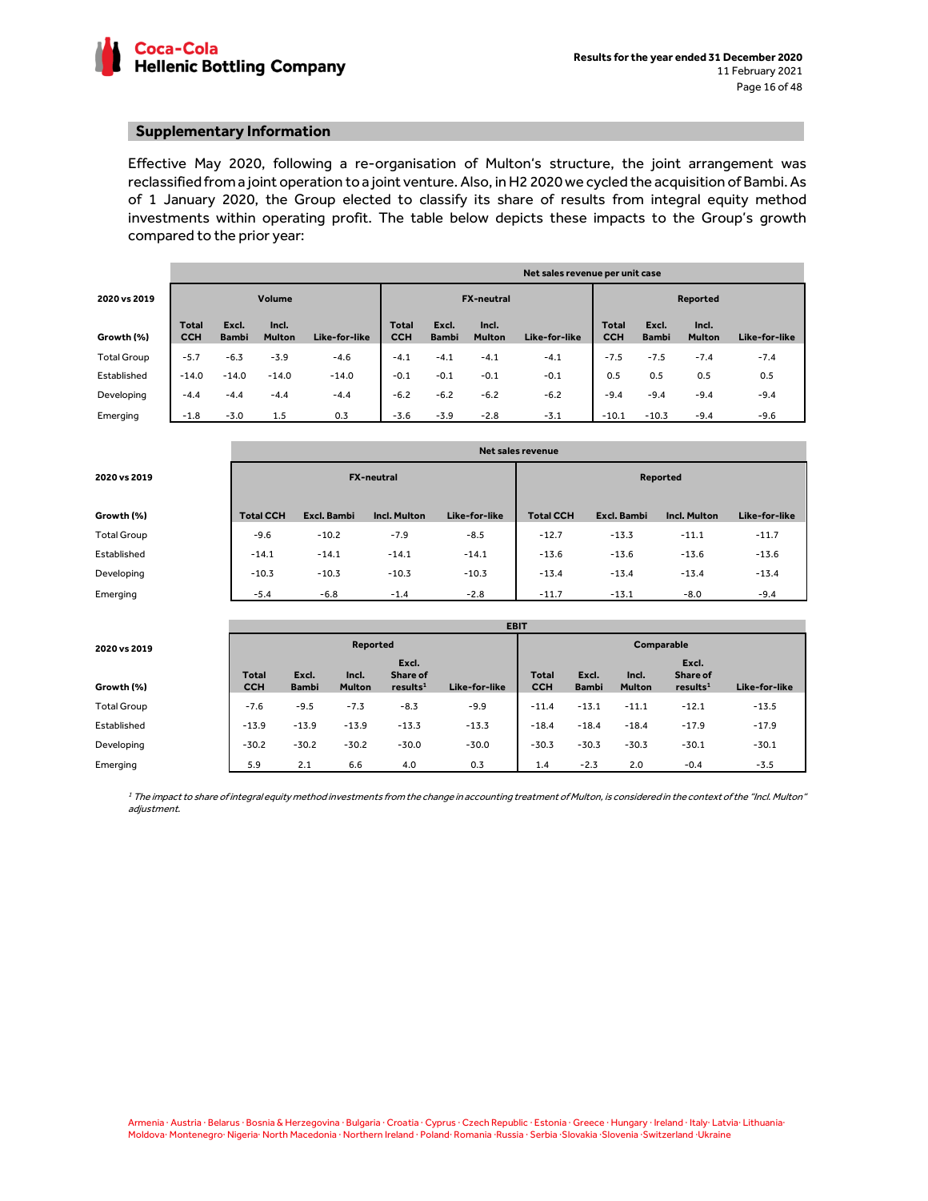## Supplementary Information

Effective May 2020, following a re-organisation of Multon's structure, the joint arrangement was reclassified from a joint operation to a joint venture. Also, in H2 2020 we cycled the acquisition of Bambi. As of 1 January 2020, the Group elected to classify its share of results from integral equity method investments within operating profit. The table below depicts these impacts to the Group's growth compared to the prior year:

| 2020 vs 2019 | Volume | | | | Net sales revenue per unit case | | | | | | | |
|---|---|---|---|---|---|---|---|---|---|---|---|---|
| | | | | | FX-neutral | | | | Reported | | | |
| Growth (%) | Total CCH | Excl. Bambi | Incl. Multon | Like-for-like | Total CCH | Excl. Bambi | Incl. Multon | Like-for-like | Total CCH | Excl. Bambi | Incl. Multon | Like-for-like |
| Total Group | -5.7 | -6.3 | -3.9 | -4.6 | -4.1 | -4.1 | -4.1 | -4.1 | -7.5 | -7.5 | -7.4 | -7.4 |
| Established | -14.0 | -14.0 | -14.0 | -14.0 | -0.1 | -0.1 | -0.1 | -0.1 | 0.5 | 0.5 | 0.5 | 0.5 |
| Developing | -4.4 | -4.4 | -4.4 | -4.4 | -6.2 | -6.2 | -6.2 | -6.2 | -9.4 | -9.4 | -9.4 | -9.4 |
| Emerging | -1.8 | -3.0 | 1.5 | 0.3 | -3.6 | -3.9 | -2.8 | -3.1 | -10.1 | -10.3 | -9.4 | -9.6 |

| 2020 vs 2019 | Net sales revenue | | | | | | | |
|---|---|---|---|---|---|---|---|---|
| | FX-neutral | | | | Reported | | | |
| Growth (%) | Total CCH | Excl. Bambi | Incl. Multon | Like-for-like | Total CCH | Excl. Bambi | Incl. Multon | Like-for-like |
| Total Group | -9.6 | -10.2 | -7.9 | -8.5 | -12.7 | -13.3 | -11.1 | -11.7 |
| Established | -14.1 | -14.1 | -14.1 | -14.1 | -13.6 | -13.6 | -13.6 | -13.6 |
| Developing | -10.3 | -10.3 | -10.3 | -10.3 | -13.4 | -13.4 | -13.4 | -13.4 |
| Emerging | -5.4 | -6.8 | -1.4 | -2.8 | -11.7 | -13.1 | -8.0 | -9.4 |

| 2020 vs 2019 | EBIT | | | | | | | | | |
|---|---|---|---|---|---|---|---|---|---|---|
| | Reported | | | | | Comparable | | | | |
| Growth (%) | Total CCH | Excl. Bambi | Incl. Multon | Excl. Share of results[1] | Like-for-like | Total CCH | Excl. Bambi | Incl. Multon | Excl. Share of results[1] | Like-for-like |
| Total Group | -7.6 | -9.5 | -7.3 | -8.3 | -9.9 | -11.4 | -13.1 | -11.1 | -12.1 | -13.5 |
| Established | -13.9 | -13.9 | -13.9 | -13.3 | -13.3 | -18.4 | -18.4 | -18.4 | -17.9 | -17.9 |
| Developing | -30.2 | -30.2 | -30.2 | -30.0 | -30.0 | -30.3 | -30.3 | -30.3 | -30.1 | -30.1 |
| Emerging | 5.9 | 2.1 | 6.6 | 4.0 | 0.3 | 1.4 | -2.3 | 2.0 | -0.4 | -3.5 |

*[1] The impact to share of integral equity method investments from the change in accounting treatment of Multon, is considered in the context of the "Incl. Multon" adjustment.*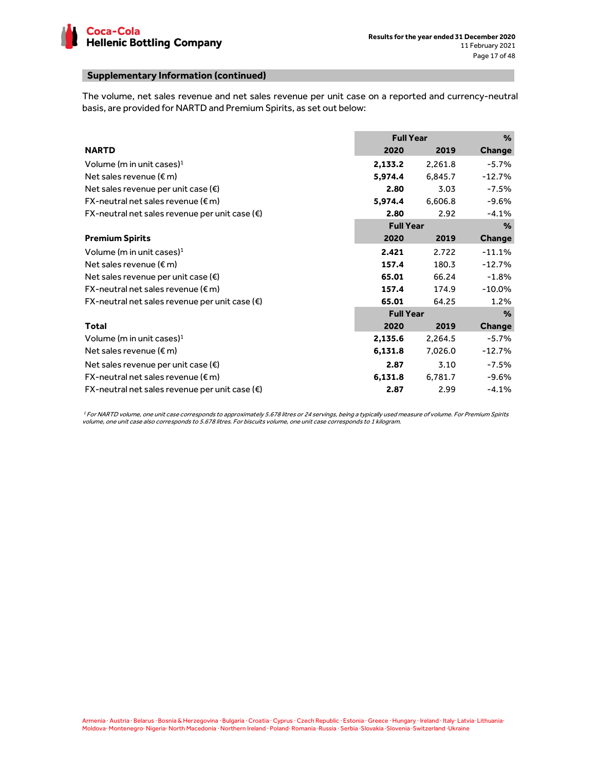## Supplementary Information (continued)

The volume, net sales revenue and net sales revenue per unit case on a reported and currency-neutral basis, are provided for NARTD and Premium Spirits, as set out below:

| | Full Year | | % |
|---|---|---|---|
| **NARTD** | **2020** | **2019** | **Change** |
| Volume (m in unit cases)[1] | **2,133.2** | 2,261.8 | -5.7% |
| Net sales revenue (€ m) | **5,974.4** | 6,845.7 | -12.7% |
| Net sales revenue per unit case (€) | **2.80** | 3.03 | -7.5% |
| FX-neutral net sales revenue (€ m) | **5,974.4** | 6,606.8 | -9.6% |
| FX-neutral net sales revenue per unit case (€) | **2.80** | 2.92 | -4.1% |
| | **Full Year** | | **%** |
| **Premium Spirits** | **2020** | **2019** | **Change** |
| Volume (m in unit cases)[1] | **2.421** | 2.722 | -11.1% |
| Net sales revenue (€ m) | **157.4** | 180.3 | -12.7% |
| Net sales revenue per unit case (€) | **65.01** | 66.24 | -1.8% |
| FX-neutral net sales revenue (€ m) | **157.4** | 174.9 | -10.0% |
| FX-neutral net sales revenue per unit case (€) | **65.01** | 64.25 | 1.2% |
| | **Full Year** | | **%** |
| **Total** | **2020** | **2019** | **Change** |
| Volume (m in unit cases)[1] | **2,135.6** | 2,264.5 | -5.7% |
| Net sales revenue (€ m) | **6,131.8** | 7,026.0 | -12.7% |
| Net sales revenue per unit case (€) | **2.87** | 3.10 | -7.5% |
| FX-neutral net sales revenue (€ m) | **6,131.8** | 6,781.7 | -9.6% |
| FX-neutral net sales revenue per unit case (€) | **2.87** | 2.99 | -4.1% |

*[1] For NARTD volume, one unit case corresponds to approximately 5.678 litres or 24 servings, being a typically used measure of volume. For Premium Spirits volume, one unit case also corresponds to 5.678 litres. For biscuits volume, one unit case corresponds to 1 kilogram.*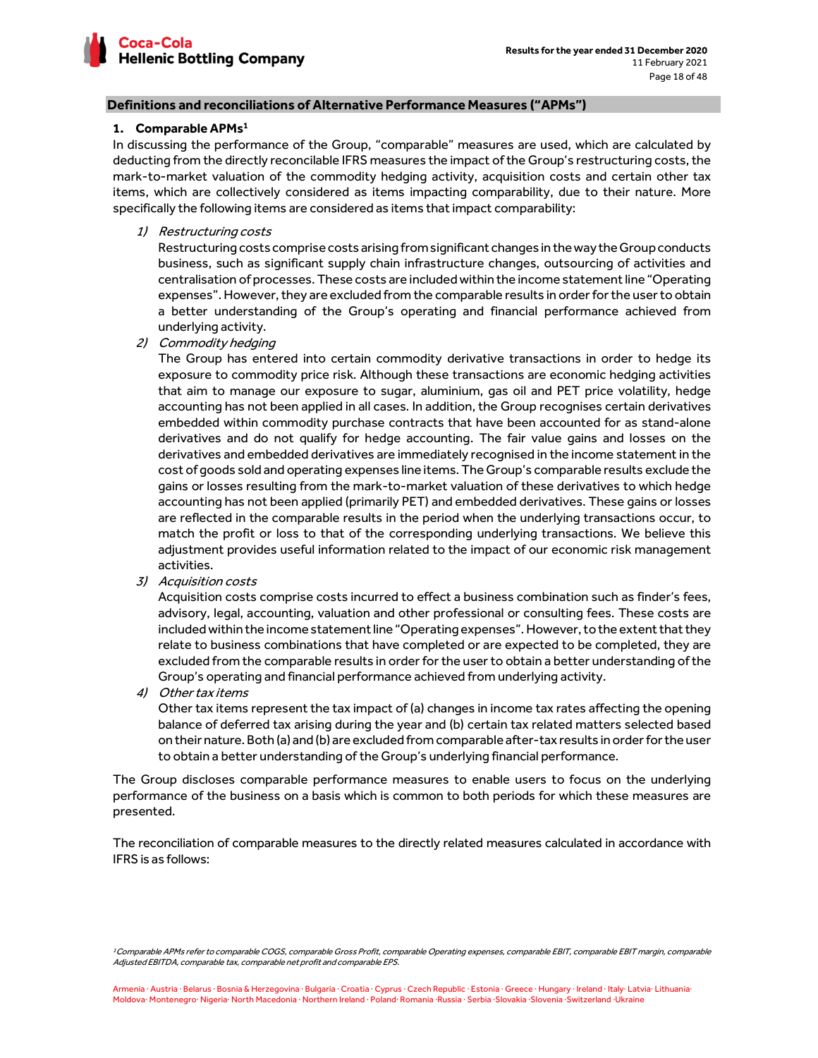## Definitions and reconciliations of Alternative Performance Measures ("APMs")

### 1. Comparable APMs[1]

In discussing the performance of the Group, "comparable" measures are used, which are calculated by deducting from the directly reconcilable IFRS measures the impact of the Group's restructuring costs, the mark-to-market valuation of the commodity hedging activity, acquisition costs and certain other tax items, which are collectively considered as items impacting comparability, due to their nature. More specifically the following items are considered as items that impact comparability:

1) *Restructuring costs*

   Restructuring costs comprise costs arising from significant changes in the way the Group conducts business, such as significant supply chain infrastructure changes, outsourcing of activities and centralisation of processes. These costs are included within the income statement line "Operating expenses". However, they are excluded from the comparable results in order for the user to obtain a better understanding of the Group's operating and financial performance achieved from underlying activity.

2) *Commodity hedging*

   The Group has entered into certain commodity derivative transactions in order to hedge its exposure to commodity price risk. Although these transactions are economic hedging activities that aim to manage our exposure to sugar, aluminium, gas oil and PET price volatility, hedge accounting has not been applied in all cases. In addition, the Group recognises certain derivatives embedded within commodity purchase contracts that have been accounted for as stand-alone derivatives and do not qualify for hedge accounting. The fair value gains and losses on the derivatives and embedded derivatives are immediately recognised in the income statement in the cost of goods sold and operating expenses line items. The Group's comparable results exclude the gains or losses resulting from the mark-to-market valuation of these derivatives to which hedge accounting has not been applied (primarily PET) and embedded derivatives. These gains or losses are reflected in the comparable results in the period when the underlying transactions occur, to match the profit or loss to that of the corresponding underlying transactions. We believe this adjustment provides useful information related to the impact of our economic risk management activities.

3) *Acquisition costs*

   Acquisition costs comprise costs incurred to effect a business combination such as finder's fees, advisory, legal, accounting, valuation and other professional or consulting fees. These costs are included within the income statement line "Operating expenses". However, to the extent that they relate to business combinations that have completed or are expected to be completed, they are excluded from the comparable results in order for the user to obtain a better understanding of the Group's operating and financial performance achieved from underlying activity.

4) *Other tax items*

   Other tax items represent the tax impact of (a) changes in income tax rates affecting the opening balance of deferred tax arising during the year and (b) certain tax related matters selected based on their nature. Both (a) and (b) are excluded from comparable after-tax results in order for the user to obtain a better understanding of the Group's underlying financial performance.

The Group discloses comparable performance measures to enable users to focus on the underlying performance of the business on a basis which is common to both periods for which these measures are presented.

The reconciliation of comparable measures to the directly related measures calculated in accordance with IFRS is as follows:

[1] *Comparable APMs refer to comparable COGS, comparable Gross Profit, comparable Operating expenses, comparable EBIT, comparable EBIT margin, comparable Adjusted EBITDA, comparable tax, comparable net profit and comparable EPS.*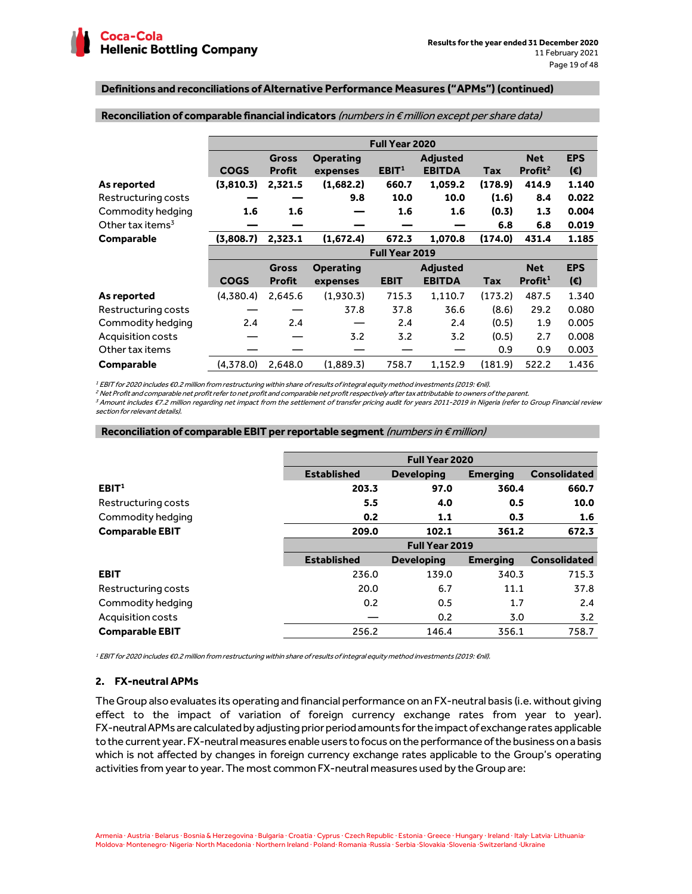**Definitions and reconciliations of Alternative Performance Measures ("APMs") (continued)**

**Reconciliation of comparable financial indicators** *(numbers in € million except per share data)*

| | Full Year 2020 | | | | | | | |
|---|---|---|---|---|---|---|---|---|
| | COGS | Gross Profit | Operating expenses | EBIT[1] | Adjusted EBITDA | Tax | Net Profit[2] | EPS (€) |
| **As reported** | **(3,810.3)** | **2,321.5** | **(1,682.2)** | **660.7** | **1,059.2** | **(178.9)** | **414.9** | **1.140** |
| Restructuring costs | — | — | **9.8** | **10.0** | **10.0** | **(1.6)** | **8.4** | **0.022** |
| Commodity hedging | **1.6** | **1.6** | — | **1.6** | **1.6** | **(0.3)** | **1.3** | **0.004** |
| Other tax items[3] | — | — | — | — | — | **6.8** | **6.8** | **0.019** |
| **Comparable** | **(3,808.7)** | **2,323.1** | **(1,672.4)** | **672.3** | **1,070.8** | **(174.0)** | **431.4** | **1.185** |
| | **Full Year 2019** | | | | | | | |
| | COGS | Gross Profit | Operating expenses | EBIT | Adjusted EBITDA | Tax | Net Profit[1] | EPS (€) |
| **As reported** | (4,380.4) | 2,645.6 | (1,930.3) | 715.3 | 1,110.7 | (173.2) | 487.5 | 1.340 |
| Restructuring costs | — | — | 37.8 | 37.8 | 36.6 | (8.6) | 29.2 | 0.080 |
| Commodity hedging | 2.4 | 2.4 | — | 2.4 | 2.4 | (0.5) | 1.9 | 0.005 |
| Acquisition costs | — | — | 3.2 | 3.2 | 3.2 | (0.5) | 2.7 | 0.008 |
| Other tax items | — | — | — | — | — | 0.9 | 0.9 | 0.003 |
| **Comparable** | (4,378.0) | 2,648.0 | (1,889.3) | 758.7 | 1,152.9 | (181.9) | 522.2 | 1.436 |

*[1] EBIT for 2020 includes €0.2 million from restructuring within share of results of integral equity method investments (2019: €nil).*
*[2] Net Profit and comparable net profit refer to net profit and comparable net profit respectively after tax attributable to owners of the parent.*
*[3] Amount includes €7.2 million regarding net impact from the settlement of transfer pricing audit for years 2011-2019 in Nigeria (refer to Group Financial review section for relevant details).*

**Reconciliation of comparable EBIT per reportable segment** *(numbers in € million)*

| | Full Year 2020 | | | |
|---|---|---|---|---|
| | Established | Developing | Emerging | Consolidated |
| **EBIT[1]** | **203.3** | **97.0** | **360.4** | **660.7** |
| Restructuring costs | **5.5** | **4.0** | **0.5** | **10.0** |
| Commodity hedging | **0.2** | **1.1** | **0.3** | **1.6** |
| **Comparable EBIT** | **209.0** | **102.1** | **361.2** | **672.3** |
| | **Full Year 2019** | | | |
| | Established | Developing | Emerging | Consolidated |
| **EBIT** | 236.0 | 139.0 | 340.3 | 715.3 |
| Restructuring costs | 20.0 | 6.7 | 11.1 | 37.8 |
| Commodity hedging | 0.2 | 0.5 | 1.7 | 2.4 |
| Acquisition costs | — | 0.2 | 3.0 | 3.2 |
| **Comparable EBIT** | 256.2 | 146.4 | 356.1 | 758.7 |

*[1] EBIT for 2020 includes €0.2 million from restructuring within share of results of integral equity method investments (2019: €nil).*

## 2. FX-neutral APMs

The Group also evaluates its operating and financial performance on an FX-neutral basis (i.e. without giving effect to the impact of variation of foreign currency exchange rates from year to year). FX-neutral APMs are calculated by adjusting prior period amounts for the impact of exchange rates applicable to the current year. FX-neutral measures enable users to focus on the performance of the business on a basis which is not affected by changes in foreign currency exchange rates applicable to the Group's operating activities from year to year. The most common FX-neutral measures used by the Group are: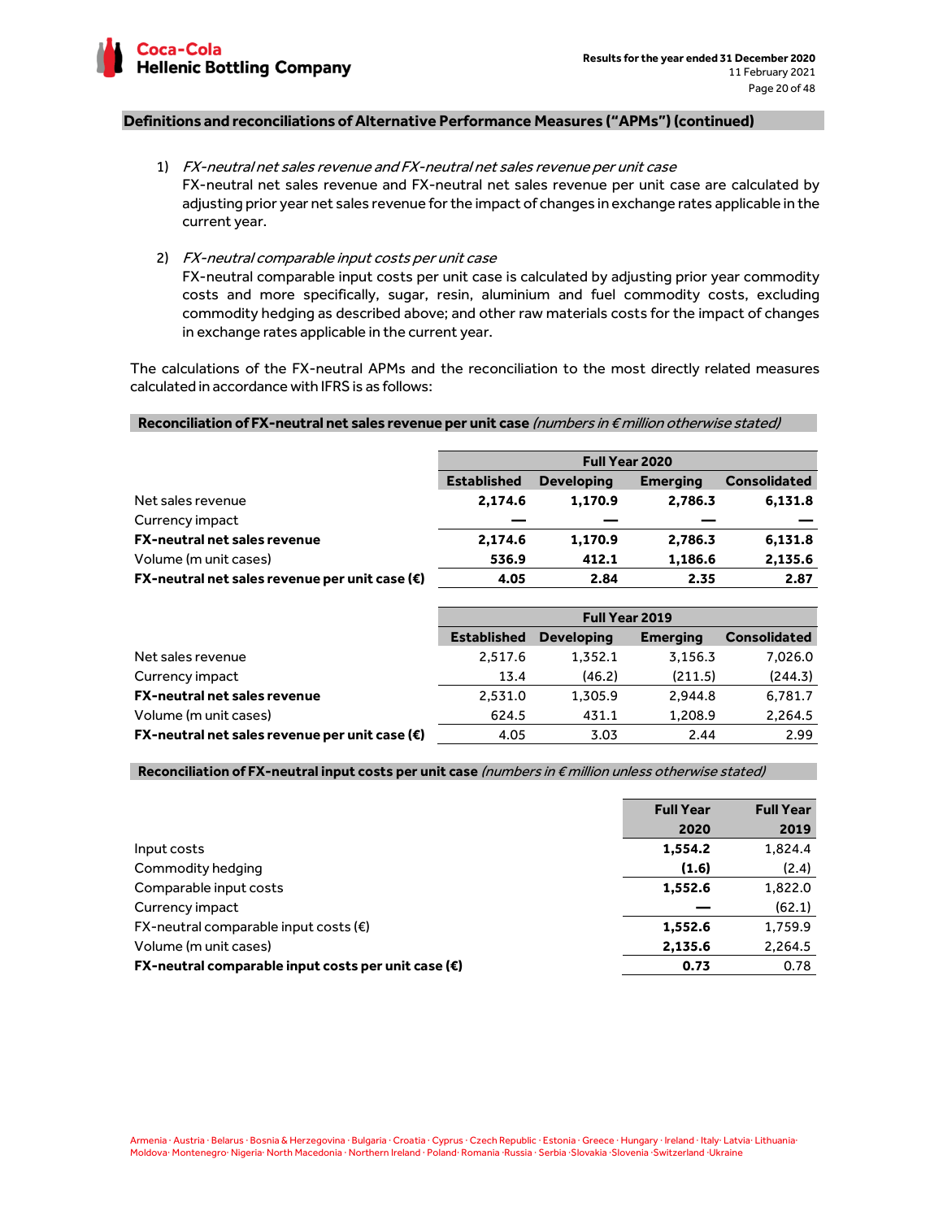## Definitions and reconciliations of Alternative Performance Measures ("APMs") (continued)

1) *FX-neutral net sales revenue and FX-neutral net sales revenue per unit case*
   FX-neutral net sales revenue and FX-neutral net sales revenue per unit case are calculated by adjusting prior year net sales revenue for the impact of changes in exchange rates applicable in the current year.

2) *FX-neutral comparable input costs per unit case*
   FX-neutral comparable input costs per unit case is calculated by adjusting prior year commodity costs and more specifically, sugar, resin, aluminium and fuel commodity costs, excluding commodity hedging as described above; and other raw materials costs for the impact of changes in exchange rates applicable in the current year.

The calculations of the FX-neutral APMs and the reconciliation to the most directly related measures calculated in accordance with IFRS is as follows:

### Reconciliation of FX-neutral net sales revenue per unit case *(numbers in € million otherwise stated)*

| | Full Year 2020 | | | |
|---|---|---|---|---|
| | **Established** | **Developing** | **Emerging** | **Consolidated** |
| Net sales revenue | **2,174.6** | **1,170.9** | **2,786.3** | **6,131.8** |
| Currency impact | **—** | **—** | **—** | **—** |
| **FX-neutral net sales revenue** | **2,174.6** | **1,170.9** | **2,786.3** | **6,131.8** |
| Volume (m unit cases) | **536.9** | **412.1** | **1,186.6** | **2,135.6** |
| **FX-neutral net sales revenue per unit case (€)** | **4.05** | **2.84** | **2.35** | **2.87** |

| | Full Year 2019 | | | |
|---|---|---|---|---|
| | **Established** | **Developing** | **Emerging** | **Consolidated** |
| Net sales revenue | 2,517.6 | 1,352.1 | 3,156.3 | 7,026.0 |
| Currency impact | 13.4 | (46.2) | (211.5) | (244.3) |
| **FX-neutral net sales revenue** | 2,531.0 | 1,305.9 | 2,944.8 | 6,781.7 |
| Volume (m unit cases) | 624.5 | 431.1 | 1,208.9 | 2,264.5 |
| **FX-neutral net sales revenue per unit case (€)** | 4.05 | 3.03 | 2.44 | 2.99 |

### Reconciliation of FX-neutral input costs per unit case *(numbers in € million unless otherwise stated)*

| | **Full Year 2020** | **Full Year 2019** |
|---|---|---|
| Input costs | **1,554.2** | 1,824.4 |
| Commodity hedging | **(1.6)** | (2.4) |
| Comparable input costs | **1,552.6** | 1,822.0 |
| Currency impact | **—** | (62.1) |
| FX-neutral comparable input costs (€) | **1,552.6** | 1,759.9 |
| Volume (m unit cases) | **2,135.6** | 2,264.5 |
| **FX-neutral comparable input costs per unit case (€)** | **0.73** | 0.78 |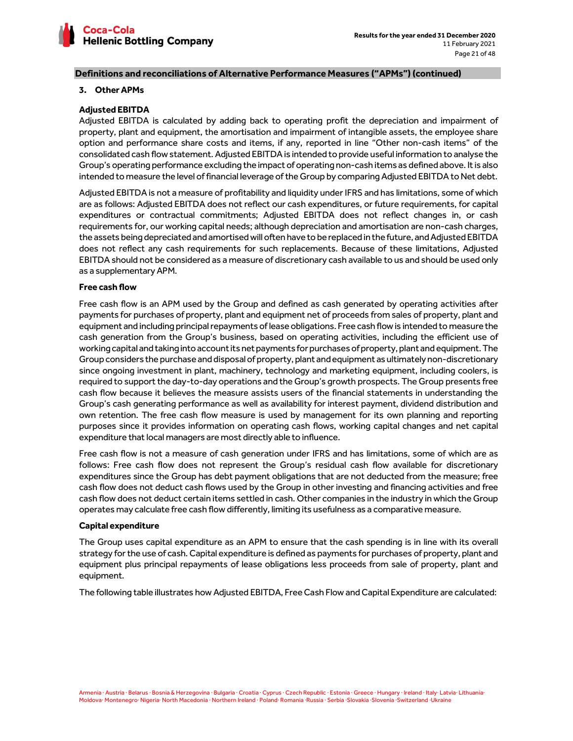## Definitions and reconciliations of Alternative Performance Measures ("APMs") (continued)

### 3. Other APMs

**Adjusted EBITDA**

Adjusted EBITDA is calculated by adding back to operating profit the depreciation and impairment of property, plant and equipment, the amortisation and impairment of intangible assets, the employee share option and performance share costs and items, if any, reported in line "Other non-cash items" of the consolidated cash flow statement. Adjusted EBITDA is intended to provide useful information to analyse the Group's operating performance excluding the impact of operating non-cash items as defined above. It is also intended to measure the level of financial leverage of the Group by comparing Adjusted EBITDA to Net debt.

Adjusted EBITDA is not a measure of profitability and liquidity under IFRS and has limitations, some of which are as follows: Adjusted EBITDA does not reflect our cash expenditures, or future requirements, for capital expenditures or contractual commitments; Adjusted EBITDA does not reflect changes in, or cash requirements for, our working capital needs; although depreciation and amortisation are non-cash charges, the assets being depreciated and amortised will often have to be replaced in the future, and Adjusted EBITDA does not reflect any cash requirements for such replacements. Because of these limitations, Adjusted EBITDA should not be considered as a measure of discretionary cash available to us and should be used only as a supplementary APM.

**Free cash flow**

Free cash flow is an APM used by the Group and defined as cash generated by operating activities after payments for purchases of property, plant and equipment net of proceeds from sales of property, plant and equipment and including principal repayments of lease obligations. Free cash flow is intended to measure the cash generation from the Group's business, based on operating activities, including the efficient use of working capital and taking into account its net payments for purchases of property, plant and equipment. The Group considers the purchase and disposal of property, plant and equipment as ultimately non-discretionary since ongoing investment in plant, machinery, technology and marketing equipment, including coolers, is required to support the day-to-day operations and the Group's growth prospects. The Group presents free cash flow because it believes the measure assists users of the financial statements in understanding the Group's cash generating performance as well as availability for interest payment, dividend distribution and own retention. The free cash flow measure is used by management for its own planning and reporting purposes since it provides information on operating cash flows, working capital changes and net capital expenditure that local managers are most directly able to influence.

Free cash flow is not a measure of cash generation under IFRS and has limitations, some of which are as follows: Free cash flow does not represent the Group's residual cash flow available for discretionary expenditures since the Group has debt payment obligations that are not deducted from the measure; free cash flow does not deduct cash flows used by the Group in other investing and financing activities and free cash flow does not deduct certain items settled in cash. Other companies in the industry in which the Group operates may calculate free cash flow differently, limiting its usefulness as a comparative measure.

**Capital expenditure**

The Group uses capital expenditure as an APM to ensure that the cash spending is in line with its overall strategy for the use of cash. Capital expenditure is defined as payments for purchases of property, plant and equipment plus principal repayments of lease obligations less proceeds from sale of property, plant and equipment.

The following table illustrates how Adjusted EBITDA, Free Cash Flow and Capital Expenditure are calculated: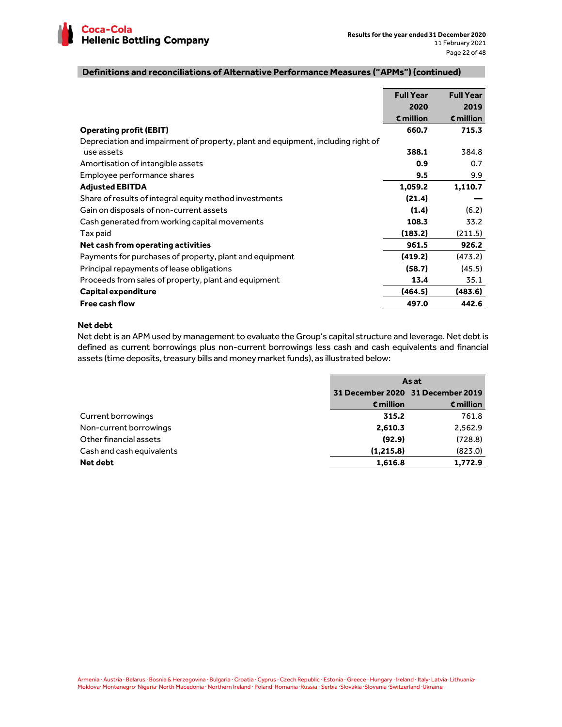## Definitions and reconciliations of Alternative Performance Measures ("APMs") (continued)

| | Full Year 2020 € million | Full Year 2019 € million |
|---|---|---|
| **Operating profit (EBIT)** | **660.7** | **715.3** |
| Depreciation and impairment of property, plant and equipment, including right of use assets | **388.1** | 384.8 |
| Amortisation of intangible assets | **0.9** | 0.7 |
| Employee performance shares | **9.5** | 9.9 |
| **Adjusted EBITDA** | **1,059.2** | **1,110.7** |
| Share of results of integral equity method investments | **(21.4)** | — |
| Gain on disposals of non-current assets | **(1.4)** | (6.2) |
| Cash generated from working capital movements | **108.3** | 33.2 |
| Tax paid | **(183.2)** | (211.5) |
| **Net cash from operating activities** | **961.5** | **926.2** |
| Payments for purchases of property, plant and equipment | **(419.2)** | (473.2) |
| Principal repayments of lease obligations | **(58.7)** | (45.5) |
| Proceeds from sales of property, plant and equipment | **13.4** | 35.1 |
| **Capital expenditure** | **(464.5)** | **(483.6)** |
| **Free cash flow** | **497.0** | **442.6** |

**Net debt**

Net debt is an APM used by management to evaluate the Group's capital structure and leverage. Net debt is defined as current borrowings plus non-current borrowings less cash and cash equivalents and financial assets (time deposits, treasury bills and money market funds), as illustrated below:

| | As at | |
|---|---|---|
| | 31 December 2020 € million | 31 December 2019 € million |
| Current borrowings | **315.2** | 761.8 |
| Non-current borrowings | **2,610.3** | 2,562.9 |
| Other financial assets | **(92.9)** | (728.8) |
| Cash and cash equivalents | **(1,215.8)** | (823.0) |
| **Net debt** | **1,616.8** | **1,772.9** |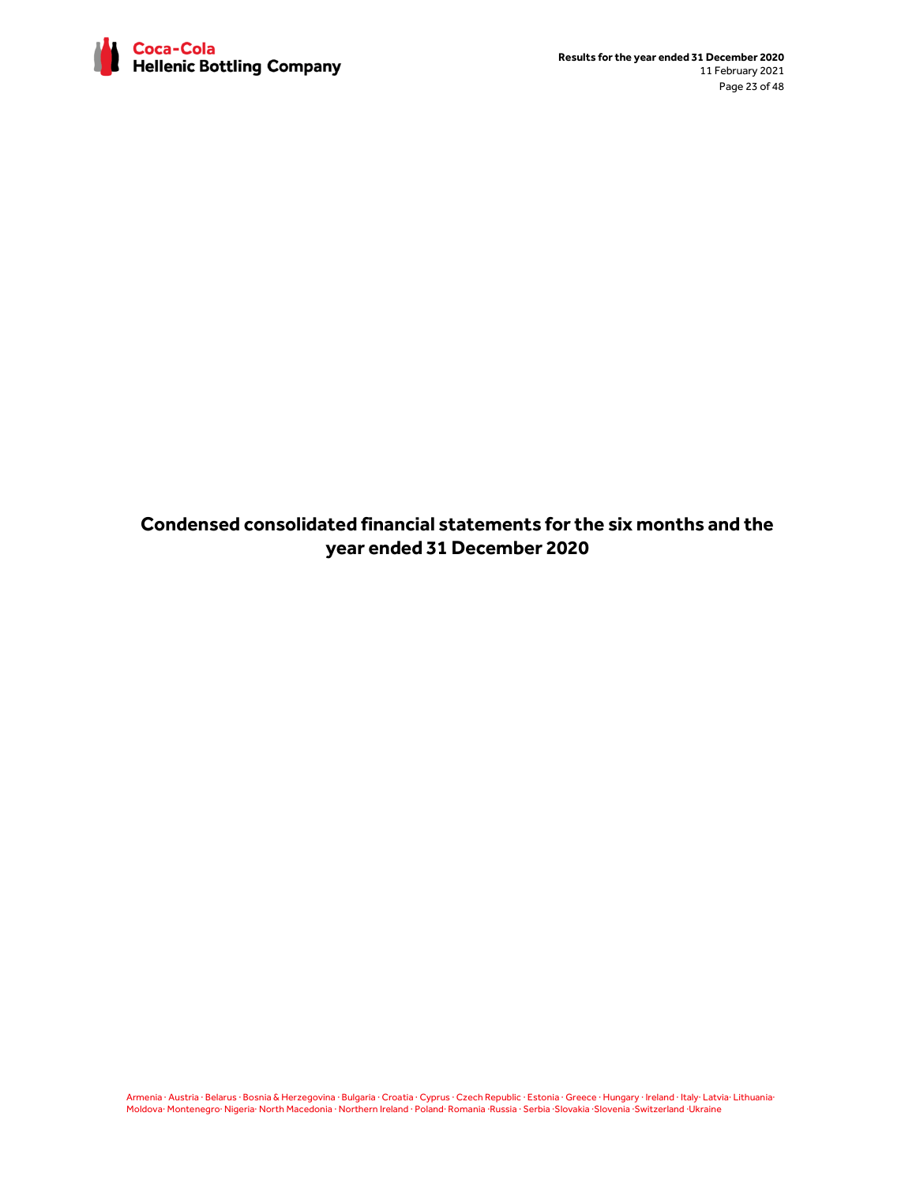# Condensed consolidated financial statements for the six months and the year ended 31 December 2020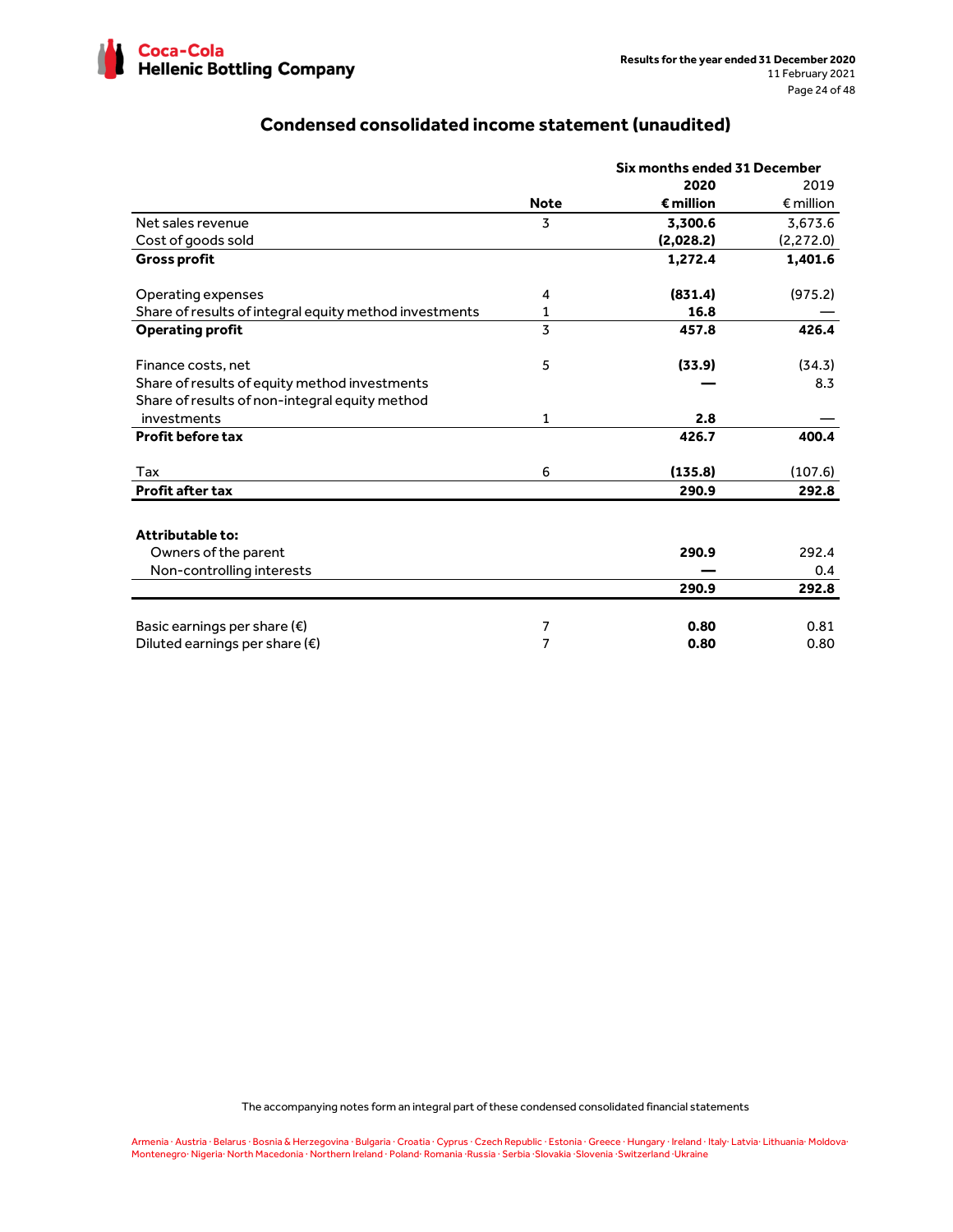## Condensed consolidated income statement (unaudited)

| | Note | Six months ended 31 December 2020 € million | 2019 € million |
|---|---|---|---|
| Net sales revenue | 3 | **3,300.6** | 3,673.6 |
| Cost of goods sold | | **(2,028.2)** | (2,272.0) |
| **Gross profit** | | **1,272.4** | **1,401.6** |
| | | | |
| Operating expenses | 4 | **(831.4)** | (975.2) |
| Share of results of integral equity method investments | 1 | **16.8** | — |
| **Operating profit** | 3 | **457.8** | **426.4** |
| | | | |
| Finance costs, net | 5 | **(33.9)** | (34.3) |
| Share of results of equity method investments | | **—** | 8.3 |
| Share of results of non-integral equity method investments | 1 | **2.8** | — |
| **Profit before tax** | | **426.7** | **400.4** |
| | | | |
| Tax | 6 | **(135.8)** | (107.6) |
| **Profit after tax** | | **290.9** | **292.8** |
| | | | |
| **Attributable to:** | | | |
| Owners of the parent | | **290.9** | 292.4 |
| Non-controlling interests | | **—** | 0.4 |
| | | **290.9** | **292.8** |
| | | | |
| Basic earnings per share (€) | 7 | **0.80** | 0.81 |
| Diluted earnings per share (€) | 7 | **0.80** | 0.80 |

The accompanying notes form an integral part of these condensed consolidated financial statements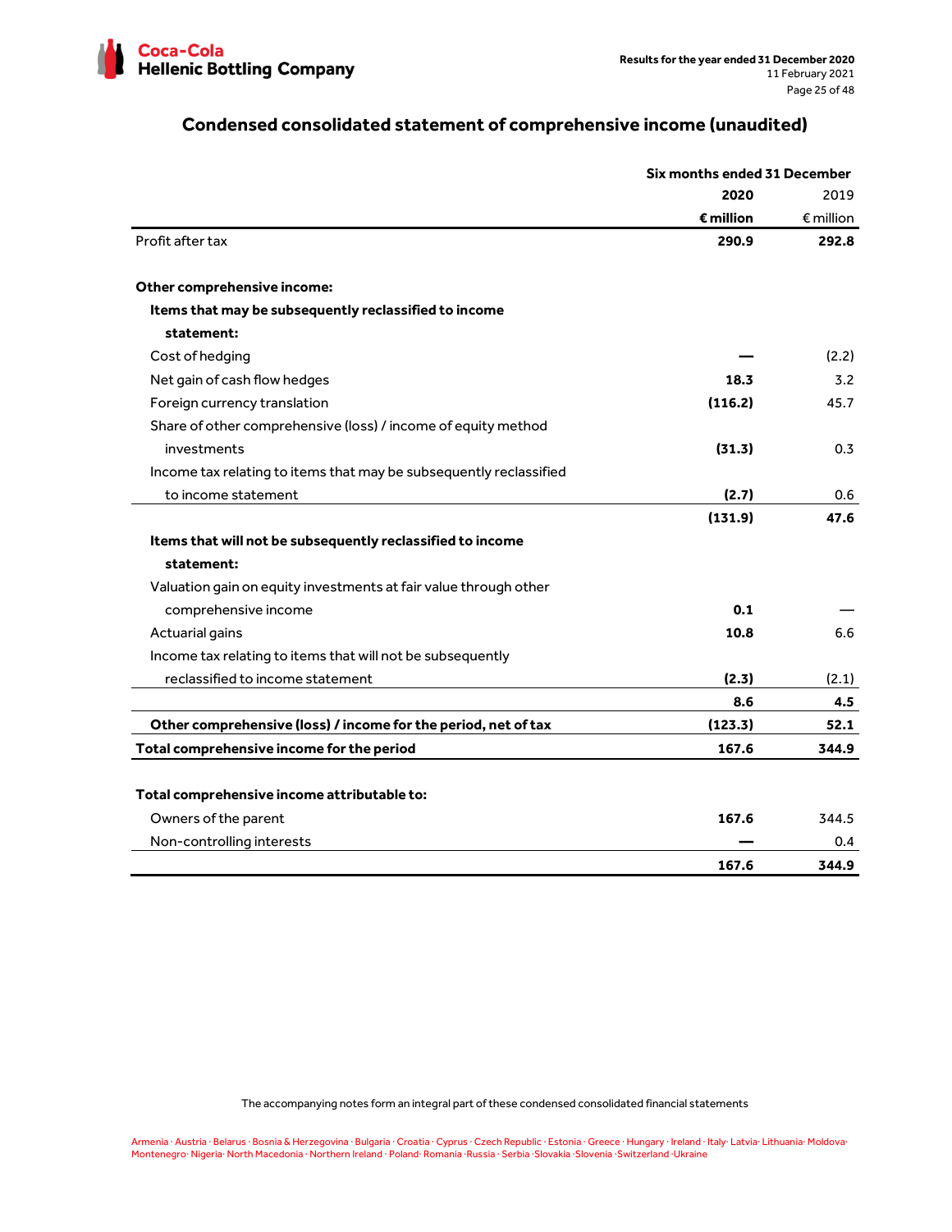## Condensed consolidated statement of comprehensive income (unaudited)

| | Six months ended 31 December | |
|---|---|---|
| | **2020** | 2019 |
| | **€ million** | € million |
| Profit after tax | **290.9** | **292.8** |
| | | |
| **Other comprehensive income:** | | |
| **Items that may be subsequently reclassified to income statement:** | | |
| Cost of hedging | **—** | (2.2) |
| Net gain of cash flow hedges | **18.3** | 3.2 |
| Foreign currency translation | **(116.2)** | 45.7 |
| Share of other comprehensive (loss) / income of equity method investments | **(31.3)** | 0.3 |
| Income tax relating to items that may be subsequently reclassified to income statement | **(2.7)** | 0.6 |
| | **(131.9)** | **47.6** |
| **Items that will not be subsequently reclassified to income statement:** | | |
| Valuation gain on equity investments at fair value through other comprehensive income | **0.1** | — |
| Actuarial gains | **10.8** | 6.6 |
| Income tax relating to items that will not be subsequently reclassified to income statement | **(2.3)** | (2.1) |
| | **8.6** | **4.5** |
| **Other comprehensive (loss) / income for the period, net of tax** | **(123.3)** | **52.1** |
| **Total comprehensive income for the period** | **167.6** | **344.9** |
| | | |
| **Total comprehensive income attributable to:** | | |
| Owners of the parent | **167.6** | 344.5 |
| Non-controlling interests | **—** | 0.4 |
| | **167.6** | **344.9** |

The accompanying notes form an integral part of these condensed consolidated financial statements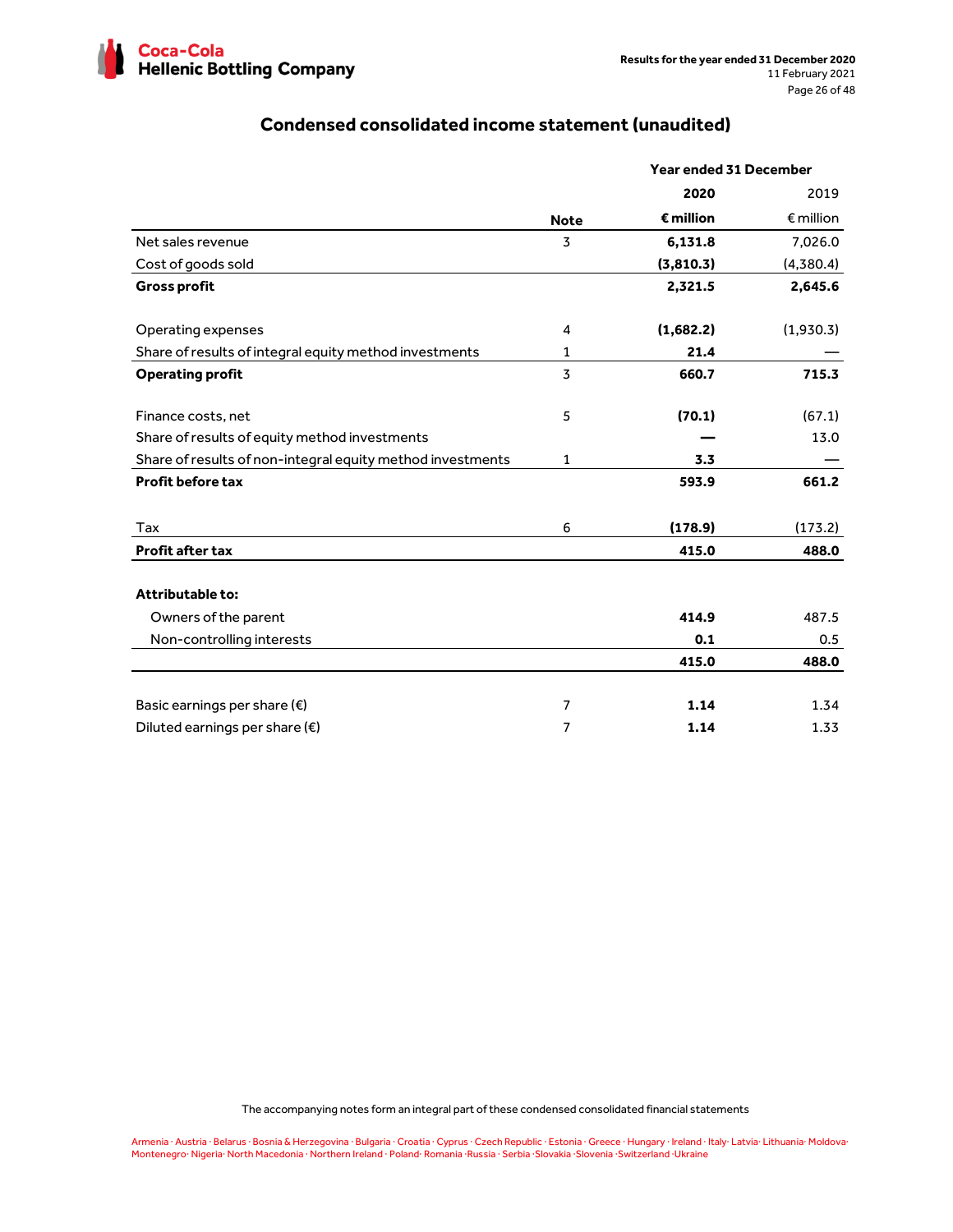# Condensed consolidated income statement (unaudited)

| | Note | 2020 € million | 2019 € million |
|---|---|---|---|
| | | **Year ended 31 December** | |
| Net sales revenue | 3 | **6,131.8** | 7,026.0 |
| Cost of goods sold | | **(3,810.3)** | (4,380.4) |
| **Gross profit** | | **2,321.5** | **2,645.6** |
| Operating expenses | 4 | **(1,682.2)** | (1,930.3) |
| Share of results of integral equity method investments | 1 | **21.4** | — |
| **Operating profit** | 3 | **660.7** | **715.3** |
| Finance costs, net | 5 | **(70.1)** | (67.1) |
| Share of results of equity method investments | | **—** | 13.0 |
| Share of results of non-integral equity method investments | 1 | **3.3** | — |
| **Profit before tax** | | **593.9** | **661.2** |
| Tax | 6 | **(178.9)** | (173.2) |
| **Profit after tax** | | **415.0** | **488.0** |
| **Attributable to:** | | | |
| Owners of the parent | | **414.9** | 487.5 |
| Non-controlling interests | | **0.1** | 0.5 |
| | | **415.0** | **488.0** |
| Basic earnings per share (€) | 7 | **1.14** | 1.34 |
| Diluted earnings per share (€) | 7 | **1.14** | 1.33 |

The accompanying notes form an integral part of these condensed consolidated financial statements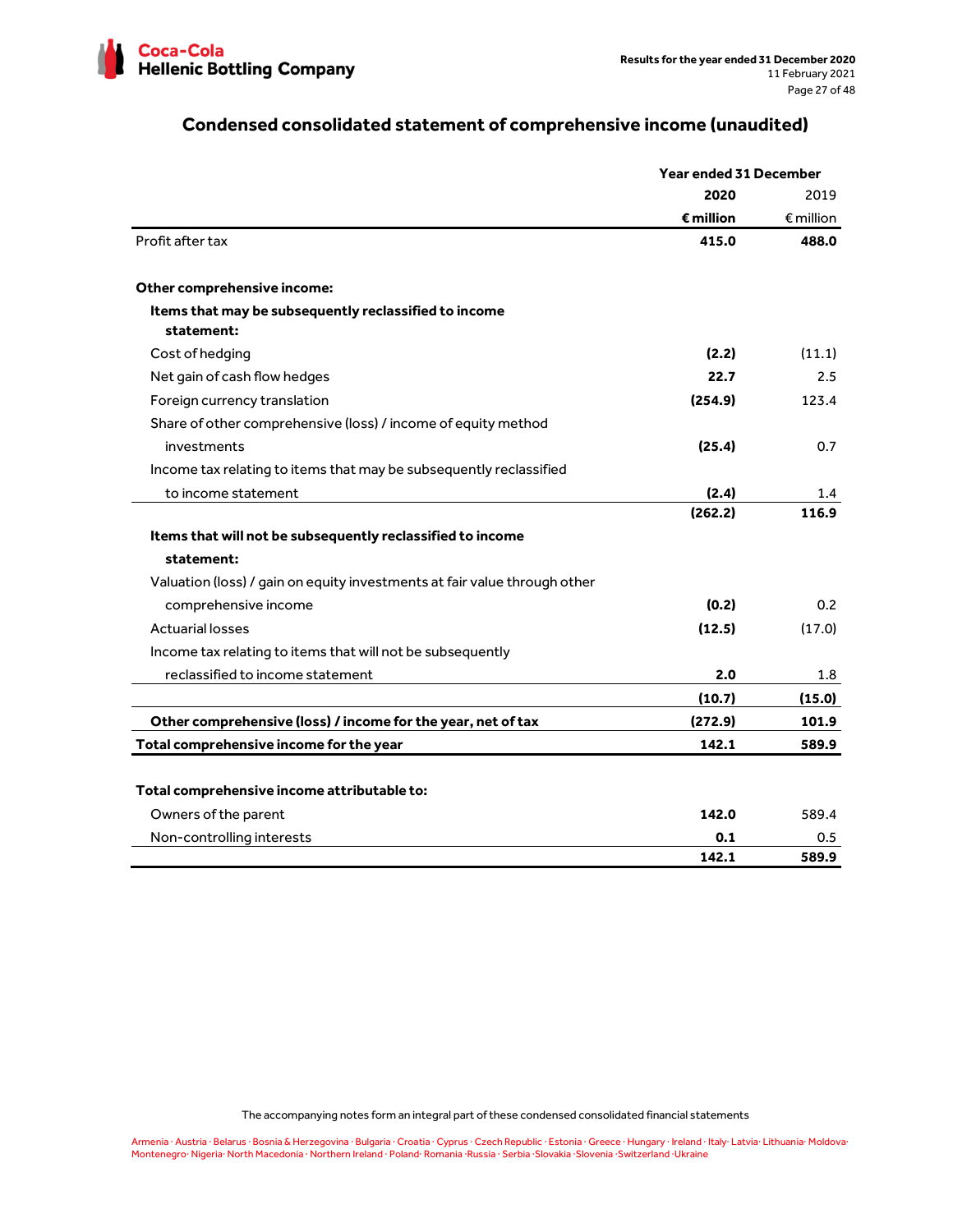## Condensed consolidated statement of comprehensive income (unaudited)

| | Year ended 31 December | |
|---|---|---|
| | **2020** | 2019 |
| | **€ million** | € million |
| Profit after tax | **415.0** | **488.0** |
| | | |
| **Other comprehensive income:** | | |
| **Items that may be subsequently reclassified to income statement:** | | |
| Cost of hedging | **(2.2)** | (11.1) |
| Net gain of cash flow hedges | **22.7** | 2.5 |
| Foreign currency translation | **(254.9)** | 123.4 |
| Share of other comprehensive (loss) / income of equity method investments | **(25.4)** | 0.7 |
| Income tax relating to items that may be subsequently reclassified to income statement | **(2.4)** | 1.4 |
| | **(262.2)** | **116.9** |
| **Items that will not be subsequently reclassified to income statement:** | | |
| Valuation (loss) / gain on equity investments at fair value through other comprehensive income | **(0.2)** | 0.2 |
| Actuarial losses | **(12.5)** | (17.0) |
| Income tax relating to items that will not be subsequently reclassified to income statement | **2.0** | 1.8 |
| | **(10.7)** | **(15.0)** |
| **Other comprehensive (loss) / income for the year, net of tax** | **(272.9)** | **101.9** |
| **Total comprehensive income for the year** | **142.1** | **589.9** |
| | | |
| **Total comprehensive income attributable to:** | | |
| Owners of the parent | **142.0** | 589.4 |
| Non-controlling interests | **0.1** | 0.5 |
| | **142.1** | **589.9** |

The accompanying notes form an integral part of these condensed consolidated financial statements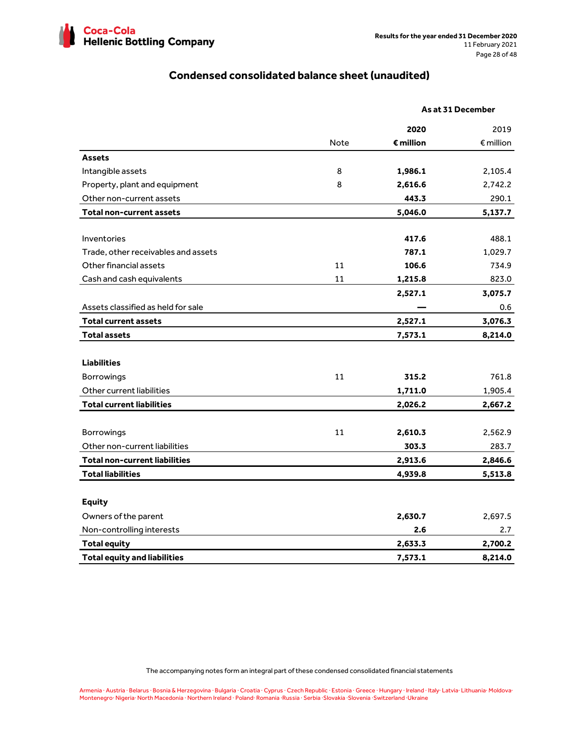## Condensed consolidated balance sheet (unaudited)

| | Note | As at 31 December 2020 € million | 2019 € million |
|---|---|---|---|
| **Assets** | | | |
| Intangible assets | 8 | **1,986.1** | 2,105.4 |
| Property, plant and equipment | 8 | **2,616.6** | 2,742.2 |
| Other non-current assets | | **443.3** | 290.1 |
| **Total non-current assets** | | **5,046.0** | **5,137.7** |
| | | | |
| Inventories | | **417.6** | 488.1 |
| Trade, other receivables and assets | | **787.1** | 1,029.7 |
| Other financial assets | 11 | **106.6** | 734.9 |
| Cash and cash equivalents | 11 | **1,215.8** | 823.0 |
| | | **2,527.1** | **3,075.7** |
| Assets classified as held for sale | | **—** | 0.6 |
| **Total current assets** | | **2,527.1** | **3,076.3** |
| **Total assets** | | **7,573.1** | **8,214.0** |
| | | | |
| **Liabilities** | | | |
| Borrowings | 11 | **315.2** | 761.8 |
| Other current liabilities | | **1,711.0** | 1,905.4 |
| **Total current liabilities** | | **2,026.2** | **2,667.2** |
| | | | |
| Borrowings | 11 | **2,610.3** | 2,562.9 |
| Other non-current liabilities | | **303.3** | 283.7 |
| **Total non-current liabilities** | | **2,913.6** | **2,846.6** |
| **Total liabilities** | | **4,939.8** | **5,513.8** |
| | | | |
| **Equity** | | | |
| Owners of the parent | | **2,630.7** | 2,697.5 |
| Non-controlling interests | | **2.6** | 2.7 |
| **Total equity** | | **2,633.3** | **2,700.2** |
| **Total equity and liabilities** | | **7,573.1** | **8,214.0** |

The accompanying notes form an integral part of these condensed consolidated financial statements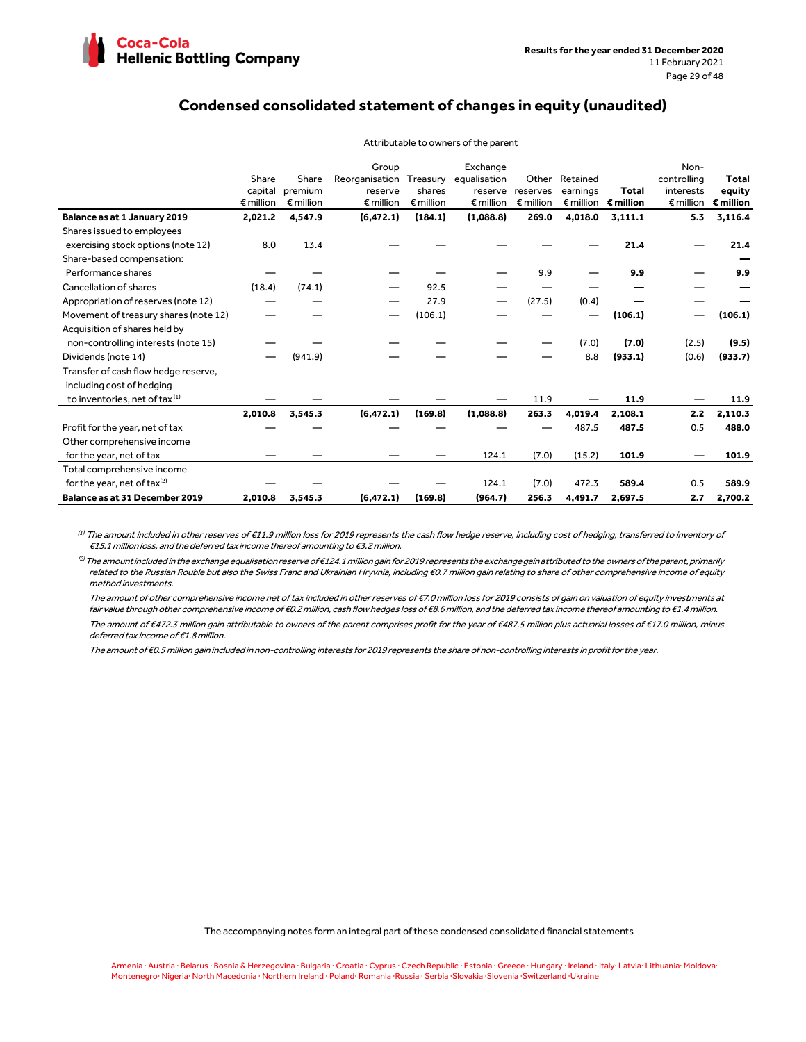# Condensed consolidated statement of changes in equity (unaudited)

| | Attributable to owners of the parent | | | | | | | | | |
|---|---|---|---|---|---|---|---|---|---|---|
| | Share capital €million | Share premium €million | Group Reorganisation reserve €million | Treasury shares €million | Exchange equalisation reserve €million | Other reserves €million | Retained earnings €million | **Total €million** | Non-controlling interests €million | **Total equity €million** |
| **Balance as at 1 January 2019** | **2,021.2** | **4,547.9** | **(6,472.1)** | **(184.1)** | **(1,088.8)** | **269.0** | **4,018.0** | **3,111.1** | **5.3** | **3,116.4** |
| Shares issued to employees exercising stock options (note 12) | 8.0 | 13.4 | — | — | — | — | — | **21.4** | — | **21.4** |
| Share-based compensation: | | | | | | | | | | **—** |
| Performance shares | — | — | — | — | — | 9.9 | — | **9.9** | — | **9.9** |
| Cancellation of shares | (18.4) | (74.1) | — | 92.5 | — | — | — | **—** | — | **—** |
| Appropriation of reserves (note 12) | — | — | — | 27.9 | — | (27.5) | (0.4) | **—** | — | **—** |
| Movement of treasury shares (note 12) | — | — | — | (106.1) | — | — | — | **(106.1)** | — | **(106.1)** |
| Acquisition of shares held by non-controlling interests (note 15) | — | — | — | — | — | — | (7.0) | **(7.0)** | (2.5) | **(9.5)** |
| Dividends (note 14) | — | (941.9) | — | — | — | — | 8.8 | **(933.1)** | (0.6) | **(933.7)** |
| Transfer of cash flow hedge reserve, including cost of hedging to inventories, net of tax [1] | — | — | — | — | — | 11.9 | — | **11.9** | — | **11.9** |
| | **2,010.8** | **3,545.3** | **(6,472.1)** | **(169.8)** | **(1,088.8)** | **263.3** | **4,019.4** | **2,108.1** | **2.2** | **2,110.3** |
| Profit for the year, net of tax | — | — | — | — | — | — | 487.5 | **487.5** | 0.5 | **488.0** |
| Other comprehensive income for the year, net of tax | — | — | — | — | 124.1 | (7.0) | (15.2) | **101.9** | — | **101.9** |
| Total comprehensive income for the year, net of tax [2] | — | — | — | — | 124.1 | (7.0) | 472.3 | **589.4** | 0.5 | **589.9** |
| **Balance as at 31 December 2019** | **2,010.8** | **3,545.3** | **(6,472.1)** | **(169.8)** | **(964.7)** | **256.3** | **4,491.7** | **2,697.5** | **2.7** | **2,700.2** |

*[1] The amount included in other reserves of €11.9 million loss for 2019 represents the cash flow hedge reserve, including cost of hedging, transferred to inventory of €15.1 million loss, and the deferred tax income thereof amounting to €3.2 million.*

*[2] The amount included in the exchange equalisation reserve of €124.1 million gain for 2019 represents the exchange gain attributed to the owners of the parent, primarily related to the Russian Rouble but also the Swiss Franc and Ukrainian Hryvnia, including €0.7 million gain relating to share of other comprehensive income of equity method investments.*

*The amount of other comprehensive income net of tax included in other reserves of €7.0 million loss for 2019 consists of gain on valuation of equity investments at fair value through other comprehensive income of €0.2 million, cash flow hedges loss of €8.6 million, and the deferred tax income thereof amounting to €1.4 million.*

*The amount of €472.3 million gain attributable to owners of the parent comprises profit for the year of €487.5 million plus actuarial losses of €17.0 million, minus deferred tax income of €1.8 million.*

*The amount of €0.5 million gain included in non-controlling interests for 2019 represents the share of non-controlling interests in profit for the year.*

The accompanying notes form an integral part of these condensed consolidated financial statements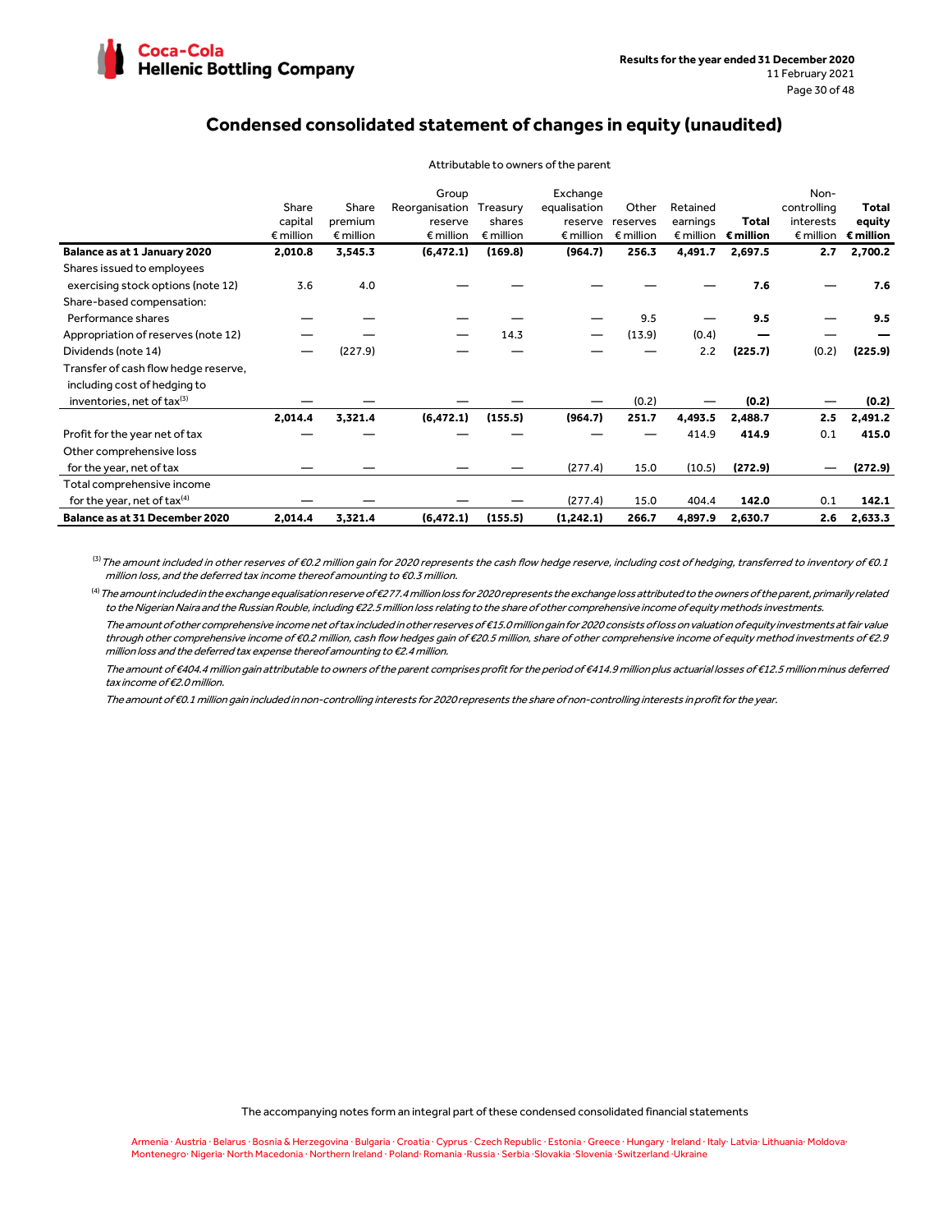# Condensed consolidated statement of changes in equity (unaudited)

| | Attributable to owners of the parent | | | | | | | | | |
|---|---|---|---|---|---|---|---|---|---|---|
| | Share capital € million | Share premium € million | Group Reorganisation reserve € million | Treasury shares € million | Exchange equalisation reserve € million | Other reserves € million | Retained earnings € million | **Total € million** | Non-controlling interests € million | **Total equity € million** |
| **Balance as at 1 January 2020** | **2,010.8** | **3,545.3** | **(6,472.1)** | **(169.8)** | **(964.7)** | **256.3** | **4,491.7** | **2,697.5** | **2.7** | **2,700.2** |
| Shares issued to employees exercising stock options (note 12) | 3.6 | 4.0 | — | — | — | — | — | **7.6** | — | **7.6** |
| Share-based compensation: Performance shares | — | — | — | — | — | 9.5 | — | **9.5** | — | **9.5** |
| Appropriation of reserves (note 12) | — | — | — | 14.3 | — | (13.9) | (0.4) | **—** | — | **—** |
| Dividends (note 14) | — | (227.9) | — | — | — | — | 2.2 | **(225.7)** | (0.2) | **(225.9)** |
| Transfer of cash flow hedge reserve, including cost of hedging to inventories, net of tax[3] | — | — | — | — | — | (0.2) | — | **(0.2)** | — | **(0.2)** |
| | **2,014.4** | **3,321.4** | **(6,472.1)** | **(155.5)** | **(964.7)** | **251.7** | **4,493.5** | **2,488.7** | **2.5** | **2,491.2** |
| Profit for the year net of tax | — | — | — | — | — | — | 414.9 | **414.9** | 0.1 | **415.0** |
| Other comprehensive loss for the year, net of tax | — | — | — | — | (277.4) | 15.0 | (10.5) | **(272.9)** | — | **(272.9)** |
| Total comprehensive income for the year, net of tax[4] | — | — | — | — | (277.4) | 15.0 | 404.4 | **142.0** | 0.1 | **142.1** |
| **Balance as at 31 December 2020** | **2,014.4** | **3,321.4** | **(6,472.1)** | **(155.5)** | **(1,242.1)** | **266.7** | **4,897.9** | **2,630.7** | **2.6** | **2,633.3** |

[3] *The amount included in other reserves of €0.2 million gain for 2020 represents the cash flow hedge reserve, including cost of hedging, transferred to inventory of €0.1 million loss, and the deferred tax income thereof amounting to €0.3 million.*

[4] *The amount included in the exchange equalisation reserve of €277.4 million loss for 2020 represents the exchange loss attributed to the owners of the parent, primarily related to the Nigerian Naira and the Russian Rouble, including €22.5 million loss relating to the share of other comprehensive income of equity methods investments.*

*The amount of other comprehensive income net of tax included in other reserves of €15.0 million gain for 2020 consists of loss on valuation of equity investments at fair value through other comprehensive income of €0.2 million, cash flow hedges gain of €20.5 million, share of other comprehensive income of equity method investments of €2.9 million loss and the deferred tax expense thereof amounting to €2.4 million.*

*The amount of €404.4 million gain attributable to owners of the parent comprises profit for the period of €414.9 million plus actuarial losses of €12.5 million minus deferred tax income of €2.0 million.*

*The amount of €0.1 million gain included in non-controlling interests for 2020 represents the share of non-controlling interests in profit for the year.*

The accompanying notes form an integral part of these condensed consolidated financial statements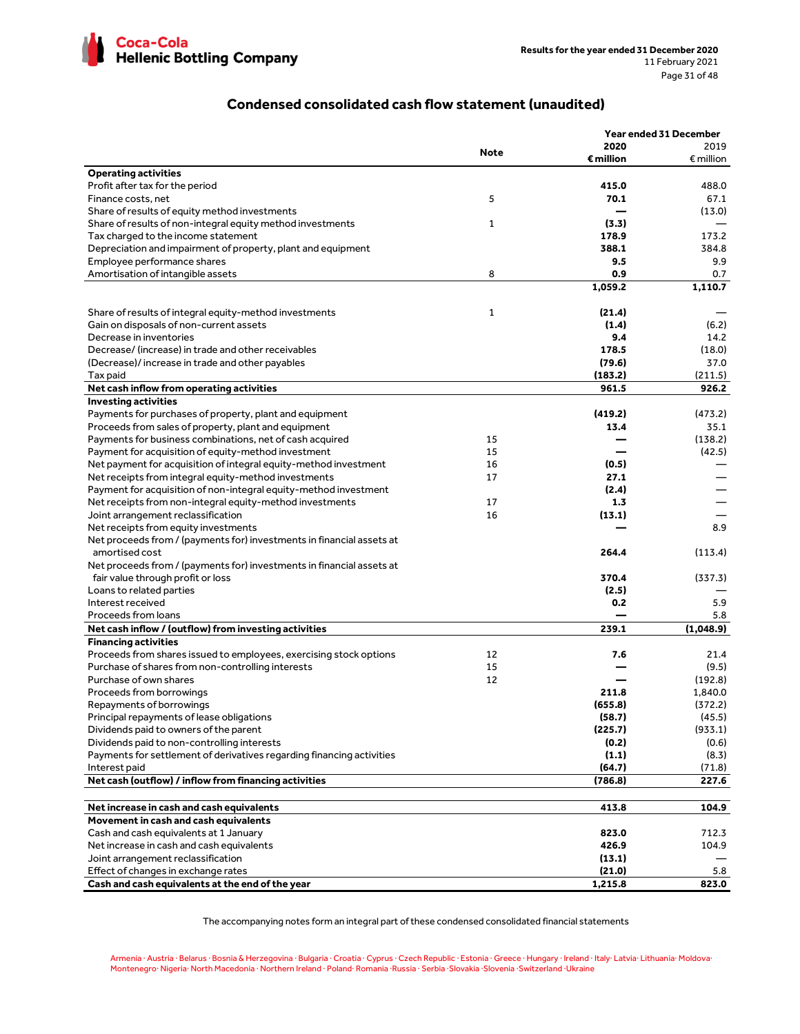## Condensed consolidated cash flow statement (unaudited)

| | Note | Year ended 31 December 2020 € million | 2019 € million |
|---|---|---|---|
| **Operating activities** | | | |
| Profit after tax for the period | | **415.0** | 488.0 |
| Finance costs, net | 5 | **70.1** | 67.1 |
| Share of results of equity method investments | | **—** | (13.0) |
| Share of results of non-integral equity method investments | 1 | **(3.3)** | — |
| Tax charged to the income statement | | **178.9** | 173.2 |
| Depreciation and impairment of property, plant and equipment | | **388.1** | 384.8 |
| Employee performance shares | | **9.5** | 9.9 |
| Amortisation of intangible assets | 8 | **0.9** | 0.7 |
| | | **1,059.2** | **1,110.7** |
| Share of results of integral equity-method investments | 1 | **(21.4)** | — |
| Gain on disposals of non-current assets | | **(1.4)** | (6.2) |
| Decrease in inventories | | **9.4** | 14.2 |
| Decrease/ (increase) in trade and other receivables | | **178.5** | (18.0) |
| (Decrease)/ increase in trade and other payables | | **(79.6)** | 37.0 |
| Tax paid | | **(183.2)** | (211.5) |
| **Net cash inflow from operating activities** | | **961.5** | **926.2** |
| **Investing activities** | | | |
| Payments for purchases of property, plant and equipment | | **(419.2)** | (473.2) |
| Proceeds from sales of property, plant and equipment | | **13.4** | 35.1 |
| Payments for business combinations, net of cash acquired | 15 | **—** | (138.2) |
| Payment for acquisition of equity-method investment | 15 | **—** | (42.5) |
| Net payment for acquisition of integral equity-method investment | 16 | **(0.5)** | — |
| Net receipts from integral equity-method investments | 17 | **27.1** | — |
| Payment for acquisition of non-integral equity-method investment | | **(2.4)** | — |
| Net receipts from non-integral equity-method investments | 17 | **1.3** | — |
| Joint arrangement reclassification | 16 | **(13.1)** | — |
| Net receipts from equity investments | | **—** | 8.9 |
| Net proceeds from / (payments for) investments in financial assets at amortised cost | | **264.4** | (113.4) |
| Net proceeds from / (payments for) investments in financial assets at fair value through profit or loss | | **370.4** | (337.3) |
| Loans to related parties | | **(2.5)** | — |
| Interest received | | **0.2** | 5.9 |
| Proceeds from loans | | **—** | 5.8 |
| **Net cash inflow / (outflow) from investing activities** | | **239.1** | **(1,048.9)** |
| **Financing activities** | | | |
| Proceeds from shares issued to employees, exercising stock options | 12 | **7.6** | 21.4 |
| Purchase of shares from non-controlling interests | 15 | **—** | (9.5) |
| Purchase of own shares | 12 | **—** | (192.8) |
| Proceeds from borrowings | | **211.8** | 1,840.0 |
| Repayments of borrowings | | **(655.8)** | (372.2) |
| Principal repayments of lease obligations | | **(58.7)** | (45.5) |
| Dividends paid to owners of the parent | | **(225.7)** | (933.1) |
| Dividends paid to non-controlling interests | | **(0.2)** | (0.6) |
| Payments for settlement of derivatives regarding financing activities | | **(1.1)** | (8.3) |
| Interest paid | | **(64.7)** | (71.8) |
| **Net cash (outflow) / inflow from financing activities** | | **(786.8)** | **227.6** |
| **Net increase in cash and cash equivalents** | | **413.8** | **104.9** |
| **Movement in cash and cash equivalents** | | | |
| Cash and cash equivalents at 1 January | | **823.0** | 712.3 |
| Net increase in cash and cash equivalents | | **426.9** | 104.9 |
| Joint arrangement reclassification | | **(13.1)** | — |
| Effect of changes in exchange rates | | **(21.0)** | 5.8 |
| **Cash and cash equivalents at the end of the year** | | **1,215.8** | **823.0** |

The accompanying notes form an integral part of these condensed consolidated financial statements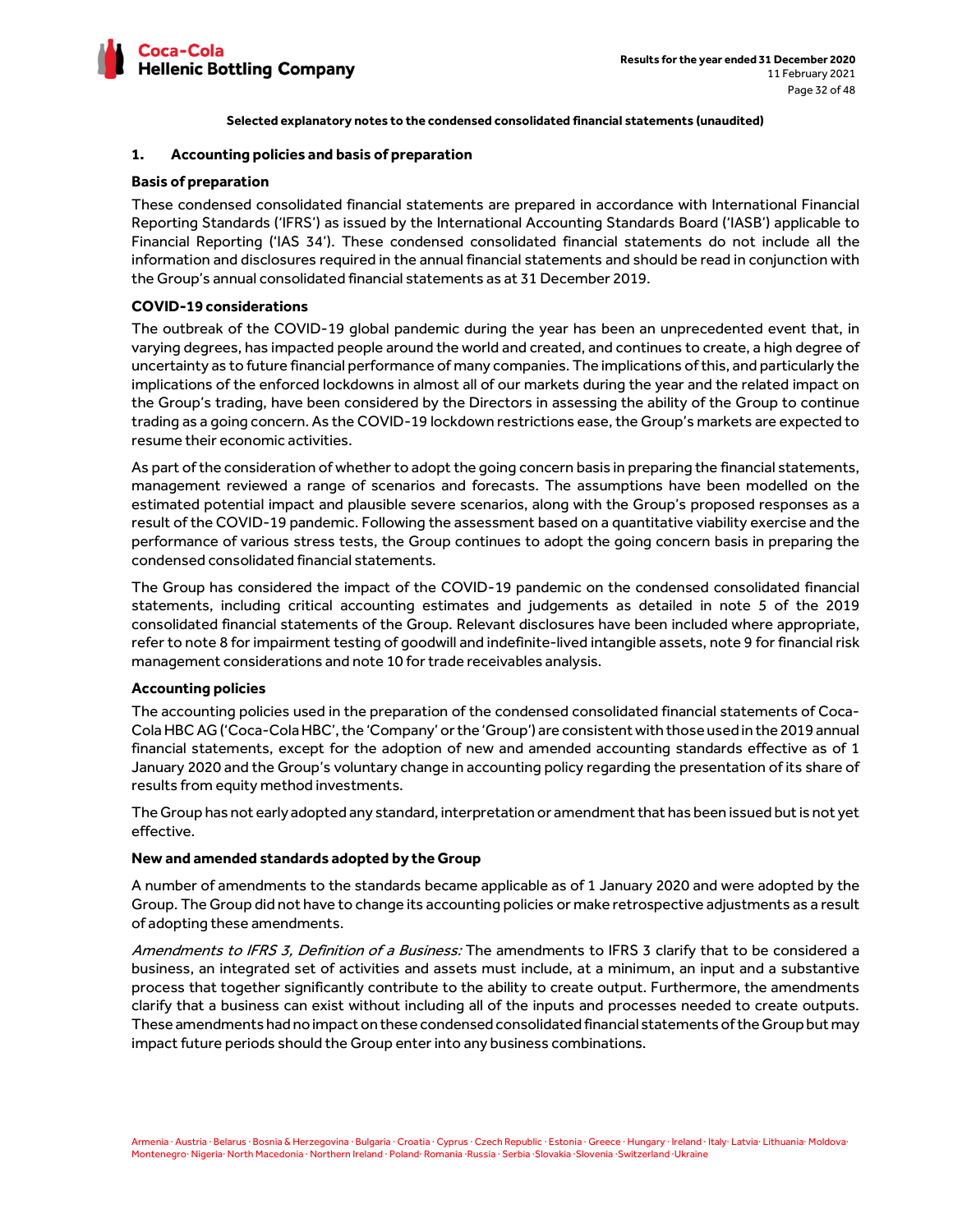**Selected explanatory notes to the condensed consolidated financial statements (unaudited)**

## 1. Accounting policies and basis of preparation

### Basis of preparation

These condensed consolidated financial statements are prepared in accordance with International Financial Reporting Standards ('IFRS') as issued by the International Accounting Standards Board ('IASB') applicable to Financial Reporting ('IAS 34'). These condensed consolidated financial statements do not include all the information and disclosures required in the annual financial statements and should be read in conjunction with the Group's annual consolidated financial statements as at 31 December 2019.

### COVID-19 considerations

The outbreak of the COVID-19 global pandemic during the year has been an unprecedented event that, in varying degrees, has impacted people around the world and created, and continues to create, a high degree of uncertainty as to future financial performance of many companies. The implications of this, and particularly the implications of the enforced lockdowns in almost all of our markets during the year and the related impact on the Group's trading, have been considered by the Directors in assessing the ability of the Group to continue trading as a going concern. As the COVID-19 lockdown restrictions ease, the Group's markets are expected to resume their economic activities.

As part of the consideration of whether to adopt the going concern basis in preparing the financial statements, management reviewed a range of scenarios and forecasts. The assumptions have been modelled on the estimated potential impact and plausible severe scenarios, along with the Group's proposed responses as a result of the COVID-19 pandemic. Following the assessment based on a quantitative viability exercise and the performance of various stress tests, the Group continues to adopt the going concern basis in preparing the condensed consolidated financial statements.

The Group has considered the impact of the COVID-19 pandemic on the condensed consolidated financial statements, including critical accounting estimates and judgements as detailed in note 5 of the 2019 consolidated financial statements of the Group. Relevant disclosures have been included where appropriate, refer to note 8 for impairment testing of goodwill and indefinite-lived intangible assets, note 9 for financial risk management considerations and note 10 for trade receivables analysis.

### Accounting policies

The accounting policies used in the preparation of the condensed consolidated financial statements of Coca-Cola HBC AG ('Coca-Cola HBC', the 'Company' or the 'Group') are consistent with those used in the 2019 annual financial statements, except for the adoption of new and amended accounting standards effective as of 1 January 2020 and the Group's voluntary change in accounting policy regarding the presentation of its share of results from equity method investments.

The Group has not early adopted any standard, interpretation or amendment that has been issued but is not yet effective.

### New and amended standards adopted by the Group

A number of amendments to the standards became applicable as of 1 January 2020 and were adopted by the Group. The Group did not have to change its accounting policies or make retrospective adjustments as a result of adopting these amendments.

*Amendments to IFRS 3, Definition of a Business:* The amendments to IFRS 3 clarify that to be considered a business, an integrated set of activities and assets must include, at a minimum, an input and a substantive process that together significantly contribute to the ability to create output. Furthermore, the amendments clarify that a business can exist without including all of the inputs and processes needed to create outputs. These amendments had no impact on these condensed consolidated financial statements of the Group but may impact future periods should the Group enter into any business combinations.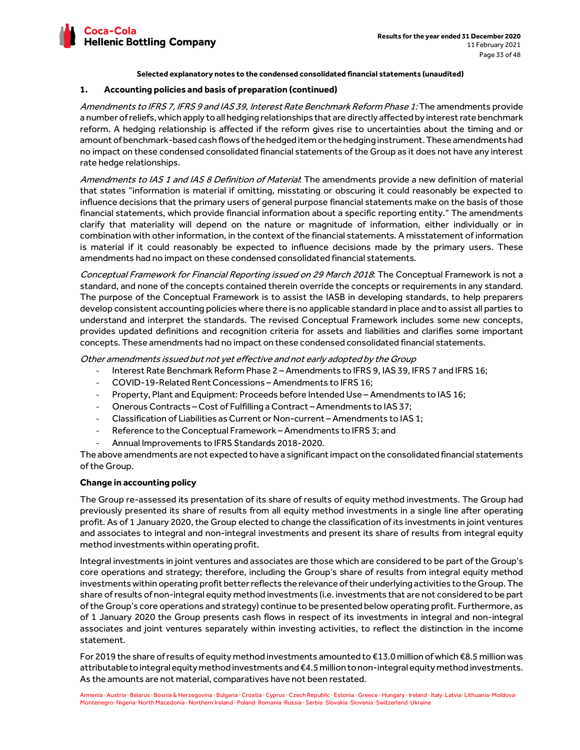**Selected explanatory notes to the condensed consolidated financial statements (unaudited)**

## 1. Accounting policies and basis of preparation (continued)

*Amendments to IFRS 7, IFRS 9 and IAS 39, Interest Rate Benchmark Reform Phase 1:* The amendments provide a number of reliefs, which apply to all hedging relationships that are directly affected by interest rate benchmark reform. A hedging relationship is affected if the reform gives rise to uncertainties about the timing and or amount of benchmark-based cash flows of the hedged item or the hedging instrument. These amendments had no impact on these condensed consolidated financial statements of the Group as it does not have any interest rate hedge relationships.

*Amendments to IAS 1 and IAS 8 Definition of Material*: The amendments provide a new definition of material that states "information is material if omitting, misstating or obscuring it could reasonably be expected to influence decisions that the primary users of general purpose financial statements make on the basis of those financial statements, which provide financial information about a specific reporting entity." The amendments clarify that materiality will depend on the nature or magnitude of information, either individually or in combination with other information, in the context of the financial statements. A misstatement of information is material if it could reasonably be expected to influence decisions made by the primary users. These amendments had no impact on these condensed consolidated financial statements.

*Conceptual Framework for Financial Reporting issued on 29 March 2018*: The Conceptual Framework is not a standard, and none of the concepts contained therein override the concepts or requirements in any standard. The purpose of the Conceptual Framework is to assist the IASB in developing standards, to help preparers develop consistent accounting policies where there is no applicable standard in place and to assist all parties to understand and interpret the standards. The revised Conceptual Framework includes some new concepts, provides updated definitions and recognition criteria for assets and liabilities and clarifies some important concepts. These amendments had no impact on these condensed consolidated financial statements.

*Other amendments issued but not yet effective and not early adopted by the Group*

- Interest Rate Benchmark Reform Phase 2 – Amendments to IFRS 9, IAS 39, IFRS 7 and IFRS 16;
- COVID-19-Related Rent Concessions – Amendments to IFRS 16;
- Property, Plant and Equipment: Proceeds before Intended Use – Amendments to IAS 16;
- Onerous Contracts – Cost of Fulfilling a Contract – Amendments to IAS 37;
- Classification of Liabilities as Current or Non-current – Amendments to IAS 1;
- Reference to the Conceptual Framework – Amendments to IFRS 3; and
- Annual Improvements to IFRS Standards 2018-2020.

The above amendments are not expected to have a significant impact on the consolidated financial statements of the Group.

**Change in accounting policy**

The Group re-assessed its presentation of its share of results of equity method investments. The Group had previously presented its share of results from all equity method investments in a single line after operating profit. As of 1 January 2020, the Group elected to change the classification of its investments in joint ventures and associates to integral and non-integral investments and present its share of results from integral equity method investments within operating profit.

Integral investments in joint ventures and associates are those which are considered to be part of the Group's core operations and strategy; therefore, including the Group's share of results from integral equity method investments within operating profit better reflects the relevance of their underlying activities to the Group. The share of results of non-integral equity method investments (i.e. investments that are not considered to be part of the Group's core operations and strategy) continue to be presented below operating profit. Furthermore, as of 1 January 2020 the Group presents cash flows in respect of its investments in integral and non-integral associates and joint ventures separately within investing activities, to reflect the distinction in the income statement.

For 2019 the share of results of equity method investments amounted to €13.0 million of which €8.5 million was attributable to integral equity method investments and €4.5 million to non-integral equity method investments. As the amounts are not material, comparatives have not been restated.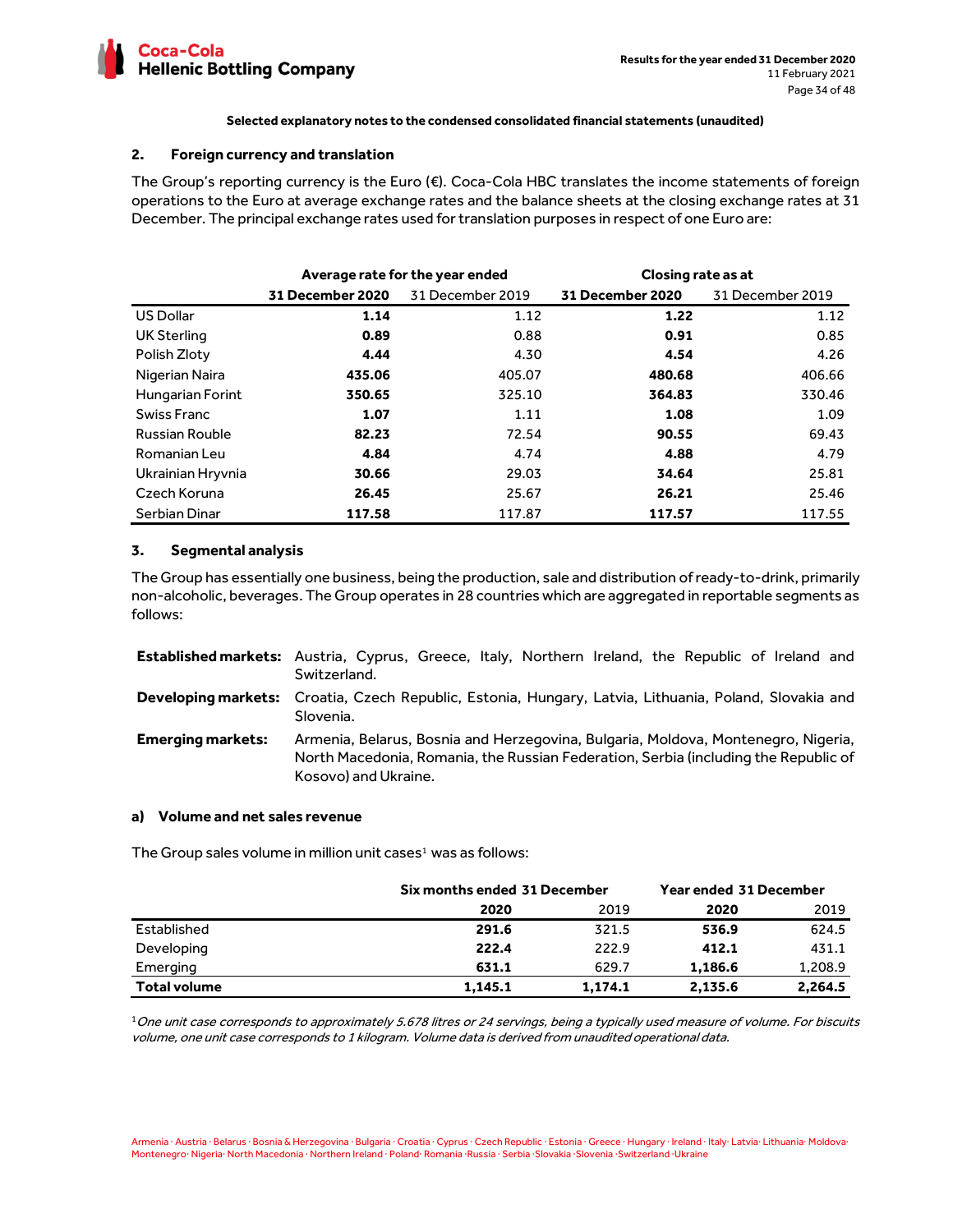**Selected explanatory notes to the condensed consolidated financial statements (unaudited)**

## 2. Foreign currency and translation

The Group's reporting currency is the Euro (€). Coca-Cola HBC translates the income statements of foreign operations to the Euro at average exchange rates and the balance sheets at the closing exchange rates at 31 December. The principal exchange rates used for translation purposes in respect of one Euro are:

| | Average rate for the year ended | | Closing rate as at | |
|---|---|---|---|---|
| | **31 December 2020** | 31 December 2019 | **31 December 2020** | 31 December 2019 |
| US Dollar | **1.14** | 1.12 | **1.22** | 1.12 |
| UK Sterling | **0.89** | 0.88 | **0.91** | 0.85 |
| Polish Zloty | **4.44** | 4.30 | **4.54** | 4.26 |
| Nigerian Naira | **435.06** | 405.07 | **480.68** | 406.66 |
| Hungarian Forint | **350.65** | 325.10 | **364.83** | 330.46 |
| Swiss Franc | **1.07** | 1.11 | **1.08** | 1.09 |
| Russian Rouble | **82.23** | 72.54 | **90.55** | 69.43 |
| Romanian Leu | **4.84** | 4.74 | **4.88** | 4.79 |
| Ukrainian Hryvnia | **30.66** | 29.03 | **34.64** | 25.81 |
| Czech Koruna | **26.45** | 25.67 | **26.21** | 25.46 |
| Serbian Dinar | **117.58** | 117.87 | **117.57** | 117.55 |

## 3. Segmental analysis

The Group has essentially one business, being the production, sale and distribution of ready-to-drink, primarily non-alcoholic, beverages. The Group operates in 28 countries which are aggregated in reportable segments as follows:

**Established markets:** Austria, Cyprus, Greece, Italy, Northern Ireland, the Republic of Ireland and Switzerland.

**Developing markets:** Croatia, Czech Republic, Estonia, Hungary, Latvia, Lithuania, Poland, Slovakia and Slovenia.

**Emerging markets:** Armenia, Belarus, Bosnia and Herzegovina, Bulgaria, Moldova, Montenegro, Nigeria, North Macedonia, Romania, the Russian Federation, Serbia (including the Republic of Kosovo) and Ukraine.

### a) Volume and net sales revenue

The Group sales volume in million unit cases[1] was as follows:

| | Six months ended 31 December | | Year ended 31 December | |
|---|---|---|---|---|
| | **2020** | 2019 | **2020** | 2019 |
| Established | **291.6** | 321.5 | **536.9** | 624.5 |
| Developing | **222.4** | 222.9 | **412.1** | 431.1 |
| Emerging | **631.1** | 629.7 | **1,186.6** | 1,208.9 |
| **Total volume** | **1,145.1** | **1,174.1** | **2,135.6** | **2,264.5** |

[1]*One unit case corresponds to approximately 5.678 litres or 24 servings, being a typically used measure of volume. For biscuits volume, one unit case corresponds to 1 kilogram. Volume data is derived from unaudited operational data.*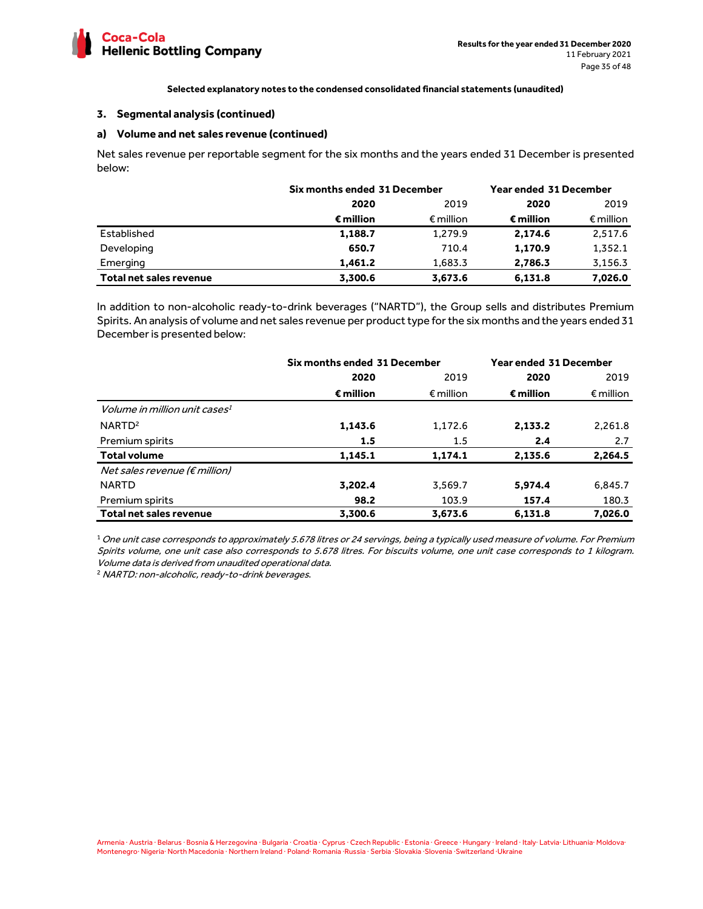**Selected explanatory notes to the condensed consolidated financial statements (unaudited)**

## 3. Segmental analysis (continued)

### a) Volume and net sales revenue (continued)

Net sales revenue per reportable segment for the six months and the years ended 31 December is presented below:

| | Six months ended 31 December | | Year ended 31 December | |
|---|---|---|---|---|
| | **2020** | 2019 | **2020** | 2019 |
| | **€ million** | € million | **€ million** | € million |
| Established | **1,188.7** | 1,279.9 | **2,174.6** | 2,517.6 |
| Developing | **650.7** | 710.4 | **1,170.9** | 1,352.1 |
| Emerging | **1,461.2** | 1,683.3 | **2,786.3** | 3,156.3 |
| **Total net sales revenue** | **3,300.6** | **3,673.6** | **6,131.8** | **7,026.0** |

In addition to non-alcoholic ready-to-drink beverages ("NARTD"), the Group sells and distributes Premium Spirits. An analysis of volume and net sales revenue per product type for the six months and the years ended 31 December is presented below:

| | Six months ended 31 December | | Year ended 31 December | |
|---|---|---|---|---|
| | **2020** | 2019 | **2020** | 2019 |
| | **€ million** | € million | **€ million** | € million |
| *Volume in million unit cases*[1] | | | | |
| NARTD[2] | **1,143.6** | 1,172.6 | **2,133.2** | 2,261.8 |
| Premium spirits | **1.5** | 1.5 | **2.4** | 2.7 |
| **Total volume** | **1,145.1** | **1,174.1** | **2,135.6** | **2,264.5** |
| *Net sales revenue (€ million)* | | | | |
| NARTD | **3,202.4** | 3,569.7 | **5,974.4** | 6,845.7 |
| Premium spirits | **98.2** | 103.9 | **157.4** | 180.3 |
| **Total net sales revenue** | **3,300.6** | **3,673.6** | **6,131.8** | **7,026.0** |

[1] *One unit case corresponds to approximately 5.678 litres or 24 servings, being a typically used measure of volume. For Premium Spirits volume, one unit case also corresponds to 5.678 litres. For biscuits volume, one unit case corresponds to 1 kilogram. Volume data is derived from unaudited operational data.*

[2] *NARTD: non-alcoholic, ready-to-drink beverages.*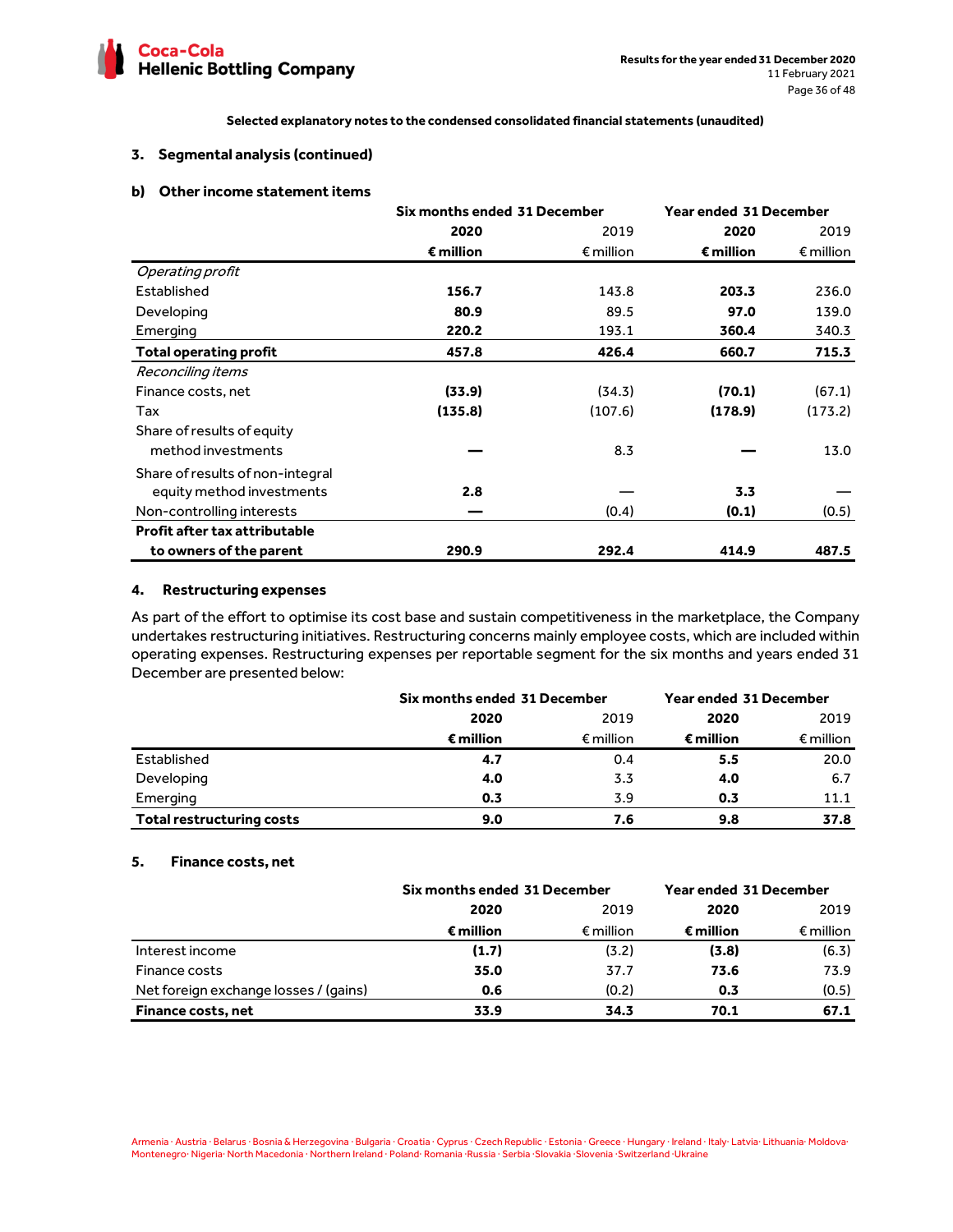**Selected explanatory notes to the condensed consolidated financial statements (unaudited)**

## 3. Segmental analysis (continued)

### b) Other income statement items

| | Six months ended 31 December | | Year ended 31 December | |
|---|---|---|---|---|
| | **2020** | 2019 | **2020** | 2019 |
| | **€ million** | € million | **€ million** | € million |
| *Operating profit* | | | | |
| Established | **156.7** | 143.8 | **203.3** | 236.0 |
| Developing | **80.9** | 89.5 | **97.0** | 139.0 |
| Emerging | **220.2** | 193.1 | **360.4** | 340.3 |
| **Total operating profit** | **457.8** | **426.4** | **660.7** | **715.3** |
| *Reconciling items* | | | | |
| Finance costs, net | **(33.9)** | (34.3) | **(70.1)** | (67.1) |
| Tax | **(135.8)** | (107.6) | **(178.9)** | (173.2) |
| Share of results of equity method investments | **—** | 8.3 | **—** | 13.0 |
| Share of results of non-integral equity method investments | **2.8** | — | **3.3** | — |
| Non-controlling interests | **—** | (0.4) | **(0.1)** | (0.5) |
| **Profit after tax attributable to owners of the parent** | **290.9** | **292.4** | **414.9** | **487.5** |

## 4. Restructuring expenses

As part of the effort to optimise its cost base and sustain competitiveness in the marketplace, the Company undertakes restructuring initiatives. Restructuring concerns mainly employee costs, which are included within operating expenses. Restructuring expenses per reportable segment for the six months and years ended 31 December are presented below:

| | Six months ended 31 December | | Year ended 31 December | |
|---|---|---|---|---|
| | **2020** | 2019 | **2020** | 2019 |
| | **€ million** | € million | **€ million** | € million |
| Established | **4.7** | 0.4 | **5.5** | 20.0 |
| Developing | **4.0** | 3.3 | **4.0** | 6.7 |
| Emerging | **0.3** | 3.9 | **0.3** | 11.1 |
| **Total restructuring costs** | **9.0** | **7.6** | **9.8** | **37.8** |

## 5. Finance costs, net

| | Six months ended 31 December | | Year ended 31 December | |
|---|---|---|---|---|
| | **2020** | 2019 | **2020** | 2019 |
| | **€ million** | € million | **€ million** | € million |
| Interest income | **(1.7)** | (3.2) | **(3.8)** | (6.3) |
| Finance costs | **35.0** | 37.7 | **73.6** | 73.9 |
| Net foreign exchange losses / (gains) | **0.6** | (0.2) | **0.3** | (0.5) |
| **Finance costs, net** | **33.9** | **34.3** | **70.1** | **67.1** |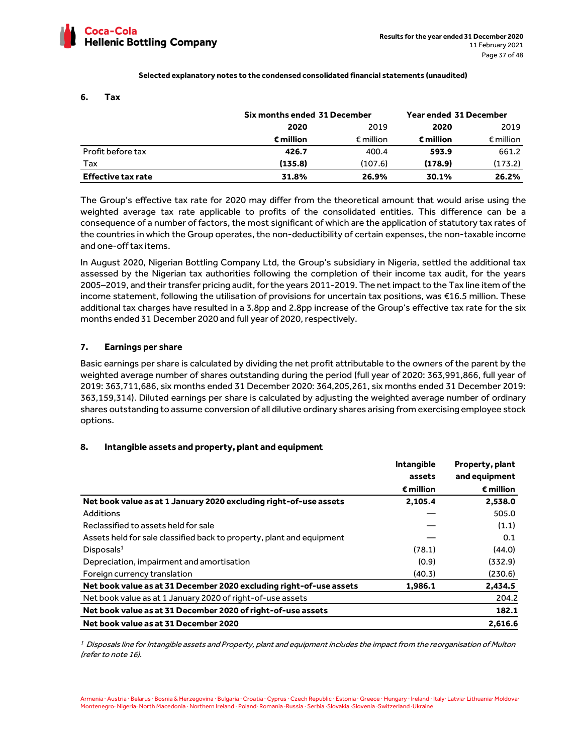**Selected explanatory notes to the condensed consolidated financial statements (unaudited)**

## 6. Tax

| | Six months ended 31 December | | Year ended 31 December | |
|---|---|---|---|---|
| | **2020** | 2019 | **2020** | 2019 |
| | **€ million** | € million | **€ million** | € million |
| Profit before tax | **426.7** | 400.4 | **593.9** | 661.2 |
| Tax | **(135.8)** | (107.6) | **(178.9)** | (173.2) |
| **Effective tax rate** | **31.8%** | **26.9%** | **30.1%** | **26.2%** |

The Group's effective tax rate for 2020 may differ from the theoretical amount that would arise using the weighted average tax rate applicable to profits of the consolidated entities. This difference can be a consequence of a number of factors, the most significant of which are the application of statutory tax rates of the countries in which the Group operates, the non-deductibility of certain expenses, the non-taxable income and one-off tax items.

In August 2020, Nigerian Bottling Company Ltd, the Group's subsidiary in Nigeria, settled the additional tax assessed by the Nigerian tax authorities following the completion of their income tax audit, for the years 2005–2019, and their transfer pricing audit, for the years 2011-2019. The net impact to the Tax line item of the income statement, following the utilisation of provisions for uncertain tax positions, was €16.5 million. These additional tax charges have resulted in a 3.8pp and 2.8pp increase of the Group's effective tax rate for the six months ended 31 December 2020 and full year of 2020, respectively.

## 7. Earnings per share

Basic earnings per share is calculated by dividing the net profit attributable to the owners of the parent by the weighted average number of shares outstanding during the period (full year of 2020: 363,991,866, full year of 2019: 363,711,686, six months ended 31 December 2020: 364,205,261, six months ended 31 December 2019: 363,159,314). Diluted earnings per share is calculated by adjusting the weighted average number of ordinary shares outstanding to assume conversion of all dilutive ordinary shares arising from exercising employee stock options.

## 8. Intangible assets and property, plant and equipment

| | Intangible assets | Property, plant and equipment |
|---|---|---|
| | **€ million** | **€ million** |
| **Net book value as at 1 January 2020 excluding right-of-use assets** | **2,105.4** | **2,538.0** |
| Additions | — | 505.0 |
| Reclassified to assets held for sale | — | (1.1) |
| Assets held for sale classified back to property, plant and equipment | — | 0.1 |
| Disposals[1] | (78.1) | (44.0) |
| Depreciation, impairment and amortisation | (0.9) | (332.9) |
| Foreign currency translation | (40.3) | (230.6) |
| **Net book value as at 31 December 2020 excluding right-of-use assets** | **1,986.1** | **2,434.5** |
| Net book value as at 1 January 2020 of right-of-use assets | | 204.2 |
| **Net book value as at 31 December 2020 of right-of-use assets** | | **182.1** |
| **Net book value as at 31 December 2020** | | **2,616.6** |

[1] *Disposals line for Intangible assets and Property, plant and equipment includes the impact from the reorganisation of Multon (refer to note 16).*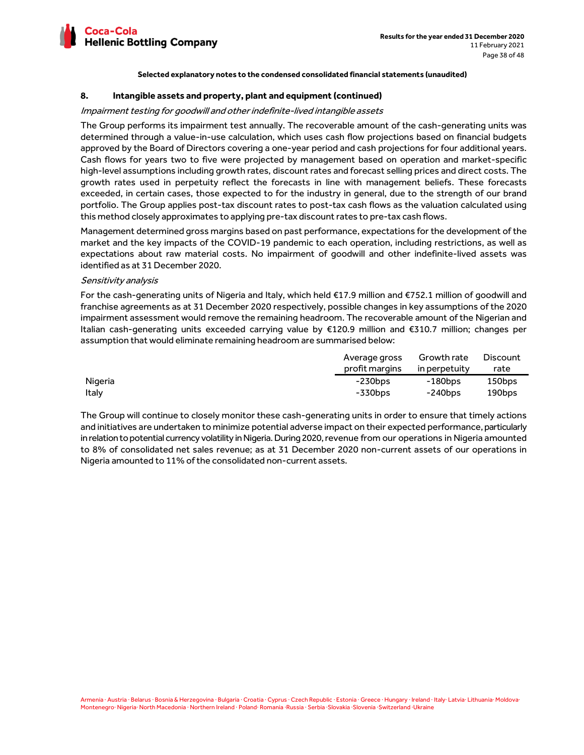**Selected explanatory notes to the condensed consolidated financial statements (unaudited)**

## 8. Intangible assets and property, plant and equipment (continued)

*Impairment testing for goodwill and other indefinite-lived intangible assets*

The Group performs its impairment test annually. The recoverable amount of the cash-generating units was determined through a value-in-use calculation, which uses cash flow projections based on financial budgets approved by the Board of Directors covering a one-year period and cash projections for four additional years. Cash flows for years two to five were projected by management based on operation and market-specific high-level assumptions including growth rates, discount rates and forecast selling prices and direct costs. The growth rates used in perpetuity reflect the forecasts in line with management beliefs. These forecasts exceeded, in certain cases, those expected to for the industry in general, due to the strength of our brand portfolio. The Group applies post-tax discount rates to post-tax cash flows as the valuation calculated using this method closely approximates to applying pre-tax discount rates to pre-tax cash flows.

Management determined gross margins based on past performance, expectations for the development of the market and the key impacts of the COVID-19 pandemic to each operation, including restrictions, as well as expectations about raw material costs. No impairment of goodwill and other indefinite-lived assets was identified as at 31 December 2020.

*Sensitivity analysis*

For the cash-generating units of Nigeria and Italy, which held €17.9 million and €752.1 million of goodwill and franchise agreements as at 31 December 2020 respectively, possible changes in key assumptions of the 2020 impairment assessment would remove the remaining headroom. The recoverable amount of the Nigerian and Italian cash-generating units exceeded carrying value by €120.9 million and €310.7 million; changes per assumption that would eliminate remaining headroom are summarised below:

| | Average gross profit margins | Growth rate in perpetuity | Discount rate |
|---|---|---|---|
| Nigeria | -230bps | -180bps | 150bps |
| Italy | -330bps | -240bps | 190bps |

The Group will continue to closely monitor these cash-generating units in order to ensure that timely actions and initiatives are undertaken to minimize potential adverse impact on their expected performance, particularly in relation to potential currency volatility in Nigeria. During 2020, revenue from our operations in Nigeria amounted to 8% of consolidated net sales revenue; as at 31 December 2020 non-current assets of our operations in Nigeria amounted to 11% of the consolidated non-current assets.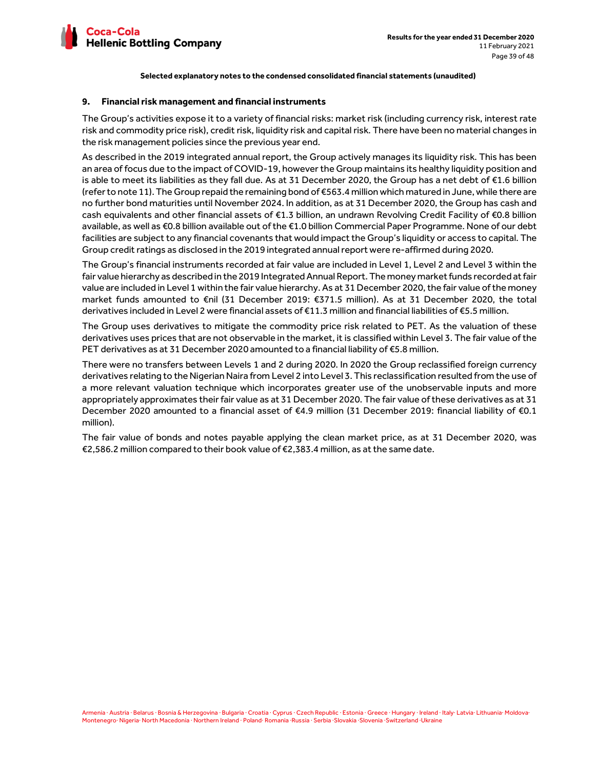**Selected explanatory notes to the condensed consolidated financial statements (unaudited)**

## 9. Financial risk management and financial instruments

The Group's activities expose it to a variety of financial risks: market risk (including currency risk, interest rate risk and commodity price risk), credit risk, liquidity risk and capital risk. There have been no material changes in the risk management policies since the previous year end.

As described in the 2019 integrated annual report, the Group actively manages its liquidity risk. This has been an area of focus due to the impact of COVID-19, however the Group maintains its healthy liquidity position and is able to meet its liabilities as they fall due. As at 31 December 2020, the Group has a net debt of €1.6 billion (refer to note 11). The Group repaid the remaining bond of €563.4 million which matured in June, while there are no further bond maturities until November 2024. In addition, as at 31 December 2020, the Group has cash and cash equivalents and other financial assets of €1.3 billion, an undrawn Revolving Credit Facility of €0.8 billion available, as well as €0.8 billion available out of the €1.0 billion Commercial Paper Programme. None of our debt facilities are subject to any financial covenants that would impact the Group's liquidity or access to capital. The Group credit ratings as disclosed in the 2019 integrated annual report were re-affirmed during 2020.

The Group's financial instruments recorded at fair value are included in Level 1, Level 2 and Level 3 within the fair value hierarchy as described in the 2019 Integrated Annual Report. The money market funds recorded at fair value are included in Level 1 within the fair value hierarchy. As at 31 December 2020, the fair value of the money market funds amounted to €nil (31 December 2019: €371.5 million). As at 31 December 2020, the total derivatives included in Level 2 were financial assets of €11.3 million and financial liabilities of €5.5 million.

The Group uses derivatives to mitigate the commodity price risk related to PET. As the valuation of these derivatives uses prices that are not observable in the market, it is classified within Level 3. The fair value of the PET derivatives as at 31 December 2020 amounted to a financial liability of €5.8 million.

There were no transfers between Levels 1 and 2 during 2020. In 2020 the Group reclassified foreign currency derivatives relating to the Nigerian Naira from Level 2 into Level 3. This reclassification resulted from the use of a more relevant valuation technique which incorporates greater use of the unobservable inputs and more appropriately approximates their fair value as at 31 December 2020. The fair value of these derivatives as at 31 December 2020 amounted to a financial asset of €4.9 million (31 December 2019: financial liability of €0.1 million).

The fair value of bonds and notes payable applying the clean market price, as at 31 December 2020, was €2,586.2 million compared to their book value of €2,383.4 million, as at the same date.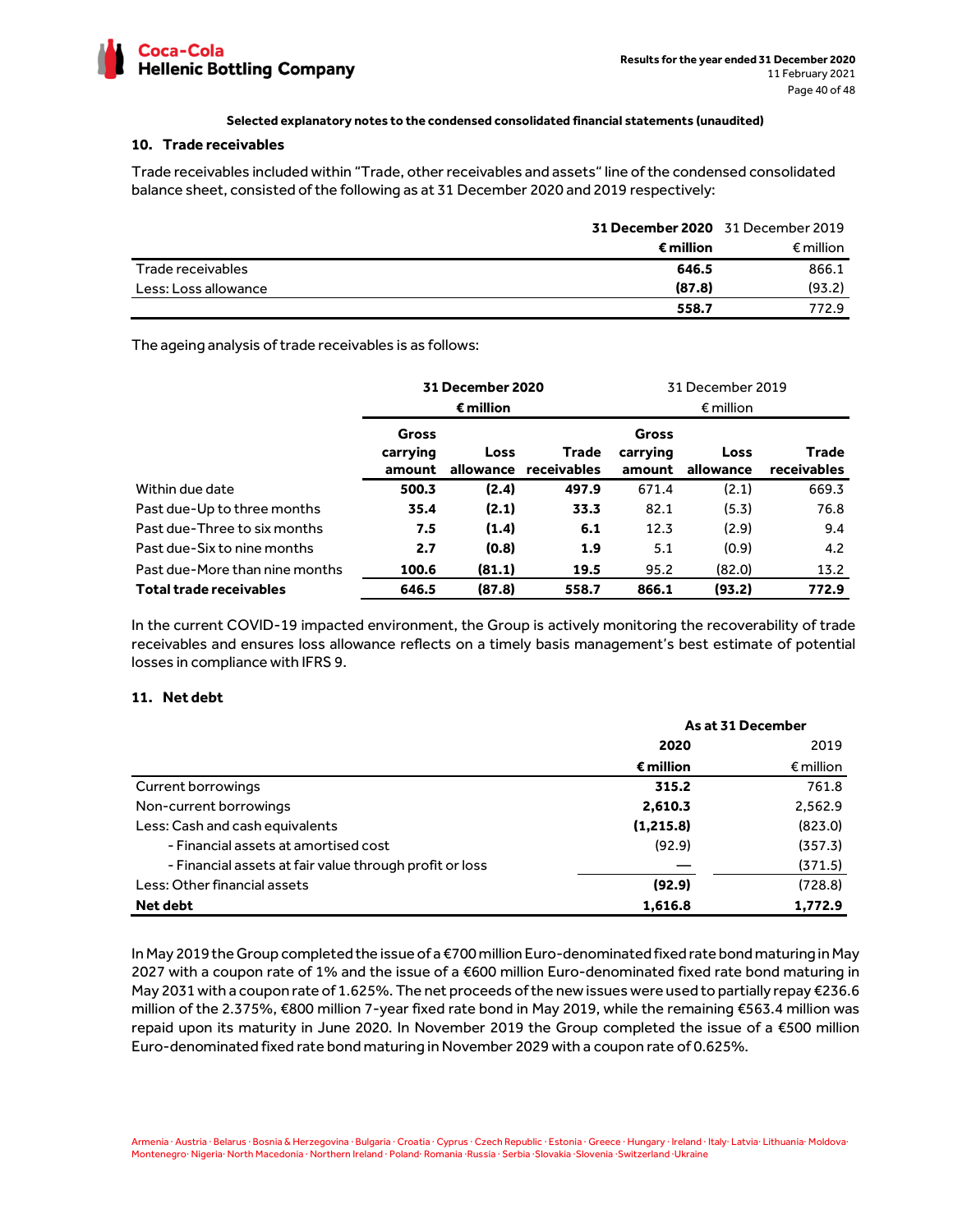**Selected explanatory notes to the condensed consolidated financial statements (unaudited)**

## 10. Trade receivables

Trade receivables included within "Trade, other receivables and assets" line of the condensed consolidated balance sheet, consisted of the following as at 31 December 2020 and 2019 respectively:

| | **31 December 2020** | 31 December 2019 |
|---|---|---|
| | **€ million** | € million |
| Trade receivables | **646.5** | 866.1 |
| Less: Loss allowance | **(87.8)** | (93.2) |
| | **558.7** | 772.9 |

The ageing analysis of trade receivables is as follows:

| | **31 December 2020 € million** | | | 31 December 2019 € million | | |
|---|---|---|---|---|---|---|
| | **Gross carrying amount** | **Loss allowance** | **Trade receivables** | **Gross carrying amount** | **Loss allowance** | **Trade receivables** |
| Within due date | **500.3** | **(2.4)** | **497.9** | 671.4 | (2.1) | 669.3 |
| Past due-Up to three months | **35.4** | **(2.1)** | **33.3** | 82.1 | (5.3) | 76.8 |
| Past due-Three to six months | **7.5** | **(1.4)** | **6.1** | 12.3 | (2.9) | 9.4 |
| Past due-Six to nine months | **2.7** | **(0.8)** | **1.9** | 5.1 | (0.9) | 4.2 |
| Past due-More than nine months | **100.6** | **(81.1)** | **19.5** | 95.2 | (82.0) | 13.2 |
| **Total trade receivables** | **646.5** | **(87.8)** | **558.7** | **866.1** | **(93.2)** | **772.9** |

In the current COVID-19 impacted environment, the Group is actively monitoring the recoverability of trade receivables and ensures loss allowance reflects on a timely basis management's best estimate of potential losses in compliance with IFRS 9.

## 11. Net debt

| | **As at 31 December** | |
|---|---|---|
| | **2020** | 2019 |
| | **€ million** | € million |
| Current borrowings | **315.2** | 761.8 |
| Non-current borrowings | **2,610.3** | 2,562.9 |
| Less: Cash and cash equivalents | **(1,215.8)** | (823.0) |
| - Financial assets at amortised cost | (92.9) | (357.3) |
| - Financial assets at fair value through profit or loss | — | (371.5) |
| Less: Other financial assets | **(92.9)** | (728.8) |
| **Net debt** | **1,616.8** | **1,772.9** |

In May 2019 the Group completed the issue of a €700 million Euro-denominated fixed rate bond maturing in May 2027 with a coupon rate of 1% and the issue of a €600 million Euro-denominated fixed rate bond maturing in May 2031 with a coupon rate of 1.625%. The net proceeds of the new issues were used to partially repay €236.6 million of the 2.375%, €800 million 7-year fixed rate bond in May 2019, while the remaining €563.4 million was repaid upon its maturity in June 2020. In November 2019 the Group completed the issue of a €500 million Euro-denominated fixed rate bond maturing in November 2029 with a coupon rate of 0.625%.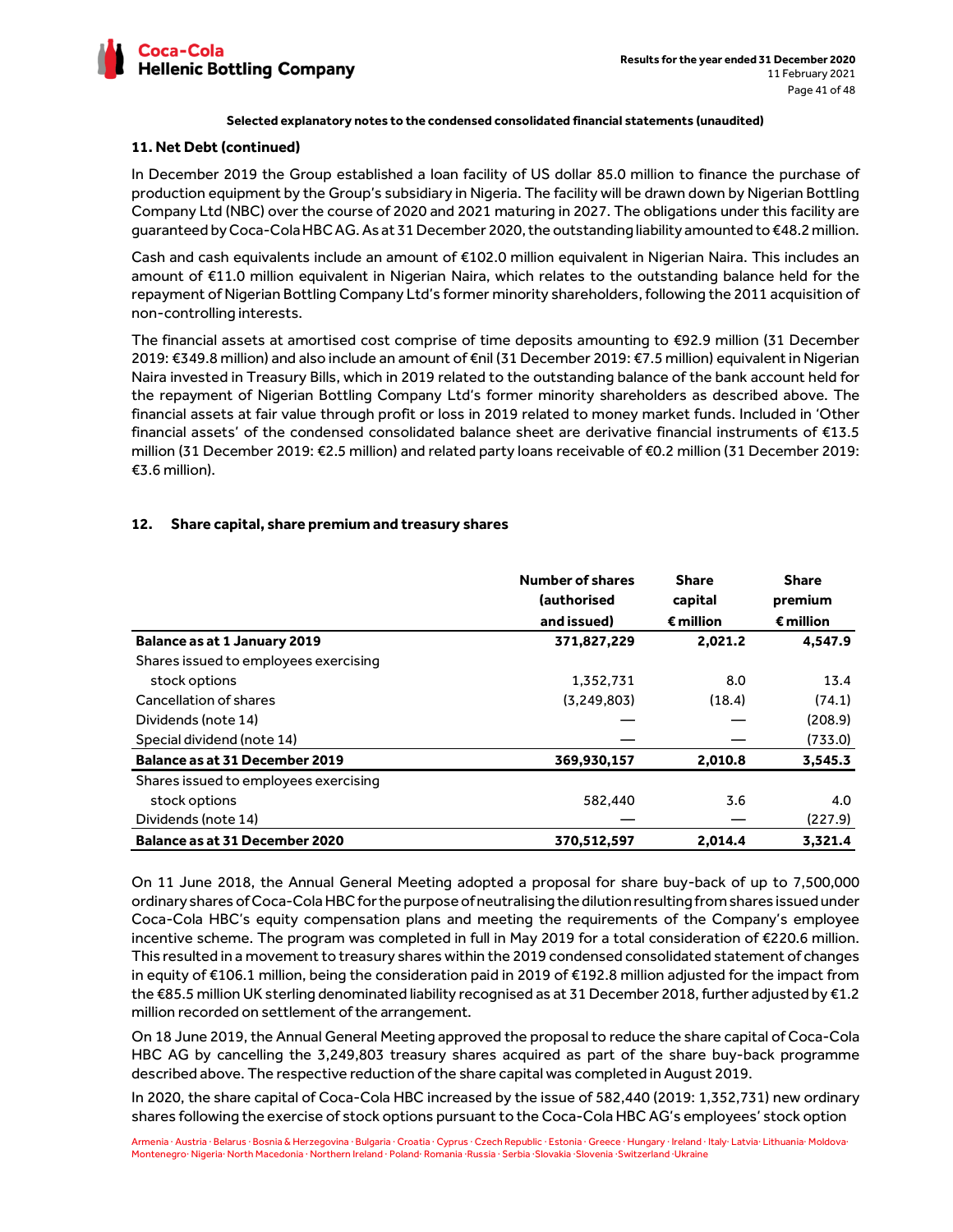**Selected explanatory notes to the condensed consolidated financial statements (unaudited)**

### 11. Net Debt (continued)

In December 2019 the Group established a loan facility of US dollar 85.0 million to finance the purchase of production equipment by the Group's subsidiary in Nigeria. The facility will be drawn down by Nigerian Bottling Company Ltd (NBC) over the course of 2020 and 2021 maturing in 2027. The obligations under this facility are guaranteed by Coca-Cola HBC AG. As at 31 December 2020, the outstanding liability amounted to €48.2 million.

Cash and cash equivalents include an amount of €102.0 million equivalent in Nigerian Naira. This includes an amount of €11.0 million equivalent in Nigerian Naira, which relates to the outstanding balance held for the repayment of Nigerian Bottling Company Ltd's former minority shareholders, following the 2011 acquisition of non-controlling interests.

The financial assets at amortised cost comprise of time deposits amounting to €92.9 million (31 December 2019: €349.8 million) and also include an amount of €nil (31 December 2019: €7.5 million) equivalent in Nigerian Naira invested in Treasury Bills, which in 2019 related to the outstanding balance of the bank account held for the repayment of Nigerian Bottling Company Ltd's former minority shareholders as described above. The financial assets at fair value through profit or loss in 2019 related to money market funds. Included in 'Other financial assets' of the condensed consolidated balance sheet are derivative financial instruments of €13.5 million (31 December 2019: €2.5 million) and related party loans receivable of €0.2 million (31 December 2019: €3.6 million).

### 12. Share capital, share premium and treasury shares

| | Number of shares (authorised and issued) | Share capital € million | Share premium € million |
|---|---|---|---|
| **Balance as at 1 January 2019** | **371,827,229** | **2,021.2** | **4,547.9** |
| Shares issued to employees exercising stock options | 1,352,731 | 8.0 | 13.4 |
| Cancellation of shares | (3,249,803) | (18.4) | (74.1) |
| Dividends (note 14) | — | — | (208.9) |
| Special dividend (note 14) | — | — | (733.0) |
| **Balance as at 31 December 2019** | **369,930,157** | **2,010.8** | **3,545.3** |
| Shares issued to employees exercising stock options | 582,440 | 3.6 | 4.0 |
| Dividends (note 14) | — | — | (227.9) |
| **Balance as at 31 December 2020** | **370,512,597** | **2,014.4** | **3,321.4** |

On 11 June 2018, the Annual General Meeting adopted a proposal for share buy-back of up to 7,500,000 ordinary shares of Coca-Cola HBC for the purpose of neutralising the dilution resulting from shares issued under Coca-Cola HBC's equity compensation plans and meeting the requirements of the Company's employee incentive scheme. The program was completed in full in May 2019 for a total consideration of €220.6 million. This resulted in a movement to treasury shares within the 2019 condensed consolidated statement of changes in equity of €106.1 million, being the consideration paid in 2019 of €192.8 million adjusted for the impact from the €85.5 million UK sterling denominated liability recognised as at 31 December 2018, further adjusted by €1.2 million recorded on settlement of the arrangement.

On 18 June 2019, the Annual General Meeting approved the proposal to reduce the share capital of Coca-Cola HBC AG by cancelling the 3,249,803 treasury shares acquired as part of the share buy-back programme described above. The respective reduction of the share capital was completed in August 2019.

In 2020, the share capital of Coca-Cola HBC increased by the issue of 582,440 (2019: 1,352,731) new ordinary shares following the exercise of stock options pursuant to the Coca-Cola HBC AG's employees' stock option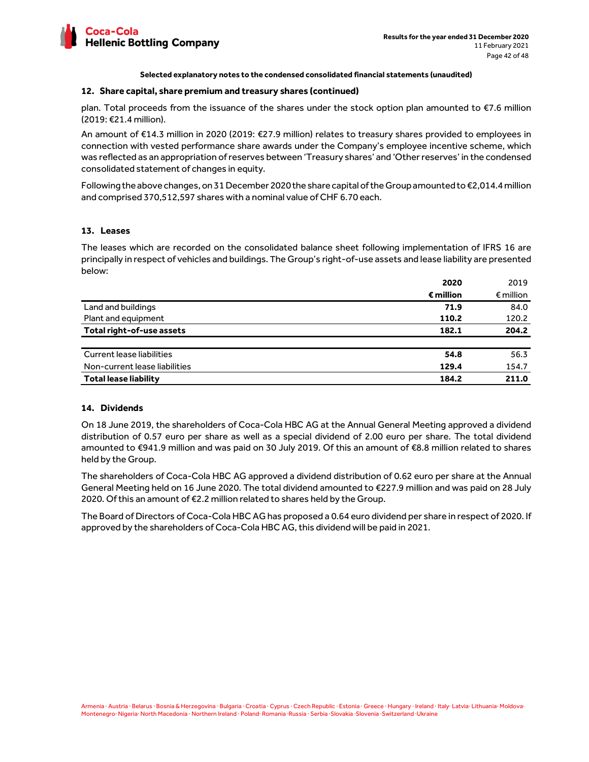**Selected explanatory notes to the condensed consolidated financial statements (unaudited)**

## 12. Share capital, share premium and treasury shares (continued)

plan. Total proceeds from the issuance of the shares under the stock option plan amounted to €7.6 million (2019: €21.4 million).

An amount of €14.3 million in 2020 (2019: €27.9 million) relates to treasury shares provided to employees in connection with vested performance share awards under the Company's employee incentive scheme, which was reflected as an appropriation of reserves between 'Treasury shares' and 'Other reserves' in the condensed consolidated statement of changes in equity.

Following the above changes, on 31 December 2020 the share capital of the Group amounted to €2,014.4 million and comprised 370,512,597 shares with a nominal value of CHF 6.70 each.

## 13. Leases

The leases which are recorded on the consolidated balance sheet following implementation of IFRS 16 are principally in respect of vehicles and buildings. The Group's right-of-use assets and lease liability are presented below:

| | **2020** | 2019 |
|---|---|---|
| | **€ million** | € million |
| Land and buildings | **71.9** | 84.0 |
| Plant and equipment | **110.2** | 120.2 |
| **Total right-of-use assets** | **182.1** | **204.2** |
| | | |
| Current lease liabilities | **54.8** | 56.3 |
| Non-current lease liabilities | **129.4** | 154.7 |
| **Total lease liability** | **184.2** | **211.0** |

## 14. Dividends

On 18 June 2019, the shareholders of Coca-Cola HBC AG at the Annual General Meeting approved a dividend distribution of 0.57 euro per share as well as a special dividend of 2.00 euro per share. The total dividend amounted to €941.9 million and was paid on 30 July 2019. Of this an amount of €8.8 million related to shares held by the Group.

The shareholders of Coca-Cola HBC AG approved a dividend distribution of 0.62 euro per share at the Annual General Meeting held on 16 June 2020. The total dividend amounted to €227.9 million and was paid on 28 July 2020. Of this an amount of €2.2 million related to shares held by the Group.

The Board of Directors of Coca-Cola HBC AG has proposed a 0.64 euro dividend per share in respect of 2020. If approved by the shareholders of Coca-Cola HBC AG, this dividend will be paid in 2021.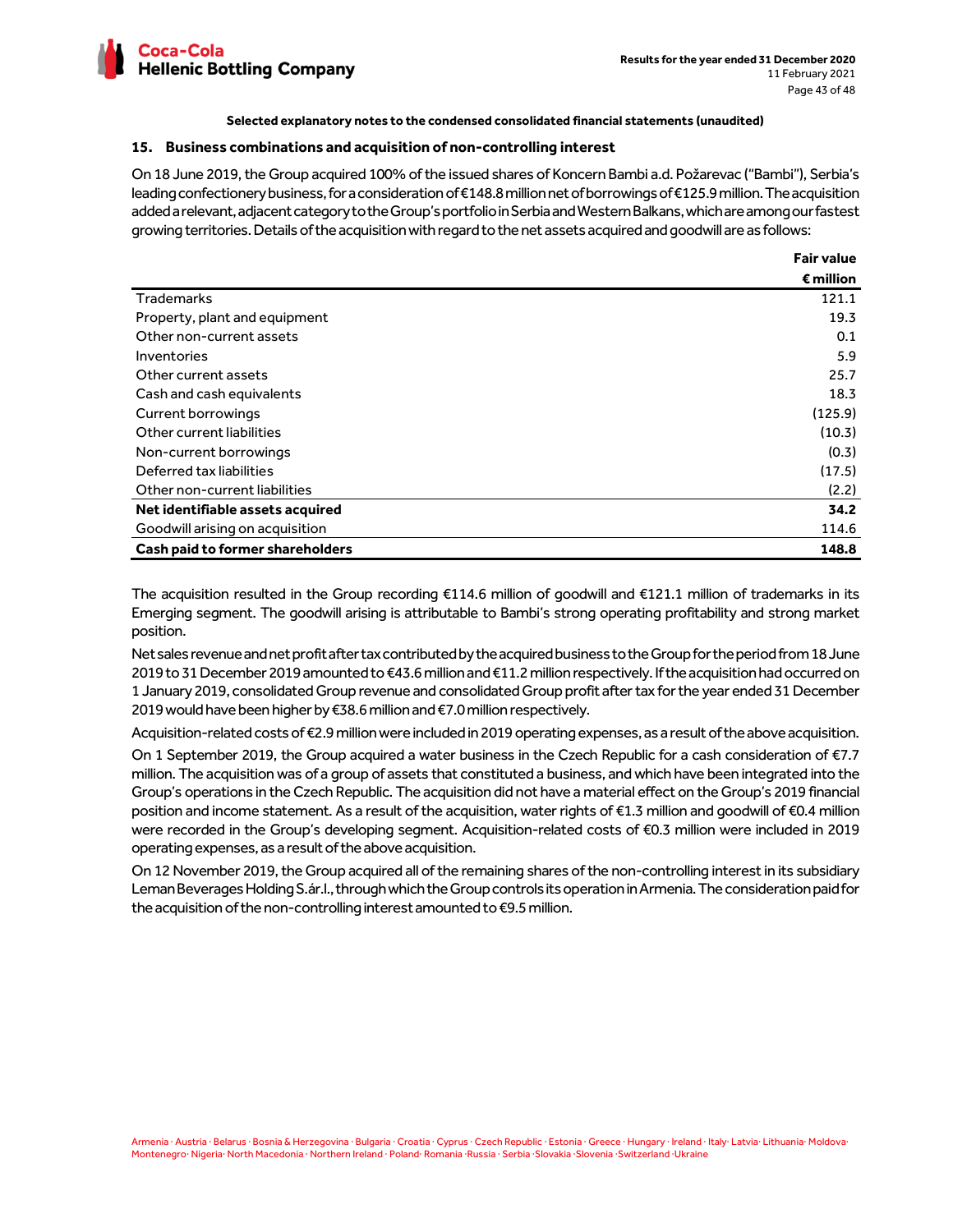Selected explanatory notes to the condensed consolidated financial statements (unaudited)

## 15. Business combinations and acquisition of non-controlling interest

On 18 June 2019, the Group acquired 100% of the issued shares of Koncern Bambi a.d. Požarevac ("Bambi"), Serbia's leading confectionery business, for a consideration of €148.8 million net of borrowings of €125.9 million. The acquisition added a relevant, adjacent category to the Group's portfolio in Serbia and Western Balkans, which are among our fastest growing territories. Details of the acquisition with regard to the net assets acquired and goodwill are as follows:

| | **Fair value** |
|---|---|
| | **€ million** |
| Trademarks | 121.1 |
| Property, plant and equipment | 19.3 |
| Other non-current assets | 0.1 |
| Inventories | 5.9 |
| Other current assets | 25.7 |
| Cash and cash equivalents | 18.3 |
| Current borrowings | (125.9) |
| Other current liabilities | (10.3) |
| Non-current borrowings | (0.3) |
| Deferred tax liabilities | (17.5) |
| Other non-current liabilities | (2.2) |
| **Net identifiable assets acquired** | **34.2** |
| Goodwill arising on acquisition | 114.6 |
| **Cash paid to former shareholders** | **148.8** |

The acquisition resulted in the Group recording €114.6 million of goodwill and €121.1 million of trademarks in its Emerging segment. The goodwill arising is attributable to Bambi's strong operating profitability and strong market position.

Net sales revenue and net profit after tax contributed by the acquired business to the Group for the period from 18 June 2019 to 31 December 2019 amounted to €43.6 million and €11.2 million respectively. If the acquisition had occurred on 1 January 2019, consolidated Group revenue and consolidated Group profit after tax for the year ended 31 December 2019 would have been higher by €38.6 million and €7.0 million respectively.

Acquisition-related costs of €2.9 million were included in 2019 operating expenses, as a result of the above acquisition.

On 1 September 2019, the Group acquired a water business in the Czech Republic for a cash consideration of €7.7 million. The acquisition was of a group of assets that constituted a business, and which have been integrated into the Group's operations in the Czech Republic. The acquisition did not have a material effect on the Group's 2019 financial position and income statement. As a result of the acquisition, water rights of €1.3 million and goodwill of €0.4 million were recorded in the Group's developing segment. Acquisition-related costs of €0.3 million were included in 2019 operating expenses, as a result of the above acquisition.

On 12 November 2019, the Group acquired all of the remaining shares of the non-controlling interest in its subsidiary Leman Beverages Holding S.àr.l., through which the Group controls its operation in Armenia. The consideration paid for the acquisition of the non-controlling interest amounted to €9.5 million.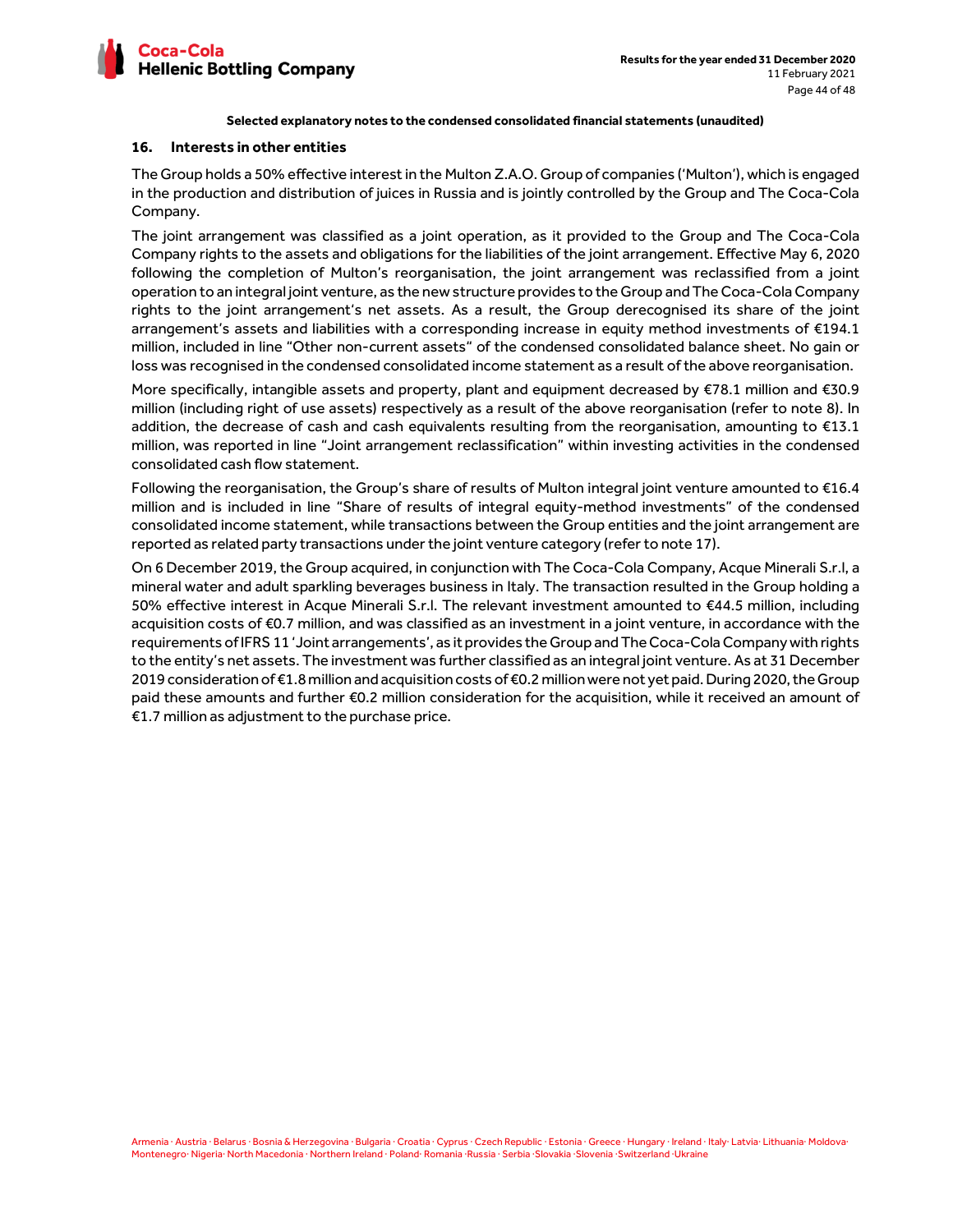**Selected explanatory notes to the condensed consolidated financial statements (unaudited)**

## 16. Interests in other entities

The Group holds a 50% effective interest in the Multon Z.A.O. Group of companies ('Multon'), which is engaged in the production and distribution of juices in Russia and is jointly controlled by the Group and The Coca-Cola Company.

The joint arrangement was classified as a joint operation, as it provided to the Group and The Coca-Cola Company rights to the assets and obligations for the liabilities of the joint arrangement. Effective May 6, 2020 following the completion of Multon's reorganisation, the joint arrangement was reclassified from a joint operation to an integral joint venture, as the new structure provides to the Group and The Coca-Cola Company rights to the joint arrangement's net assets. As a result, the Group derecognised its share of the joint arrangement's assets and liabilities with a corresponding increase in equity method investments of €194.1 million, included in line "Other non-current assets" of the condensed consolidated balance sheet. No gain or loss was recognised in the condensed consolidated income statement as a result of the above reorganisation.

More specifically, intangible assets and property, plant and equipment decreased by €78.1 million and €30.9 million (including right of use assets) respectively as a result of the above reorganisation (refer to note 8). In addition, the decrease of cash and cash equivalents resulting from the reorganisation, amounting to €13.1 million, was reported in line "Joint arrangement reclassification" within investing activities in the condensed consolidated cash flow statement.

Following the reorganisation, the Group's share of results of Multon integral joint venture amounted to €16.4 million and is included in line "Share of results of integral equity-method investments" of the condensed consolidated income statement, while transactions between the Group entities and the joint arrangement are reported as related party transactions under the joint venture category (refer to note 17).

On 6 December 2019, the Group acquired, in conjunction with The Coca-Cola Company, Acque Minerali S.r.l, a mineral water and adult sparkling beverages business in Italy. The transaction resulted in the Group holding a 50% effective interest in Acque Minerali S.r.l. The relevant investment amounted to €44.5 million, including acquisition costs of €0.7 million, and was classified as an investment in a joint venture, in accordance with the requirements of IFRS 11 'Joint arrangements', as it provides the Group and The Coca-Cola Company with rights to the entity's net assets. The investment was further classified as an integral joint venture. As at 31 December 2019 consideration of €1.8 million and acquisition costs of €0.2 million were not yet paid. During 2020, the Group paid these amounts and further €0.2 million consideration for the acquisition, while it received an amount of €1.7 million as adjustment to the purchase price.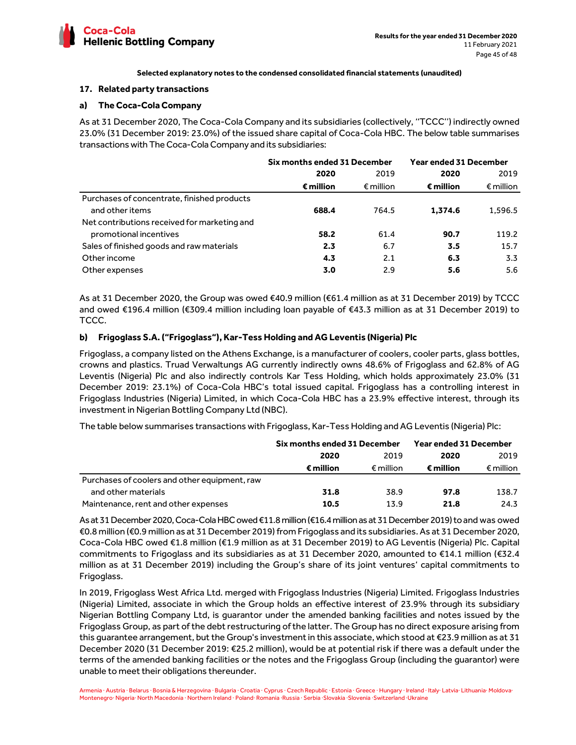**Selected explanatory notes to the condensed consolidated financial statements (unaudited)**

## 17. Related party transactions

### a) The Coca-Cola Company

As at 31 December 2020, The Coca-Cola Company and its subsidiaries (collectively, "TCCC") indirectly owned 23.0% (31 December 2019: 23.0%) of the issued share capital of Coca-Cola HBC. The below table summarises transactions with The Coca-Cola Company and its subsidiaries:

| | Six months ended 31 December | | Year ended 31 December | |
|---|---|---|---|---|
| | **2020** | 2019 | **2020** | 2019 |
| | **€ million** | € million | **€ million** | € million |
| Purchases of concentrate, finished products and other items | **688.4** | 764.5 | **1,374.6** | 1,596.5 |
| Net contributions received for marketing and promotional incentives | **58.2** | 61.4 | **90.7** | 119.2 |
| Sales of finished goods and raw materials | **2.3** | 6.7 | **3.5** | 15.7 |
| Other income | **4.3** | 2.1 | **6.3** | 3.3 |
| Other expenses | **3.0** | 2.9 | **5.6** | 5.6 |

As at 31 December 2020, the Group was owed €40.9 million (€61.4 million as at 31 December 2019) by TCCC and owed €196.4 million (€309.4 million including loan payable of €43.3 million as at 31 December 2019) to TCCC.

### b) Frigoglass S.A. ("Frigoglass"), Kar-Tess Holding and AG Leventis (Nigeria) Plc

Frigoglass, a company listed on the Athens Exchange, is a manufacturer of coolers, cooler parts, glass bottles, crowns and plastics. Truad Verwaltungs AG currently indirectly owns 48.6% of Frigoglass and 62.8% of AG Leventis (Nigeria) Plc and also indirectly controls Kar Tess Holding, which holds approximately 23.0% (31 December 2019: 23.1%) of Coca-Cola HBC's total issued capital. Frigoglass has a controlling interest in Frigoglass Industries (Nigeria) Limited, in which Coca-Cola HBC has a 23.9% effective interest, through its investment in Nigerian Bottling Company Ltd (NBC).

The table below summarises transactions with Frigoglass, Kar-Tess Holding and AG Leventis (Nigeria) Plc:

| | Six months ended 31 December | | Year ended 31 December | |
|---|---|---|---|---|
| | **2020** | 2019 | **2020** | 2019 |
| | **€ million** | € million | **€ million** | € million |
| Purchases of coolers and other equipment, raw and other materials | **31.8** | 38.9 | **97.8** | 138.7 |
| Maintenance, rent and other expenses | **10.5** | 13.9 | **21.8** | 24.3 |

As at 31 December 2020, Coca-Cola HBC owed €11.8 million (€16.4 million as at 31 December 2019) to and was owed €0.8 million (€0.9 million as at 31 December 2019) from Frigoglass and its subsidiaries. As at 31 December 2020, Coca-Cola HBC owed €1.8 million (€1.9 million as at 31 December 2019) to AG Leventis (Nigeria) Plc. Capital commitments to Frigoglass and its subsidiaries as at 31 December 2020, amounted to €14.1 million (€32.4 million as at 31 December 2019) including the Group's share of its joint ventures' capital commitments to Frigoglass.

In 2019, Frigoglass West Africa Ltd. merged with Frigoglass Industries (Nigeria) Limited. Frigoglass Industries (Nigeria) Limited, associate in which the Group holds an effective interest of 23.9% through its subsidiary Nigerian Bottling Company Ltd, is guarantor under the amended banking facilities and notes issued by the Frigoglass Group, as part of the debt restructuring of the latter. The Group has no direct exposure arising from this guarantee arrangement, but the Group's investment in this associate, which stood at €23.9 million as at 31 December 2020 (31 December 2019: €25.2 million), would be at potential risk if there was a default under the terms of the amended banking facilities or the notes and the Frigoglass Group (including the guarantor) were unable to meet their obligations thereunder.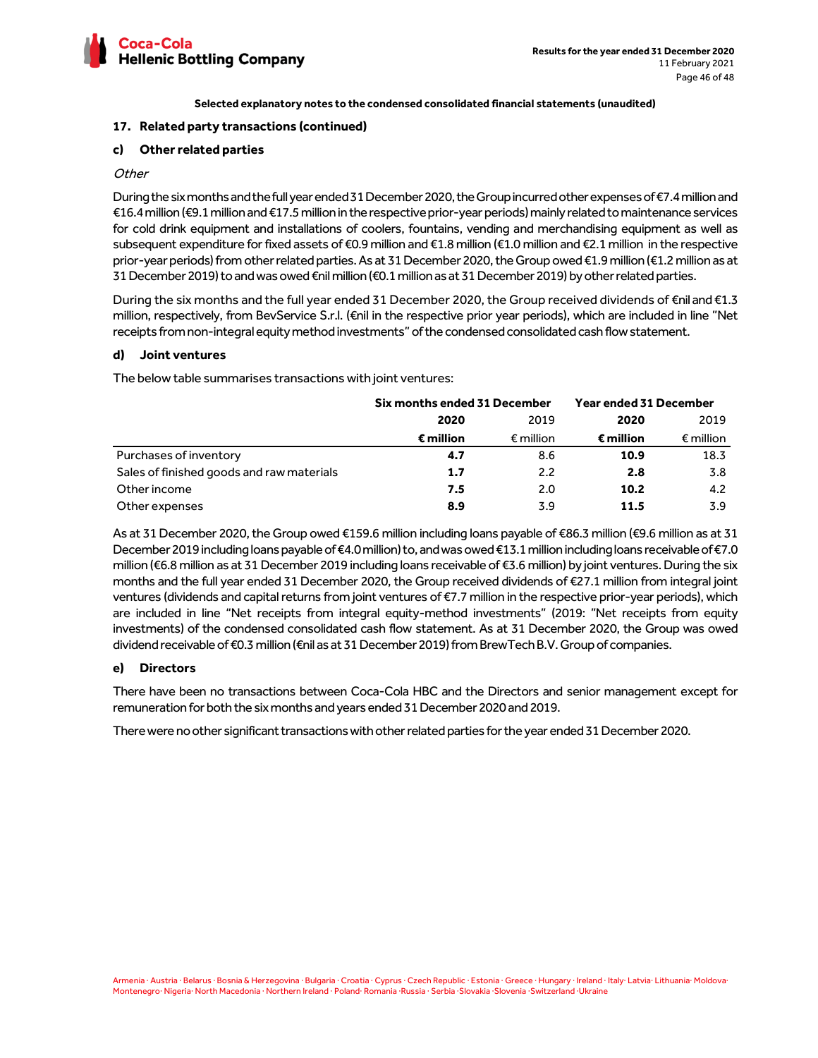**Selected explanatory notes to the condensed consolidated financial statements (unaudited)**

### 17. Related party transactions (continued)

#### c) Other related parties

*Other*

During the six months and the full year ended 31 December 2020, the Group incurred other expenses of €7.4 million and €16.4 million (€9.1 million and €17.5 million in the respective prior-year periods) mainly related to maintenance services for cold drink equipment and installations of coolers, fountains, vending and merchandising equipment as well as subsequent expenditure for fixed assets of €0.9 million and €1.8 million (€1.0 million and €2.1 million in the respective prior-year periods) from other related parties. As at 31 December 2020, the Group owed €1.9 million (€1.2 million as at 31 December 2019) to and was owed €nil million (€0.1 million as at 31 December 2019) by other related parties.

During the six months and the full year ended 31 December 2020, the Group received dividends of €nil and €1.3 million, respectively, from BevService S.r.l. (€nil in the respective prior year periods), which are included in line "Net receipts from non-integral equity method investments" of the condensed consolidated cash flow statement.

#### d) Joint ventures

The below table summarises transactions with joint ventures:

| | Six months ended 31 December | | Year ended 31 December | |
|---|---|---|---|---|
| | **2020** | 2019 | **2020** | 2019 |
| | **€ million** | € million | **€ million** | € million |
| Purchases of inventory | **4.7** | 8.6 | **10.9** | 18.3 |
| Sales of finished goods and raw materials | **1.7** | 2.2 | **2.8** | 3.8 |
| Other income | **7.5** | 2.0 | **10.2** | 4.2 |
| Other expenses | **8.9** | 3.9 | **11.5** | 3.9 |

As at 31 December 2020, the Group owed €159.6 million including loans payable of €86.3 million (€9.6 million as at 31 December 2019 including loans payable of €4.0 million) to, and was owed €13.1 million including loans receivable of €7.0 million (€6.8 million as at 31 December 2019 including loans receivable of €3.6 million) by joint ventures. During the six months and the full year ended 31 December 2020, the Group received dividends of €27.1 million from integral joint ventures (dividends and capital returns from joint ventures of €7.7 million in the respective prior-year periods), which are included in line "Net receipts from integral equity-method investments" (2019: "Net receipts from equity investments) of the condensed consolidated cash flow statement. As at 31 December 2020, the Group was owed dividend receivable of €0.3 million (€nil as at 31 December 2019) from BrewTech B.V. Group of companies.

#### e) Directors

There have been no transactions between Coca-Cola HBC and the Directors and senior management except for remuneration for both the six months and years ended 31 December 2020 and 2019.

There were no other significant transactions with other related parties for the year ended 31 December 2020.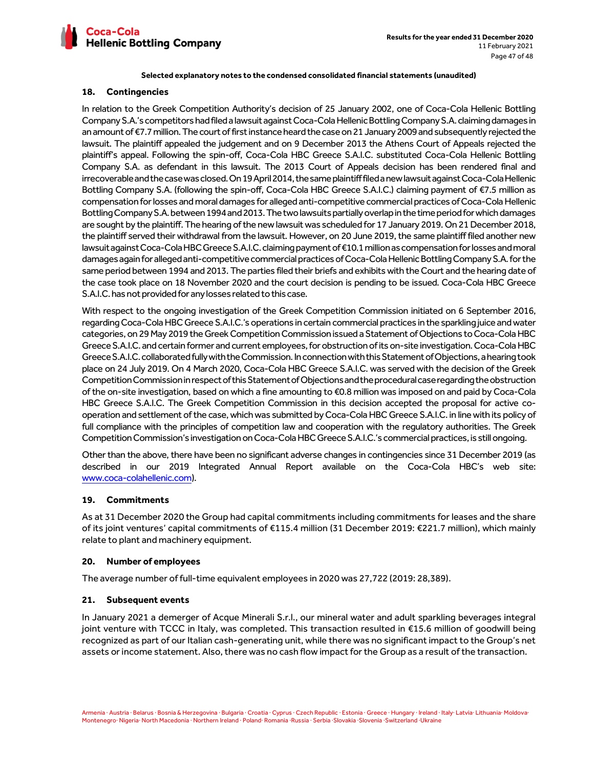Selected explanatory notes to the condensed consolidated financial statements (unaudited)

## 18. Contingencies

In relation to the Greek Competition Authority's decision of 25 January 2002, one of Coca-Cola Hellenic Bottling Company S.A.'s competitors had filed a lawsuit against Coca-Cola Hellenic Bottling Company S.A. claiming damages in an amount of €7.7 million. The court of first instance heard the case on 21 January 2009 and subsequently rejected the lawsuit. The plaintiff appealed the judgement and on 9 December 2013 the Athens Court of Appeals rejected the plaintiff's appeal. Following the spin-off, Coca-Cola HBC Greece S.A.I.C. substituted Coca-Cola Hellenic Bottling Company S.A. as defendant in this lawsuit. The 2013 Court of Appeals decision has been rendered final and irrecoverable and the case was closed. On 19 April 2014, the same plaintiff filed a new lawsuit against Coca-Cola Hellenic Bottling Company S.A. (following the spin-off, Coca-Cola HBC Greece S.A.I.C.) claiming payment of €7.5 million as compensation for losses and moral damages for alleged anti-competitive commercial practices of Coca-Cola Hellenic Bottling Company S.A. between 1994 and 2013. The two lawsuits partially overlap in the time period for which damages are sought by the plaintiff. The hearing of the new lawsuit was scheduled for 17 January 2019. On 21 December 2018, the plaintiff served their withdrawal from the lawsuit. However, on 20 June 2019, the same plaintiff filed another new lawsuit against Coca-Cola HBC Greece S.A.I.C. claiming payment of €10.1 million as compensation for losses and moral damages again for alleged anti-competitive commercial practices of Coca-Cola Hellenic Bottling Company S.A. for the same period between 1994 and 2013. The parties filed their briefs and exhibits with the Court and the hearing date of the case took place on 18 November 2020 and the court decision is pending to be issued. Coca-Cola HBC Greece S.A.I.C. has not provided for any losses related to this case.

With respect to the ongoing investigation of the Greek Competition Commission initiated on 6 September 2016, regarding Coca-Cola HBC Greece S.A.I.C.'s operations in certain commercial practices in the sparkling juice and water categories, on 29 May 2019 the Greek Competition Commission issued a Statement of Objections to Coca-Cola HBC Greece S.A.I.C. and certain former and current employees, for obstruction of its on-site investigation. Coca-Cola HBC Greece S.A.I.C. collaborated fully with the Commission. In connection with this Statement of Objections, a hearing took place on 24 July 2019. On 4 March 2020, Coca-Cola HBC Greece S.A.I.C. was served with the decision of the Greek Competition Commission in respect of this Statement of Objections and the procedural case regarding the obstruction of the on-site investigation, based on which a fine amounting to €0.8 million was imposed on and paid by Coca-Cola HBC Greece S.A.I.C. The Greek Competition Commission in this decision accepted the proposal for active co-operation and settlement of the case, which was submitted by Coca-Cola HBC Greece S.A.I.C. in line with its policy of full compliance with the principles of competition law and cooperation with the regulatory authorities. The Greek Competition Commission's investigation on Coca-Cola HBC Greece S.A.I.C.'s commercial practices, is still ongoing.

Other than the above, there have been no significant adverse changes in contingencies since 31 December 2019 (as described in our 2019 Integrated Annual Report available on the Coca-Cola HBC's web site: www.coca-colahellenic.com).

## 19. Commitments

As at 31 December 2020 the Group had capital commitments including commitments for leases and the share of its joint ventures' capital commitments of €115.4 million (31 December 2019: €221.7 million), which mainly relate to plant and machinery equipment.

## 20. Number of employees

The average number of full-time equivalent employees in 2020 was 27,722 (2019: 28,389).

## 21. Subsequent events

In January 2021 a demerger of Acque Minerali S.r.l., our mineral water and adult sparkling beverages integral joint venture with TCCC in Italy, was completed. This transaction resulted in €15.6 million of goodwill being recognized as part of our Italian cash-generating unit, while there was no significant impact to the Group's net assets or income statement. Also, there was no cash flow impact for the Group as a result of the transaction.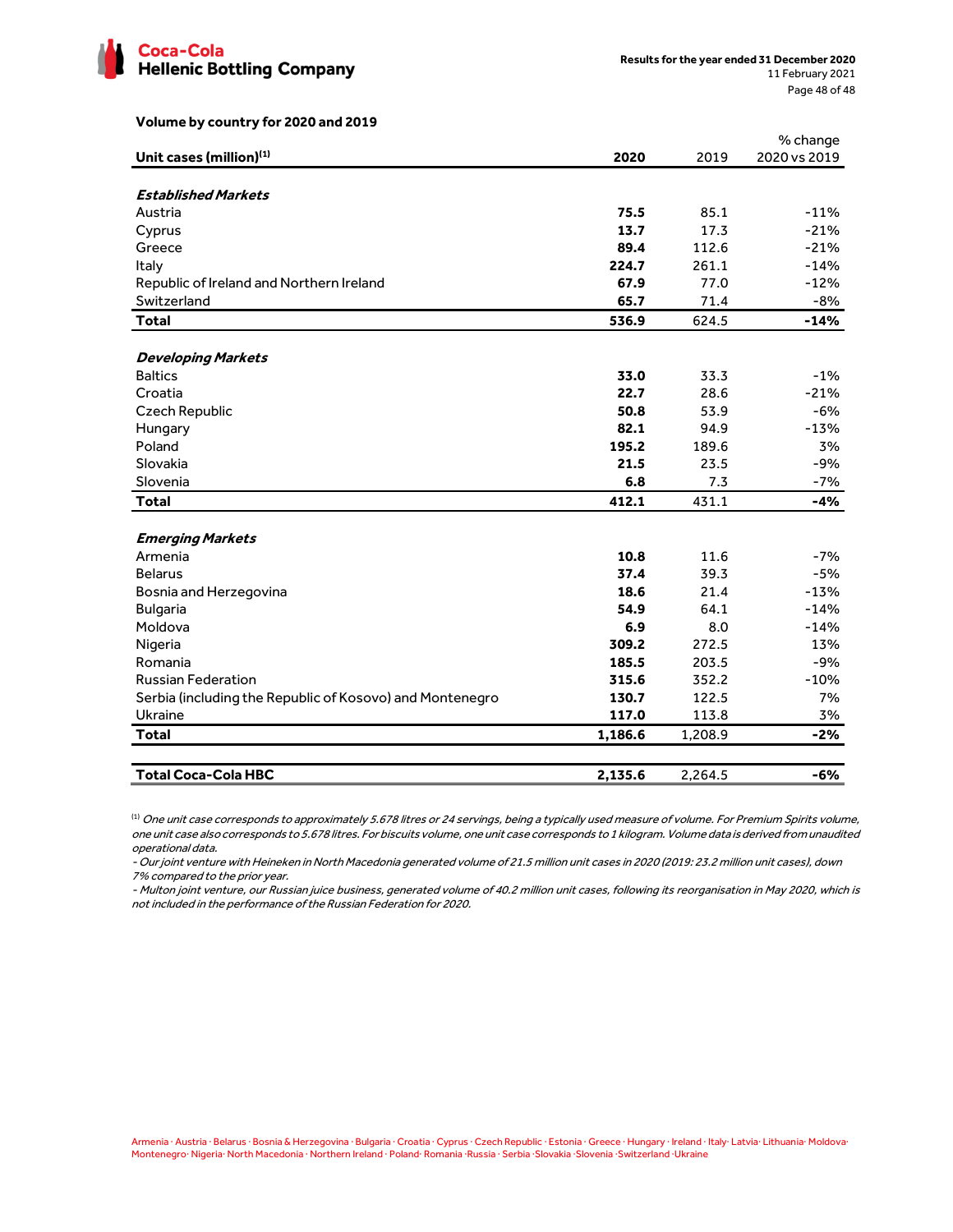### Volume by country for 2020 and 2019

| Unit cases (million)[1] | 2020 | 2019 | % change 2020 vs 2019 |
|---|---|---|---|
| ***Established Markets*** | | | |
| Austria | **75.5** | 85.1 | -11% |
| Cyprus | **13.7** | 17.3 | -21% |
| Greece | **89.4** | 112.6 | -21% |
| Italy | **224.7** | 261.1 | -14% |
| Republic of Ireland and Northern Ireland | **67.9** | 77.0 | -12% |
| Switzerland | **65.7** | 71.4 | -8% |
| **Total** | **536.9** | 624.5 | **-14%** |
| ***Developing Markets*** | | | |
| Baltics | **33.0** | 33.3 | -1% |
| Croatia | **22.7** | 28.6 | -21% |
| Czech Republic | **50.8** | 53.9 | -6% |
| Hungary | **82.1** | 94.9 | -13% |
| Poland | **195.2** | 189.6 | 3% |
| Slovakia | **21.5** | 23.5 | -9% |
| Slovenia | **6.8** | 7.3 | -7% |
| **Total** | **412.1** | 431.1 | **-4%** |
| ***Emerging Markets*** | | | |
| Armenia | **10.8** | 11.6 | -7% |
| Belarus | **37.4** | 39.3 | -5% |
| Bosnia and Herzegovina | **18.6** | 21.4 | -13% |
| Bulgaria | **54.9** | 64.1 | -14% |
| Moldova | **6.9** | 8.0 | -14% |
| Nigeria | **309.2** | 272.5 | 13% |
| Romania | **185.5** | 203.5 | -9% |
| Russian Federation | **315.6** | 352.2 | -10% |
| Serbia (including the Republic of Kosovo) and Montenegro | **130.7** | 122.5 | 7% |
| Ukraine | **117.0** | 113.8 | 3% |
| **Total** | **1,186.6** | 1,208.9 | **-2%** |
| **Total Coca-Cola HBC** | **2,135.6** | 2,264.5 | **-6%** |

[1] *One unit case corresponds to approximately 5.678 litres or 24 servings, being a typically used measure of volume. For Premium Spirits volume, one unit case also corresponds to 5.678 litres. For biscuits volume, one unit case corresponds to 1 kilogram. Volume data is derived from unaudited operational data.*

*- Our joint venture with Heineken in North Macedonia generated volume of 21.5 million unit cases in 2020 (2019: 23.2 million unit cases), down 7% compared to the prior year.*

*- Multon joint venture, our Russian juice business, generated volume of 40.2 million unit cases, following its reorganisation in May 2020, which is not included in the performance of the Russian Federation for 2020.*